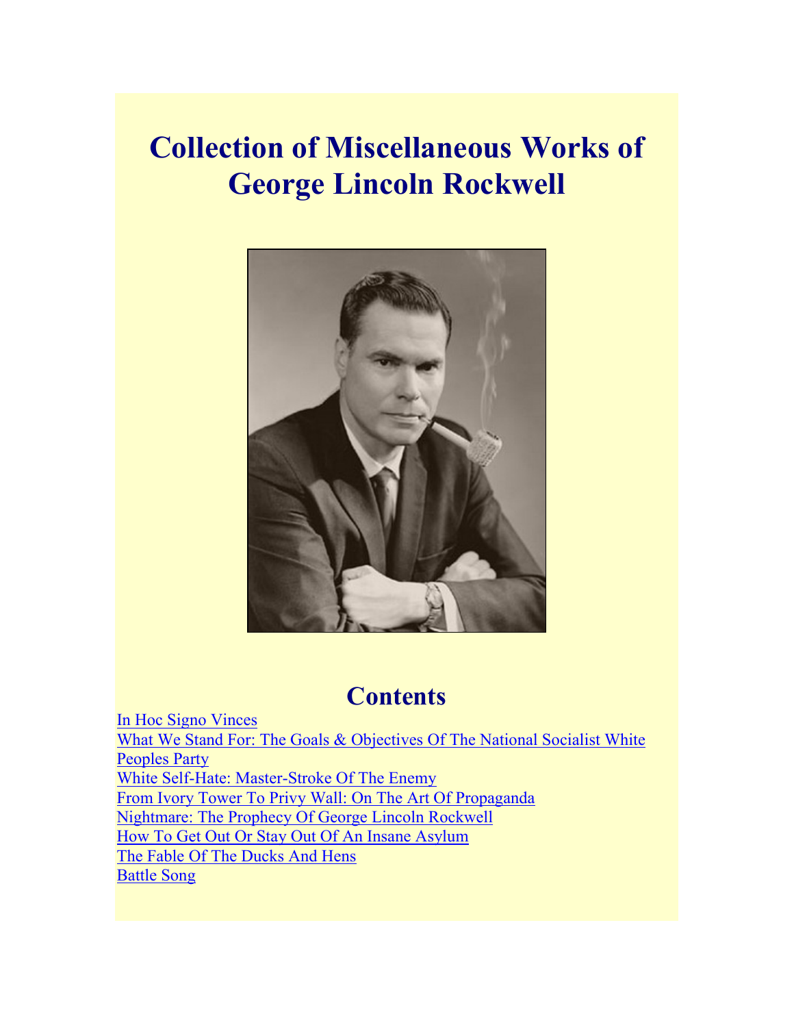# Collection of Miscellaneous Works of George Lincoln Rockwell

## Contents

In Hoc Signo Vinces
What We Stand For: The Goals & Objectives Of The National Socialist White Peoples Party
White Self-Hate: Master-Stroke Of The Enemy
From Ivory Tower To Privy Wall: On The Art Of Propaganda
Nightmare: The Prophecy Of George Lincoln Rockwell
How To Get Out Or Stay Out Of An Insane Asylum
The Fable Of The Ducks And Hens
Battle Song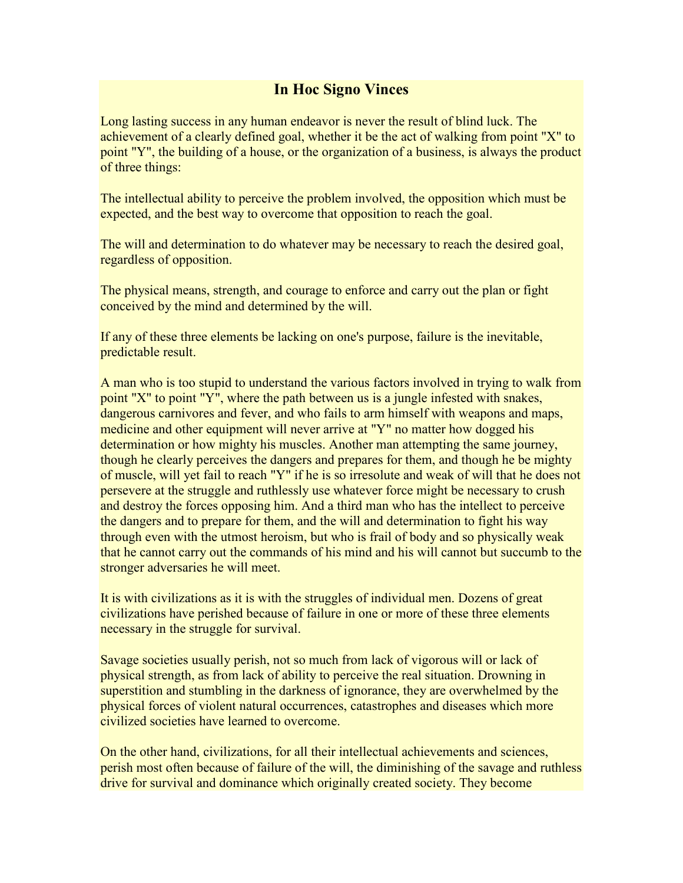## In Hoc Signo Vinces

Long lasting success in any human endeavor is never the result of blind luck. The achievement of a clearly defined goal, whether it be the act of walking from point "X" to point "Y", the building of a house, or the organization of a business, is always the product of three things:

The intellectual ability to perceive the problem involved, the opposition which must be expected, and the best way to overcome that opposition to reach the goal.

The will and determination to do whatever may be necessary to reach the desired goal, regardless of opposition.

The physical means, strength, and courage to enforce and carry out the plan or fight conceived by the mind and determined by the will.

If any of these three elements be lacking on one's purpose, failure is the inevitable, predictable result.

A man who is too stupid to understand the various factors involved in trying to walk from point "X" to point "Y", where the path between us is a jungle infested with snakes, dangerous carnivores and fever, and who fails to arm himself with weapons and maps, medicine and other equipment will never arrive at "Y" no matter how dogged his determination or how mighty his muscles. Another man attempting the same journey, though he clearly perceives the dangers and prepares for them, and though he be mighty of muscle, will yet fail to reach "Y" if he is so irresolute and weak of will that he does not persevere at the struggle and ruthlessly use whatever force might be necessary to crush and destroy the forces opposing him. And a third man who has the intellect to perceive the dangers and to prepare for them, and the will and determination to fight his way through even with the utmost heroism, but who is frail of body and so physically weak that he cannot carry out the commands of his mind and his will cannot but succumb to the stronger adversaries he will meet.

It is with civilizations as it is with the struggles of individual men. Dozens of great civilizations have perished because of failure in one or more of these three elements necessary in the struggle for survival.

Savage societies usually perish, not so much from lack of vigorous will or lack of physical strength, as from lack of ability to perceive the real situation. Drowning in superstition and stumbling in the darkness of ignorance, they are overwhelmed by the physical forces of violent natural occurrences, catastrophes and diseases which more civilized societies have learned to overcome.

On the other hand, civilizations, for all their intellectual achievements and sciences, perish most often because of failure of the will, the diminishing of the savage and ruthless drive for survival and dominance which originally created society. They become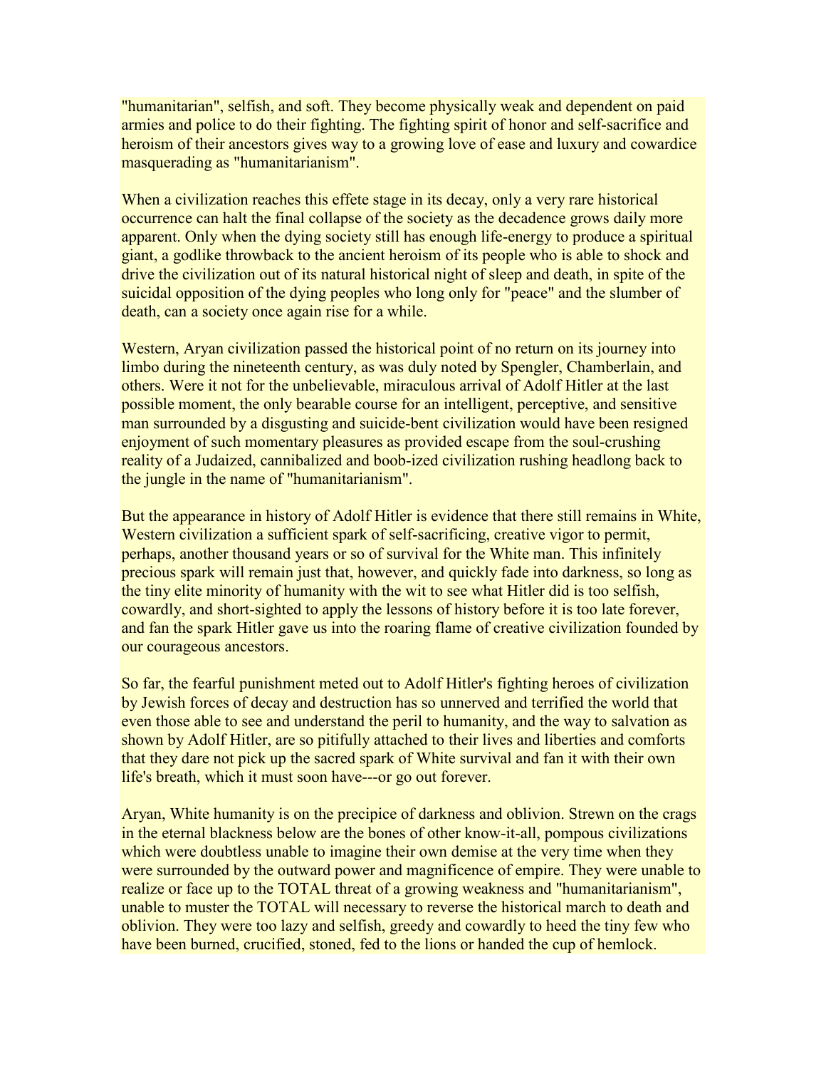"humanitarian", selfish, and soft. They become physically weak and dependent on paid armies and police to do their fighting. The fighting spirit of honor and self-sacrifice and heroism of their ancestors gives way to a growing love of ease and luxury and cowardice masquerading as "humanitarianism".

When a civilization reaches this effete stage in its decay, only a very rare historical occurrence can halt the final collapse of the society as the decadence grows daily more apparent. Only when the dying society still has enough life-energy to produce a spiritual giant, a godlike throwback to the ancient heroism of its people who is able to shock and drive the civilization out of its natural historical night of sleep and death, in spite of the suicidal opposition of the dying peoples who long only for "peace" and the slumber of death, can a society once again rise for a while.

Western, Aryan civilization passed the historical point of no return on its journey into limbo during the nineteenth century, as was duly noted by Spengler, Chamberlain, and others. Were it not for the unbelievable, miraculous arrival of Adolf Hitler at the last possible moment, the only bearable course for an intelligent, perceptive, and sensitive man surrounded by a disgusting and suicide-bent civilization would have been resigned enjoyment of such momentary pleasures as provided escape from the soul-crushing reality of a Judaized, cannibalized and boob-ized civilization rushing headlong back to the jungle in the name of "humanitarianism".

But the appearance in history of Adolf Hitler is evidence that there still remains in White, Western civilization a sufficient spark of self-sacrificing, creative vigor to permit, perhaps, another thousand years or so of survival for the White man. This infinitely precious spark will remain just that, however, and quickly fade into darkness, so long as the tiny elite minority of humanity with the wit to see what Hitler did is too selfish, cowardly, and short-sighted to apply the lessons of history before it is too late forever, and fan the spark Hitler gave us into the roaring flame of creative civilization founded by our courageous ancestors.

So far, the fearful punishment meted out to Adolf Hitler's fighting heroes of civilization by Jewish forces of decay and destruction has so unnerved and terrified the world that even those able to see and understand the peril to humanity, and the way to salvation as shown by Adolf Hitler, are so pitifully attached to their lives and liberties and comforts that they dare not pick up the sacred spark of White survival and fan it with their own life's breath, which it must soon have---or go out forever.

Aryan, White humanity is on the precipice of darkness and oblivion. Strewn on the crags in the eternal blackness below are the bones of other know-it-all, pompous civilizations which were doubtless unable to imagine their own demise at the very time when they were surrounded by the outward power and magnificence of empire. They were unable to realize or face up to the TOTAL threat of a growing weakness and "humanitarianism", unable to muster the TOTAL will necessary to reverse the historical march to death and oblivion. They were too lazy and selfish, greedy and cowardly to heed the tiny few who have been burned, crucified, stoned, fed to the lions or handed the cup of hemlock.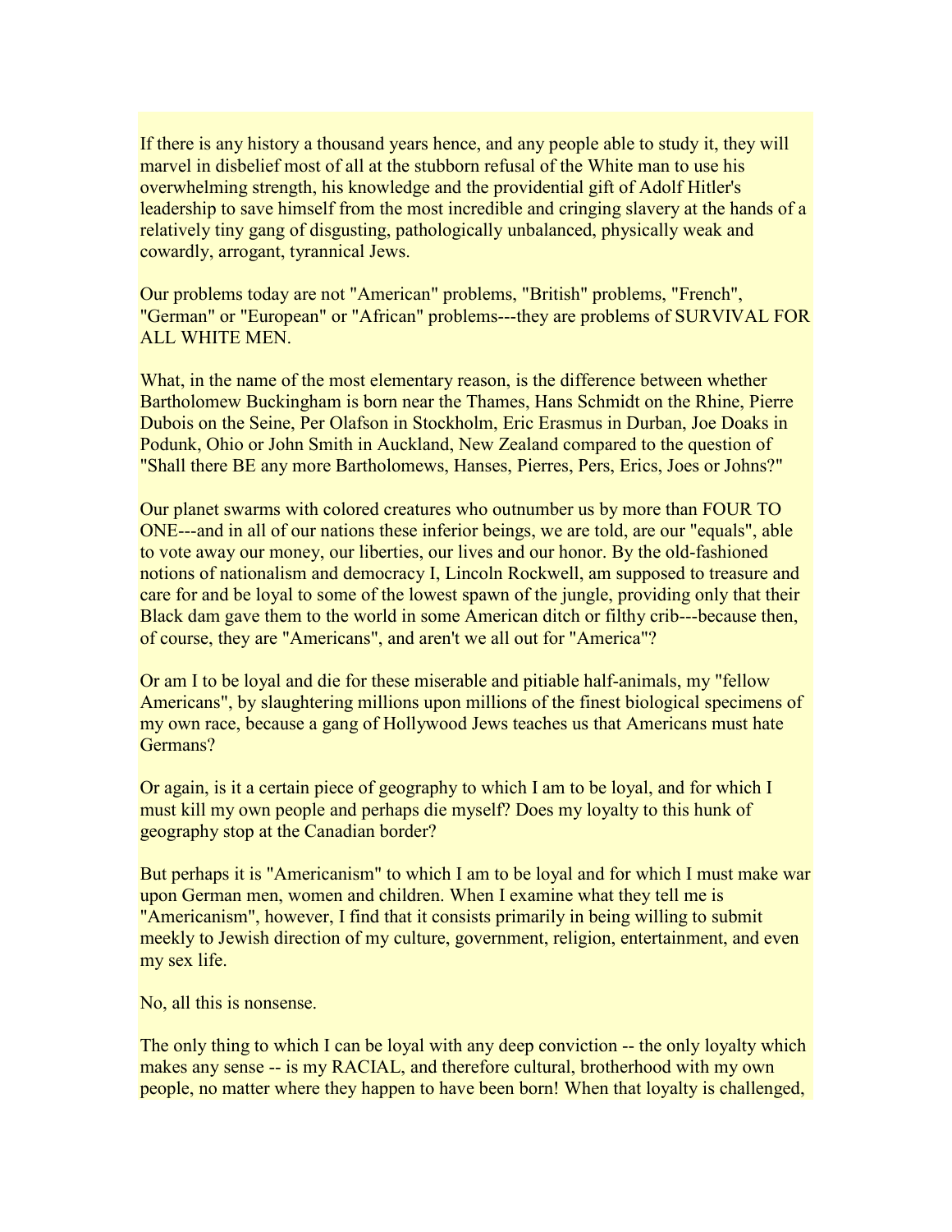If there is any history a thousand years hence, and any people able to study it, they will marvel in disbelief most of all at the stubborn refusal of the White man to use his overwhelming strength, his knowledge and the providential gift of Adolf Hitler's leadership to save himself from the most incredible and cringing slavery at the hands of a relatively tiny gang of disgusting, pathologically unbalanced, physically weak and cowardly, arrogant, tyrannical Jews.

Our problems today are not "American" problems, "British" problems, "French", "German" or "European" or "African" problems---they are problems of SURVIVAL FOR ALL WHITE MEN.

What, in the name of the most elementary reason, is the difference between whether Bartholomew Buckingham is born near the Thames, Hans Schmidt on the Rhine, Pierre Dubois on the Seine, Per Olafson in Stockholm, Eric Erasmus in Durban, Joe Doaks in Podunk, Ohio or John Smith in Auckland, New Zealand compared to the question of "Shall there BE any more Bartholomews, Hanses, Pierres, Pers, Erics, Joes or Johns?"

Our planet swarms with colored creatures who outnumber us by more than FOUR TO ONE---and in all of our nations these inferior beings, we are told, are our "equals", able to vote away our money, our liberties, our lives and our honor. By the old-fashioned notions of nationalism and democracy I, Lincoln Rockwell, am supposed to treasure and care for and be loyal to some of the lowest spawn of the jungle, providing only that their Black dam gave them to the world in some American ditch or filthy crib---because then, of course, they are "Americans", and aren't we all out for "America"?

Or am I to be loyal and die for these miserable and pitiable half-animals, my "fellow Americans", by slaughtering millions upon millions of the finest biological specimens of my own race, because a gang of Hollywood Jews teaches us that Americans must hate Germans?

Or again, is it a certain piece of geography to which I am to be loyal, and for which I must kill my own people and perhaps die myself? Does my loyalty to this hunk of geography stop at the Canadian border?

But perhaps it is "Americanism" to which I am to be loyal and for which I must make war upon German men, women and children. When I examine what they tell me is "Americanism", however, I find that it consists primarily in being willing to submit meekly to Jewish direction of my culture, government, religion, entertainment, and even my sex life.

No, all this is nonsense.

The only thing to which I can be loyal with any deep conviction -- the only loyalty which makes any sense -- is my RACIAL, and therefore cultural, brotherhood with my own people, no matter where they happen to have been born! When that loyalty is challenged,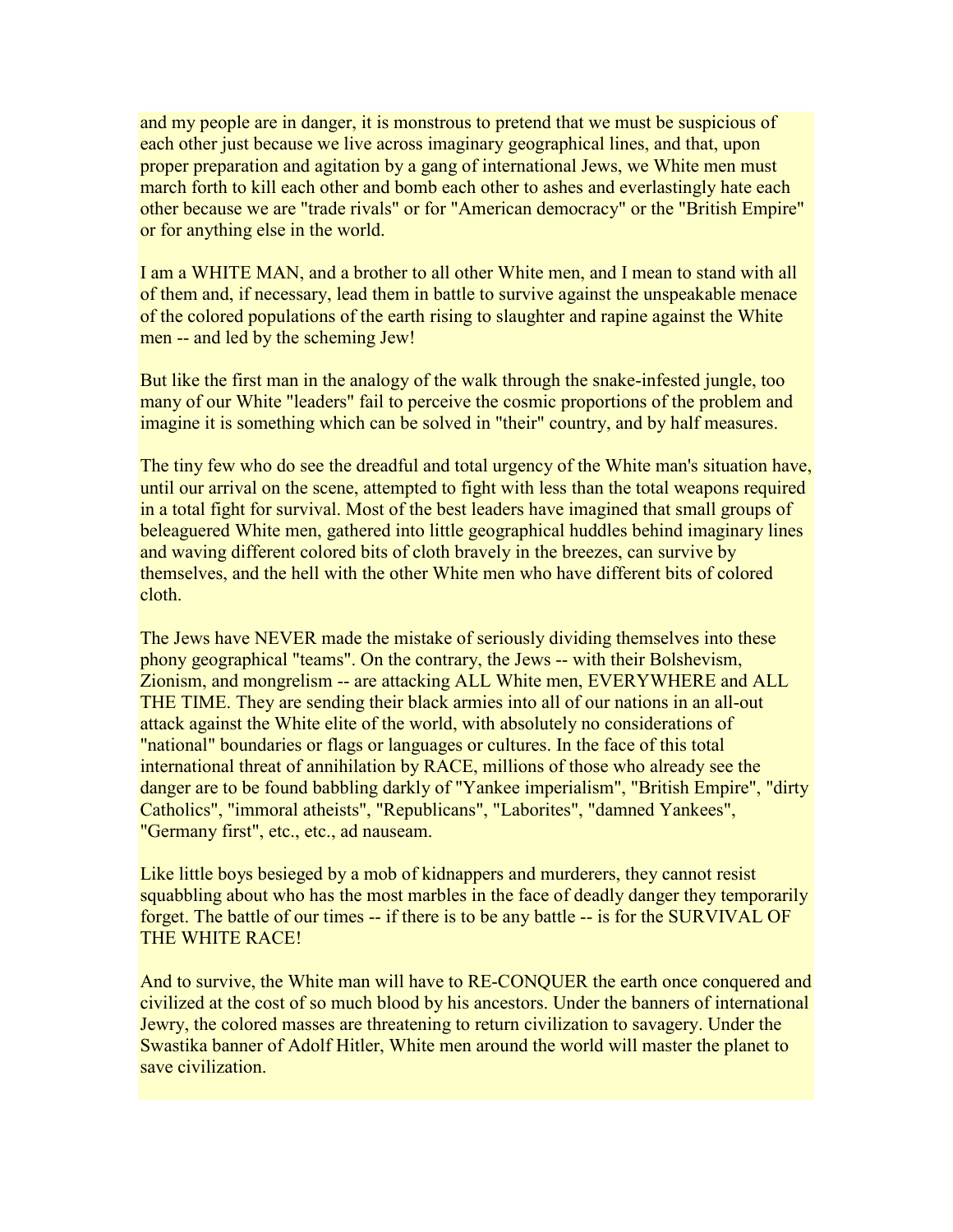and my people are in danger, it is monstrous to pretend that we must be suspicious of each other just because we live across imaginary geographical lines, and that, upon proper preparation and agitation by a gang of international Jews, we White men must march forth to kill each other and bomb each other to ashes and everlastingly hate each other because we are "trade rivals" or for "American democracy" or the "British Empire" or for anything else in the world.

I am a WHITE MAN, and a brother to all other White men, and I mean to stand with all of them and, if necessary, lead them in battle to survive against the unspeakable menace of the colored populations of the earth rising to slaughter and rapine against the White men -- and led by the scheming Jew!

But like the first man in the analogy of the walk through the snake-infested jungle, too many of our White "leaders" fail to perceive the cosmic proportions of the problem and imagine it is something which can be solved in "their" country, and by half measures.

The tiny few who do see the dreadful and total urgency of the White man's situation have, until our arrival on the scene, attempted to fight with less than the total weapons required in a total fight for survival. Most of the best leaders have imagined that small groups of beleaguered White men, gathered into little geographical huddles behind imaginary lines and waving different colored bits of cloth bravely in the breezes, can survive by themselves, and the hell with the other White men who have different bits of colored cloth.

The Jews have NEVER made the mistake of seriously dividing themselves into these phony geographical "teams". On the contrary, the Jews -- with their Bolshevism, Zionism, and mongrelism -- are attacking ALL White men, EVERYWHERE and ALL THE TIME. They are sending their black armies into all of our nations in an all-out attack against the White elite of the world, with absolutely no considerations of "national" boundaries or flags or languages or cultures. In the face of this total international threat of annihilation by RACE, millions of those who already see the danger are to be found babbling darkly of "Yankee imperialism", "British Empire", "dirty Catholics", "immoral atheists", "Republicans", "Laborites", "damned Yankees", "Germany first", etc., etc., ad nauseam.

Like little boys besieged by a mob of kidnappers and murderers, they cannot resist squabbling about who has the most marbles in the face of deadly danger they temporarily forget. The battle of our times -- if there is to be any battle -- is for the SURVIVAL OF THE WHITE RACE!

And to survive, the White man will have to RE-CONQUER the earth once conquered and civilized at the cost of so much blood by his ancestors. Under the banners of international Jewry, the colored masses are threatening to return civilization to savagery. Under the Swastika banner of Adolf Hitler, White men around the world will master the planet to save civilization.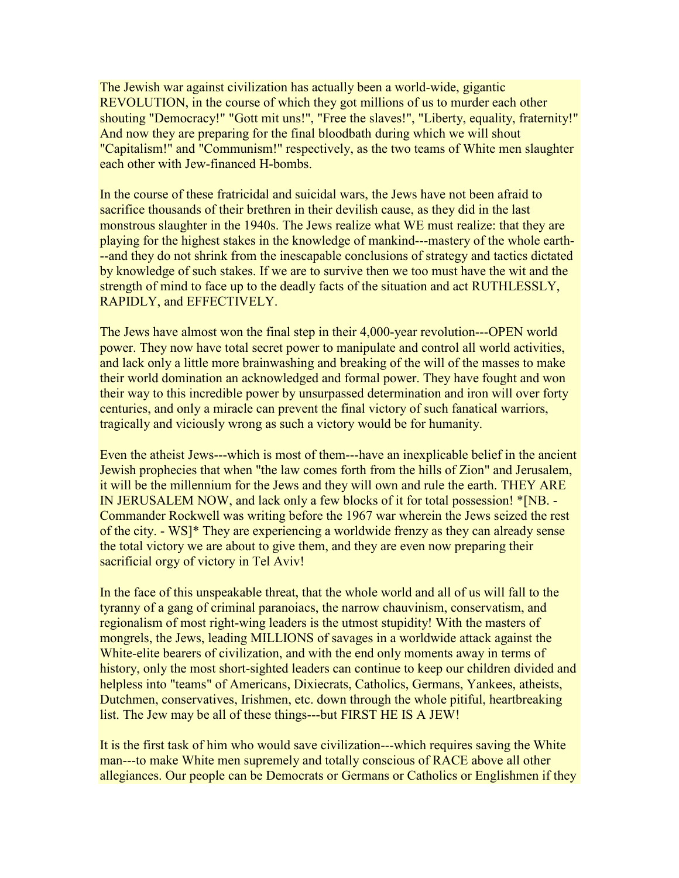The Jewish war against civilization has actually been a world-wide, gigantic REVOLUTION, in the course of which they got millions of us to murder each other shouting "Democracy!" "Gott mit uns!", "Free the slaves!", "Liberty, equality, fraternity!" And now they are preparing for the final bloodbath during which we will shout "Capitalism!" and "Communism!" respectively, as the two teams of White men slaughter each other with Jew-financed H-bombs.

In the course of these fratricidal and suicidal wars, the Jews have not been afraid to sacrifice thousands of their brethren in their devilish cause, as they did in the last monstrous slaughter in the 1940s. The Jews realize what WE must realize: that they are playing for the highest stakes in the knowledge of mankind---mastery of the whole earth---and they do not shrink from the inescapable conclusions of strategy and tactics dictated by knowledge of such stakes. If we are to survive then we too must have the wit and the strength of mind to face up to the deadly facts of the situation and act RUTHLESSLY, RAPIDLY, and EFFECTIVELY.

The Jews have almost won the final step in their 4,000-year revolution---OPEN world power. They now have total secret power to manipulate and control all world activities, and lack only a little more brainwashing and breaking of the will of the masses to make their world domination an acknowledged and formal power. They have fought and won their way to this incredible power by unsurpassed determination and iron will over forty centuries, and only a miracle can prevent the final victory of such fanatical warriors, tragically and viciously wrong as such a victory would be for humanity.

Even the atheist Jews---which is most of them---have an inexplicable belief in the ancient Jewish prophecies that when "the law comes forth from the hills of Zion" and Jerusalem, it will be the millennium for the Jews and they will own and rule the earth. THEY ARE IN JERUSALEM NOW, and lack only a few blocks of it for total possession! *[NB. - Commander Rockwell was writing before the 1967 war wherein the Jews seized the rest of the city. - WS]* They are experiencing a worldwide frenzy as they can already sense the total victory we are about to give them, and they are even now preparing their sacrificial orgy of victory in Tel Aviv!

In the face of this unspeakable threat, that the whole world and all of us will fall to the tyranny of a gang of criminal paranoiacs, the narrow chauvinism, conservatism, and regionalism of most right-wing leaders is the utmost stupidity! With the masters of mongrels, the Jews, leading MILLIONS of savages in a worldwide attack against the White-elite bearers of civilization, and with the end only moments away in terms of history, only the most short-sighted leaders can continue to keep our children divided and helpless into "teams" of Americans, Dixiecrats, Catholics, Germans, Yankees, atheists, Dutchmen, conservatives, Irishmen, etc. down through the whole pitiful, heartbreaking list. The Jew may be all of these things---but FIRST HE IS A JEW!

It is the first task of him who would save civilization---which requires saving the White man---to make White men supremely and totally conscious of RACE above all other allegiances. Our people can be Democrats or Germans or Catholics or Englishmen if they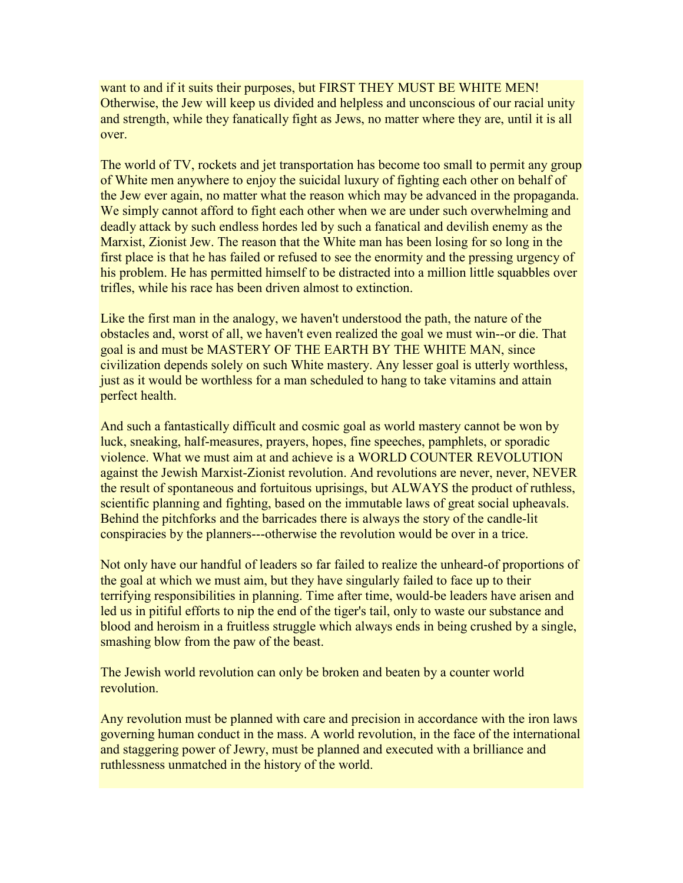want to and if it suits their purposes, but FIRST THEY MUST BE WHITE MEN! Otherwise, the Jew will keep us divided and helpless and unconscious of our racial unity and strength, while they fanatically fight as Jews, no matter where they are, until it is all over.

The world of TV, rockets and jet transportation has become too small to permit any group of White men anywhere to enjoy the suicidal luxury of fighting each other on behalf of the Jew ever again, no matter what the reason which may be advanced in the propaganda. We simply cannot afford to fight each other when we are under such overwhelming and deadly attack by such endless hordes led by such a fanatical and devilish enemy as the Marxist, Zionist Jew. The reason that the White man has been losing for so long in the first place is that he has failed or refused to see the enormity and the pressing urgency of his problem. He has permitted himself to be distracted into a million little squabbles over trifles, while his race has been driven almost to extinction.

Like the first man in the analogy, we haven't understood the path, the nature of the obstacles and, worst of all, we haven't even realized the goal we must win--or die. That goal is and must be MASTERY OF THE EARTH BY THE WHITE MAN, since civilization depends solely on such White mastery. Any lesser goal is utterly worthless, just as it would be worthless for a man scheduled to hang to take vitamins and attain perfect health.

And such a fantastically difficult and cosmic goal as world mastery cannot be won by luck, sneaking, half-measures, prayers, hopes, fine speeches, pamphlets, or sporadic violence. What we must aim at and achieve is a WORLD COUNTER REVOLUTION against the Jewish Marxist-Zionist revolution. And revolutions are never, never, NEVER the result of spontaneous and fortuitous uprisings, but ALWAYS the product of ruthless, scientific planning and fighting, based on the immutable laws of great social upheavals. Behind the pitchforks and the barricades there is always the story of the candle-lit conspiracies by the planners---otherwise the revolution would be over in a trice.

Not only have our handful of leaders so far failed to realize the unheard-of proportions of the goal at which we must aim, but they have singularly failed to face up to their terrifying responsibilities in planning. Time after time, would-be leaders have arisen and led us in pitiful efforts to nip the end of the tiger's tail, only to waste our substance and blood and heroism in a fruitless struggle which always ends in being crushed by a single, smashing blow from the paw of the beast.

The Jewish world revolution can only be broken and beaten by a counter world revolution.

Any revolution must be planned with care and precision in accordance with the iron laws governing human conduct in the mass. A world revolution, in the face of the international and staggering power of Jewry, must be planned and executed with a brilliance and ruthlessness unmatched in the history of the world.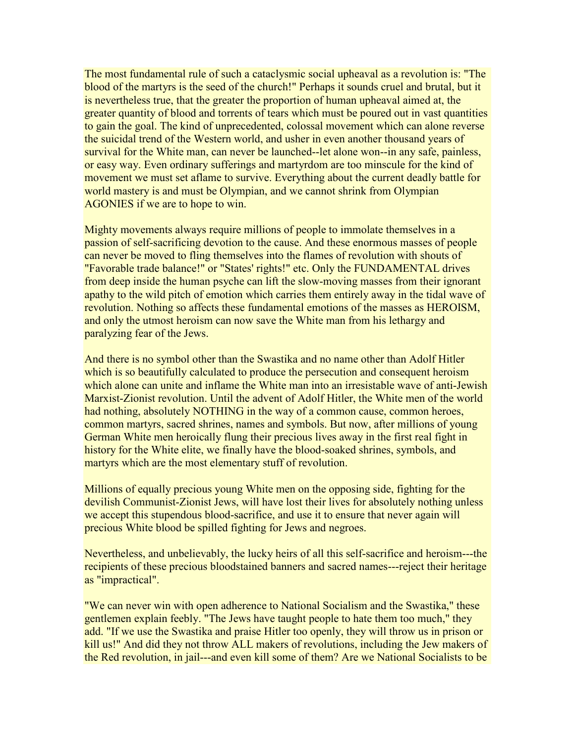The most fundamental rule of such a cataclysmic social upheaval as a revolution is: "The blood of the martyrs is the seed of the church!" Perhaps it sounds cruel and brutal, but it is nevertheless true, that the greater the proportion of human upheaval aimed at, the greater quantity of blood and torrents of tears which must be poured out in vast quantities to gain the goal. The kind of unprecedented, colossal movement which can alone reverse the suicidal trend of the Western world, and usher in even another thousand years of survival for the White man, can never be launched--let alone won--in any safe, painless, or easy way. Even ordinary sufferings and martyrdom are too minscule for the kind of movement we must set aflame to survive. Everything about the current deadly battle for world mastery is and must be Olympian, and we cannot shrink from Olympian AGONIES if we are to hope to win.

Mighty movements always require millions of people to immolate themselves in a passion of self-sacrificing devotion to the cause. And these enormous masses of people can never be moved to fling themselves into the flames of revolution with shouts of "Favorable trade balance!" or "States' rights!" etc. Only the FUNDAMENTAL drives from deep inside the human psyche can lift the slow-moving masses from their ignorant apathy to the wild pitch of emotion which carries them entirely away in the tidal wave of revolution. Nothing so affects these fundamental emotions of the masses as HEROISM, and only the utmost heroism can now save the White man from his lethargy and paralyzing fear of the Jews.

And there is no symbol other than the Swastika and no name other than Adolf Hitler which is so beautifully calculated to produce the persecution and consequent heroism which alone can unite and inflame the White man into an irresistable wave of anti-Jewish Marxist-Zionist revolution. Until the advent of Adolf Hitler, the White men of the world had nothing, absolutely NOTHING in the way of a common cause, common heroes, common martyrs, sacred shrines, names and symbols. But now, after millions of young German White men heroically flung their precious lives away in the first real fight in history for the White elite, we finally have the blood-soaked shrines, symbols, and martyrs which are the most elementary stuff of revolution.

Millions of equally precious young White men on the opposing side, fighting for the devilish Communist-Zionist Jews, will have lost their lives for absolutely nothing unless we accept this stupendous blood-sacrifice, and use it to ensure that never again will precious White blood be spilled fighting for Jews and negroes.

Nevertheless, and unbelievably, the lucky heirs of all this self-sacrifice and heroism---the recipients of these precious bloodstained banners and sacred names---reject their heritage as "impractical".

"We can never win with open adherence to National Socialism and the Swastika," these gentlemen explain feebly. "The Jews have taught people to hate them too much," they add. "If we use the Swastika and praise Hitler too openly, they will throw us in prison or kill us!" And did they not throw ALL makers of revolutions, including the Jew makers of the Red revolution, in jail---and even kill some of them? Are we National Socialists to be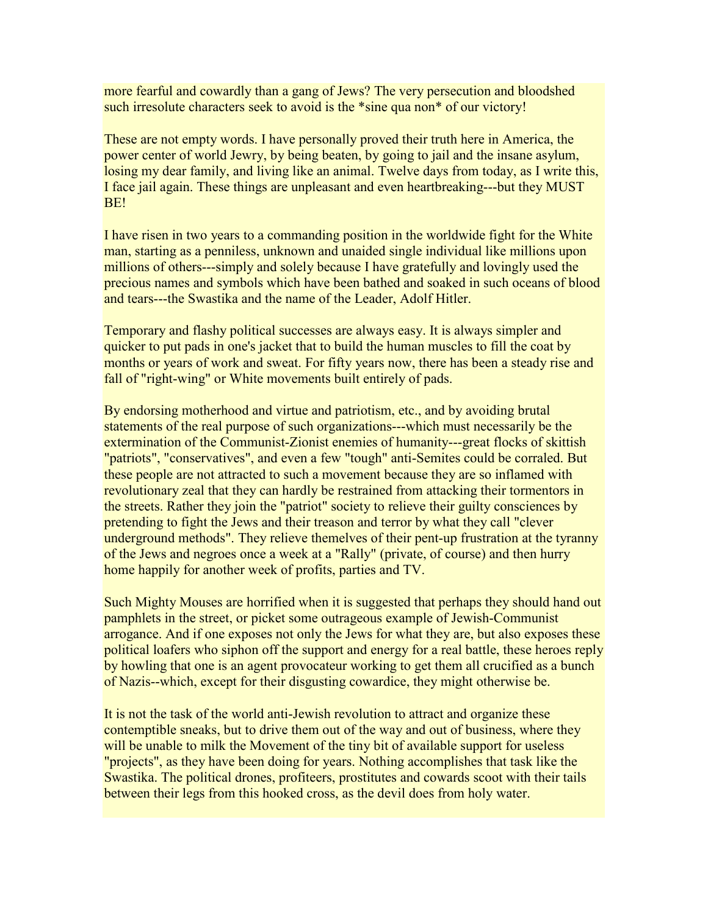more fearful and cowardly than a gang of Jews? The very persecution and bloodshed such irresolute characters seek to avoid is the *sine qua non* of our victory!

These are not empty words. I have personally proved their truth here in America, the power center of world Jewry, by being beaten, by going to jail and the insane asylum, losing my dear family, and living like an animal. Twelve days from today, as I write this, I face jail again. These things are unpleasant and even heartbreaking---but they MUST BE!

I have risen in two years to a commanding position in the worldwide fight for the White man, starting as a penniless, unknown and unaided single individual like millions upon millions of others---simply and solely because I have gratefully and lovingly used the precious names and symbols which have been bathed and soaked in such oceans of blood and tears---the Swastika and the name of the Leader, Adolf Hitler.

Temporary and flashy political successes are always easy. It is always simpler and quicker to put pads in one's jacket that to build the human muscles to fill the coat by months or years of work and sweat. For fifty years now, there has been a steady rise and fall of "right-wing" or White movements built entirely of pads.

By endorsing motherhood and virtue and patriotism, etc., and by avoiding brutal statements of the real purpose of such organizations---which must necessarily be the extermination of the Communist-Zionist enemies of humanity---great flocks of skittish "patriots", "conservatives", and even a few "tough" anti-Semites could be corraled. But these people are not attracted to such a movement because they are so inflamed with revolutionary zeal that they can hardly be restrained from attacking their tormentors in the streets. Rather they join the "patriot" society to relieve their guilty consciences by pretending to fight the Jews and their treason and terror by what they call "clever underground methods". They relieve themelves of their pent-up frustration at the tyranny of the Jews and negroes once a week at a "Rally" (private, of course) and then hurry home happily for another week of profits, parties and TV.

Such Mighty Mouses are horrified when it is suggested that perhaps they should hand out pamphlets in the street, or picket some outrageous example of Jewish-Communist arrogance. And if one exposes not only the Jews for what they are, but also exposes these political loafers who siphon off the support and energy for a real battle, these heroes reply by howling that one is an agent provocateur working to get them all crucified as a bunch of Nazis--which, except for their disgusting cowardice, they might otherwise be.

It is not the task of the world anti-Jewish revolution to attract and organize these contemptible sneaks, but to drive them out of the way and out of business, where they will be unable to milk the Movement of the tiny bit of available support for useless "projects", as they have been doing for years. Nothing accomplishes that task like the Swastika. The political drones, profiteers, prostitutes and cowards scoot with their tails between their legs from this hooked cross, as the devil does from holy water.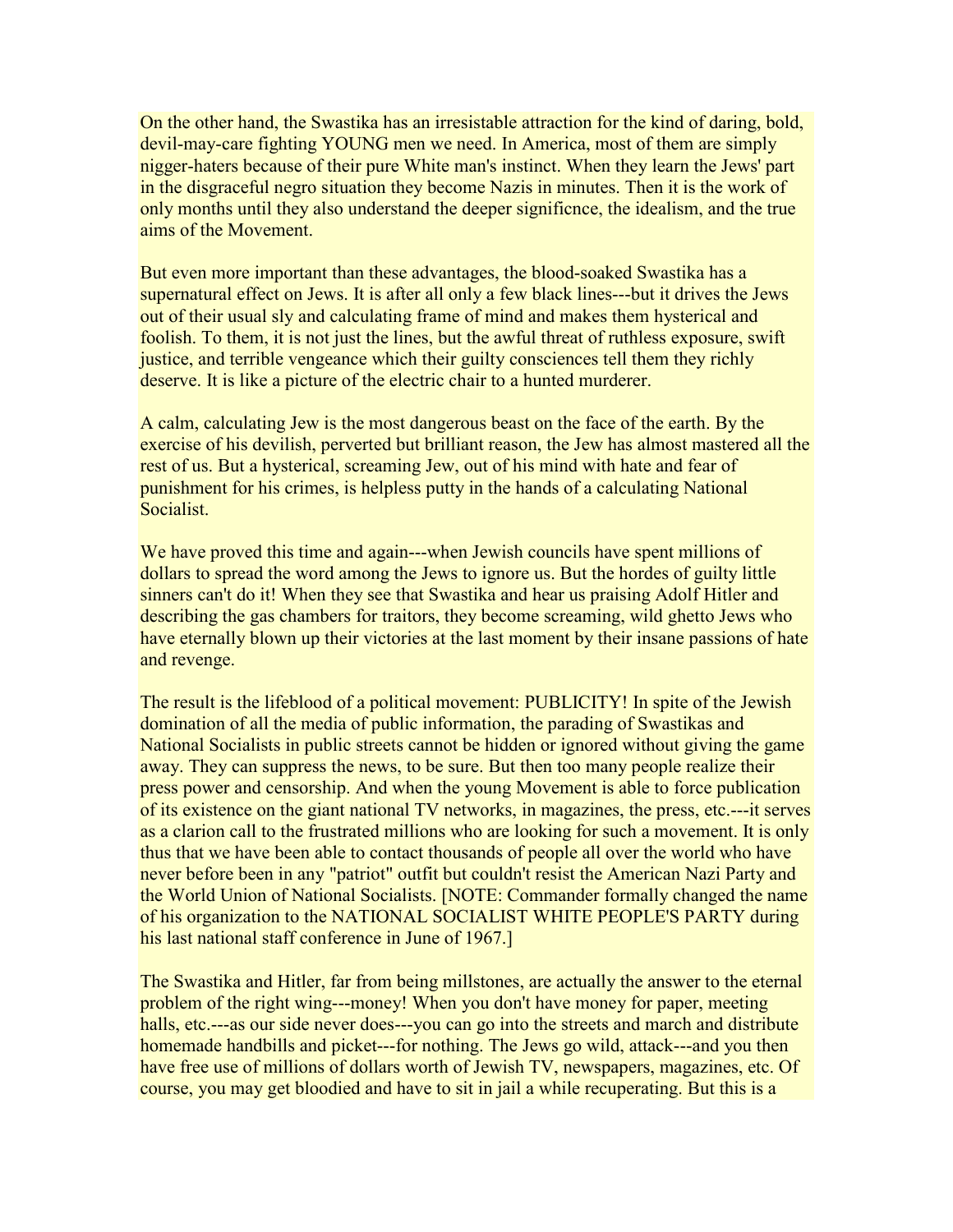On the other hand, the Swastika has an irresistable attraction for the kind of daring, bold, devil-may-care fighting YOUNG men we need. In America, most of them are simply nigger-haters because of their pure White man's instinct. When they learn the Jews' part in the disgraceful negro situation they become Nazis in minutes. Then it is the work of only months until they also understand the deeper significnce, the idealism, and the true aims of the Movement.

But even more important than these advantages, the blood-soaked Swastika has a supernatural effect on Jews. It is after all only a few black lines---but it drives the Jews out of their usual sly and calculating frame of mind and makes them hysterical and foolish. To them, it is not just the lines, but the awful threat of ruthless exposure, swift justice, and terrible vengeance which their guilty consciences tell them they richly deserve. It is like a picture of the electric chair to a hunted murderer.

A calm, calculating Jew is the most dangerous beast on the face of the earth. By the exercise of his devilish, perverted but brilliant reason, the Jew has almost mastered all the rest of us. But a hysterical, screaming Jew, out of his mind with hate and fear of punishment for his crimes, is helpless putty in the hands of a calculating National Socialist.

We have proved this time and again---when Jewish councils have spent millions of dollars to spread the word among the Jews to ignore us. But the hordes of guilty little sinners can't do it! When they see that Swastika and hear us praising Adolf Hitler and describing the gas chambers for traitors, they become screaming, wild ghetto Jews who have eternally blown up their victories at the last moment by their insane passions of hate and revenge.

The result is the lifeblood of a political movement: PUBLICITY! In spite of the Jewish domination of all the media of public information, the parading of Swastikas and National Socialists in public streets cannot be hidden or ignored without giving the game away. They can suppress the news, to be sure. But then too many people realize their press power and censorship. And when the young Movement is able to force publication of its existence on the giant national TV networks, in magazines, the press, etc.---it serves as a clarion call to the frustrated millions who are looking for such a movement. It is only thus that we have been able to contact thousands of people all over the world who have never before been in any "patriot" outfit but couldn't resist the American Nazi Party and the World Union of National Socialists. [NOTE: Commander formally changed the name of his organization to the NATIONAL SOCIALIST WHITE PEOPLE'S PARTY during his last national staff conference in June of 1967.]

The Swastika and Hitler, far from being millstones, are actually the answer to the eternal problem of the right wing---money! When you don't have money for paper, meeting halls, etc.---as our side never does---you can go into the streets and march and distribute homemade handbills and picket---for nothing. The Jews go wild, attack---and you then have free use of millions of dollars worth of Jewish TV, newspapers, magazines, etc. Of course, you may get bloodied and have to sit in jail a while recuperating. But this is a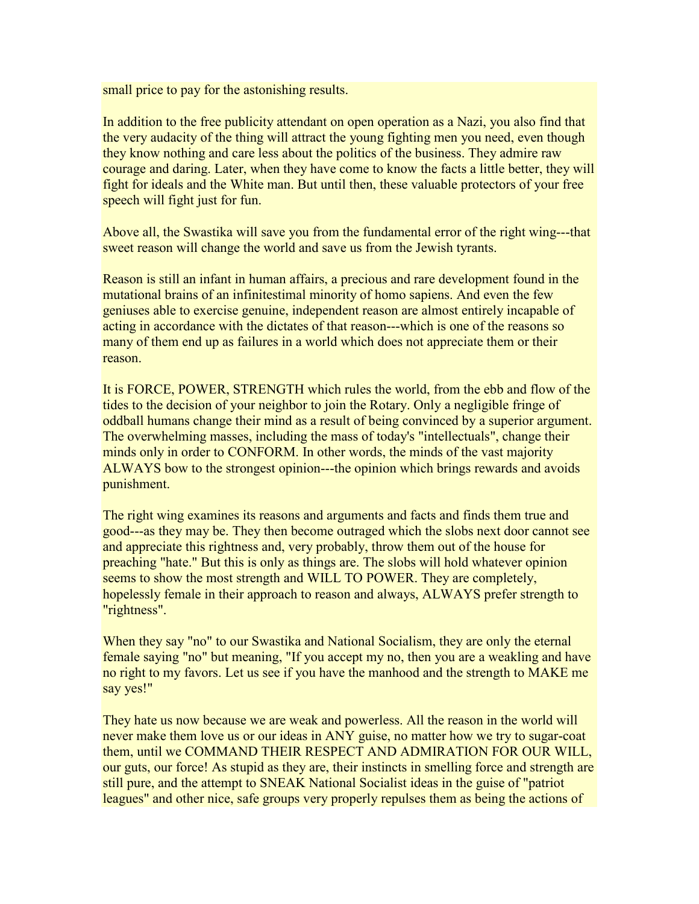small price to pay for the astonishing results.

In addition to the free publicity attendant on open operation as a Nazi, you also find that the very audacity of the thing will attract the young fighting men you need, even though they know nothing and care less about the politics of the business. They admire raw courage and daring. Later, when they have come to know the facts a little better, they will fight for ideals and the White man. But until then, these valuable protectors of your free speech will fight just for fun.

Above all, the Swastika will save you from the fundamental error of the right wing---that sweet reason will change the world and save us from the Jewish tyrants.

Reason is still an infant in human affairs, a precious and rare development found in the mutational brains of an infinitestimal minority of homo sapiens. And even the few geniuses able to exercise genuine, independent reason are almost entirely incapable of acting in accordance with the dictates of that reason---which is one of the reasons so many of them end up as failures in a world which does not appreciate them or their reason.

It is FORCE, POWER, STRENGTH which rules the world, from the ebb and flow of the tides to the decision of your neighbor to join the Rotary. Only a negligible fringe of oddball humans change their mind as a result of being convinced by a superior argument. The overwhelming masses, including the mass of today's "intellectuals", change their minds only in order to CONFORM. In other words, the minds of the vast majority ALWAYS bow to the strongest opinion---the opinion which brings rewards and avoids punishment.

The right wing examines its reasons and arguments and facts and finds them true and good---as they may be. They then become outraged which the slobs next door cannot see and appreciate this rightness and, very probably, throw them out of the house for preaching "hate." But this is only as things are. The slobs will hold whatever opinion seems to show the most strength and WILL TO POWER. They are completely, hopelessly female in their approach to reason and always, ALWAYS prefer strength to "rightness".

When they say "no" to our Swastika and National Socialism, they are only the eternal female saying "no" but meaning, "If you accept my no, then you are a weakling and have no right to my favors. Let us see if you have the manhood and the strength to MAKE me say yes!"

They hate us now because we are weak and powerless. All the reason in the world will never make them love us or our ideas in ANY guise, no matter how we try to sugar-coat them, until we COMMAND THEIR RESPECT AND ADMIRATION FOR OUR WILL, our guts, our force! As stupid as they are, their instincts in smelling force and strength are still pure, and the attempt to SNEAK National Socialist ideas in the guise of "patriot leagues" and other nice, safe groups very properly repulses them as being the actions of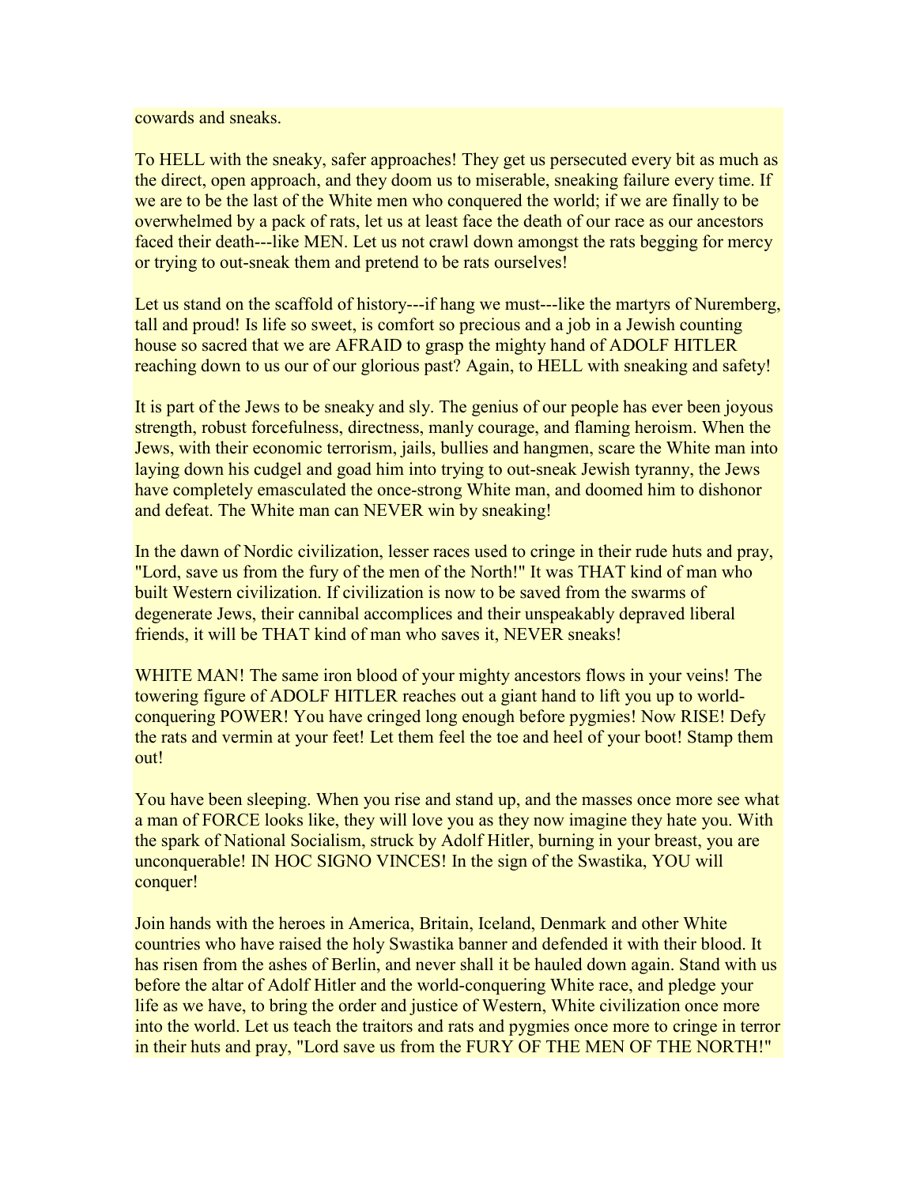cowards and sneaks.

To HELL with the sneaky, safer approaches! They get us persecuted every bit as much as the direct, open approach, and they doom us to miserable, sneaking failure every time. If we are to be the last of the White men who conquered the world; if we are finally to be overwhelmed by a pack of rats, let us at least face the death of our race as our ancestors faced their death---like MEN. Let us not crawl down amongst the rats begging for mercy or trying to out-sneak them and pretend to be rats ourselves!

Let us stand on the scaffold of history---if hang we must---like the martyrs of Nuremberg, tall and proud! Is life so sweet, is comfort so precious and a job in a Jewish counting house so sacred that we are AFRAID to grasp the mighty hand of ADOLF HITLER reaching down to us our of our glorious past? Again, to HELL with sneaking and safety!

It is part of the Jews to be sneaky and sly. The genius of our people has ever been joyous strength, robust forcefulness, directness, manly courage, and flaming heroism. When the Jews, with their economic terrorism, jails, bullies and hangmen, scare the White man into laying down his cudgel and goad him into trying to out-sneak Jewish tyranny, the Jews have completely emasculated the once-strong White man, and doomed him to dishonor and defeat. The White man can NEVER win by sneaking!

In the dawn of Nordic civilization, lesser races used to cringe in their rude huts and pray, "Lord, save us from the fury of the men of the North!" It was THAT kind of man who built Western civilization. If civilization is now to be saved from the swarms of degenerate Jews, their cannibal accomplices and their unspeakably depraved liberal friends, it will be THAT kind of man who saves it, NEVER sneaks!

WHITE MAN! The same iron blood of your mighty ancestors flows in your veins! The towering figure of ADOLF HITLER reaches out a giant hand to lift you up to world-conquering POWER! You have cringed long enough before pygmies! Now RISE! Defy the rats and vermin at your feet! Let them feel the toe and heel of your boot! Stamp them out!

You have been sleeping. When you rise and stand up, and the masses once more see what a man of FORCE looks like, they will love you as they now imagine they hate you. With the spark of National Socialism, struck by Adolf Hitler, burning in your breast, you are unconquerable! IN HOC SIGNO VINCES! In the sign of the Swastika, YOU will conquer!

Join hands with the heroes in America, Britain, Iceland, Denmark and other White countries who have raised the holy Swastika banner and defended it with their blood. It has risen from the ashes of Berlin, and never shall it be hauled down again. Stand with us before the altar of Adolf Hitler and the world-conquering White race, and pledge your life as we have, to bring the order and justice of Western, White civilization once more into the world. Let us teach the traitors and rats and pygmies once more to cringe in terror in their huts and pray, "Lord save us from the FURY OF THE MEN OF THE NORTH!"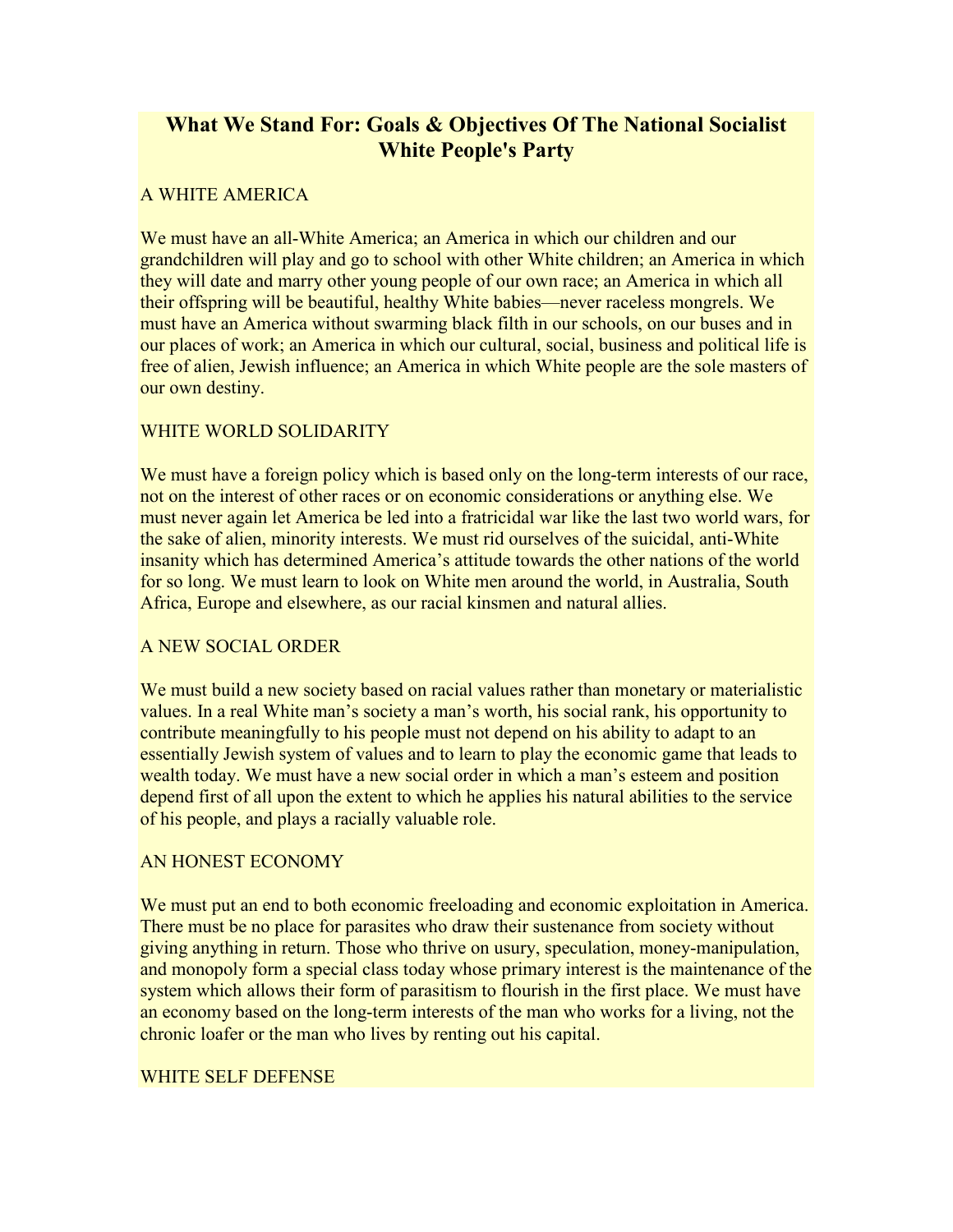## What We Stand For: Goals & Objectives Of The National Socialist White People's Party

A WHITE AMERICA

We must have an all-White America; an America in which our children and our grandchildren will play and go to school with other White children; an America in which they will date and marry other young people of our own race; an America in which all their offspring will be beautiful, healthy White babies—never raceless mongrels. We must have an America without swarming black filth in our schools, on our buses and in our places of work; an America in which our cultural, social, business and political life is free of alien, Jewish influence; an America in which White people are the sole masters of our own destiny.

WHITE WORLD SOLIDARITY

We must have a foreign policy which is based only on the long-term interests of our race, not on the interest of other races or on economic considerations or anything else. We must never again let America be led into a fratricidal war like the last two world wars, for the sake of alien, minority interests. We must rid ourselves of the suicidal, anti-White insanity which has determined America's attitude towards the other nations of the world for so long. We must learn to look on White men around the world, in Australia, South Africa, Europe and elsewhere, as our racial kinsmen and natural allies.

A NEW SOCIAL ORDER

We must build a new society based on racial values rather than monetary or materialistic values. In a real White man's society a man's worth, his social rank, his opportunity to contribute meaningfully to his people must not depend on his ability to adapt to an essentially Jewish system of values and to learn to play the economic game that leads to wealth today. We must have a new social order in which a man's esteem and position depend first of all upon the extent to which he applies his natural abilities to the service of his people, and plays a racially valuable role.

AN HONEST ECONOMY

We must put an end to both economic freeloading and economic exploitation in America. There must be no place for parasites who draw their sustenance from society without giving anything in return. Those who thrive on usury, speculation, money-manipulation, and monopoly form a special class today whose primary interest is the maintenance of the system which allows their form of parasitism to flourish in the first place. We must have an economy based on the long-term interests of the man who works for a living, not the chronic loafer or the man who lives by renting out his capital.

WHITE SELF DEFENSE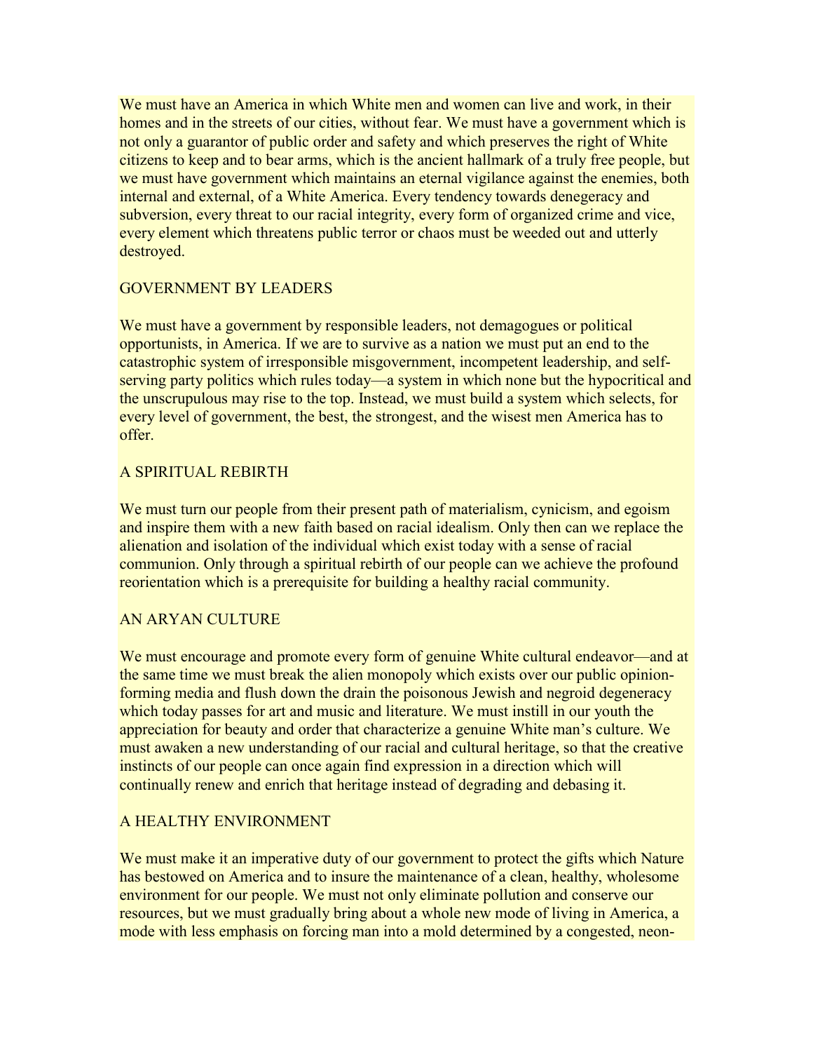We must have an America in which White men and women can live and work, in their homes and in the streets of our cities, without fear. We must have a government which is not only a guarantor of public order and safety and which preserves the right of White citizens to keep and to bear arms, which is the ancient hallmark of a truly free people, but we must have government which maintains an eternal vigilance against the enemies, both internal and external, of a White America. Every tendency towards denegeracy and subversion, every threat to our racial integrity, every form of organized crime and vice, every element which threatens public terror or chaos must be weeded out and utterly destroyed.

## GOVERNMENT BY LEADERS

We must have a government by responsible leaders, not demagogues or political opportunists, in America. If we are to survive as a nation we must put an end to the catastrophic system of irresponsible misgovernment, incompetent leadership, and self-serving party politics which rules today—a system in which none but the hypocritical and the unscrupulous may rise to the top. Instead, we must build a system which selects, for every level of government, the best, the strongest, and the wisest men America has to offer.

## A SPIRITUAL REBIRTH

We must turn our people from their present path of materialism, cynicism, and egoism and inspire them with a new faith based on racial idealism. Only then can we replace the alienation and isolation of the individual which exist today with a sense of racial communion. Only through a spiritual rebirth of our people can we achieve the profound reorientation which is a prerequisite for building a healthy racial community.

## AN ARYAN CULTURE

We must encourage and promote every form of genuine White cultural endeavor—and at the same time we must break the alien monopoly which exists over our public opinion-forming media and flush down the drain the poisonous Jewish and negroid degeneracy which today passes for art and music and literature. We must instill in our youth the appreciation for beauty and order that characterize a genuine White man's culture. We must awaken a new understanding of our racial and cultural heritage, so that the creative instincts of our people can once again find expression in a direction which will continually renew and enrich that heritage instead of degrading and debasing it.

## A HEALTHY ENVIRONMENT

We must make it an imperative duty of our government to protect the gifts which Nature has bestowed on America and to insure the maintenance of a clean, healthy, wholesome environment for our people. We must not only eliminate pollution and conserve our resources, but we must gradually bring about a whole new mode of living in America, a mode with less emphasis on forcing man into a mold determined by a congested, neon-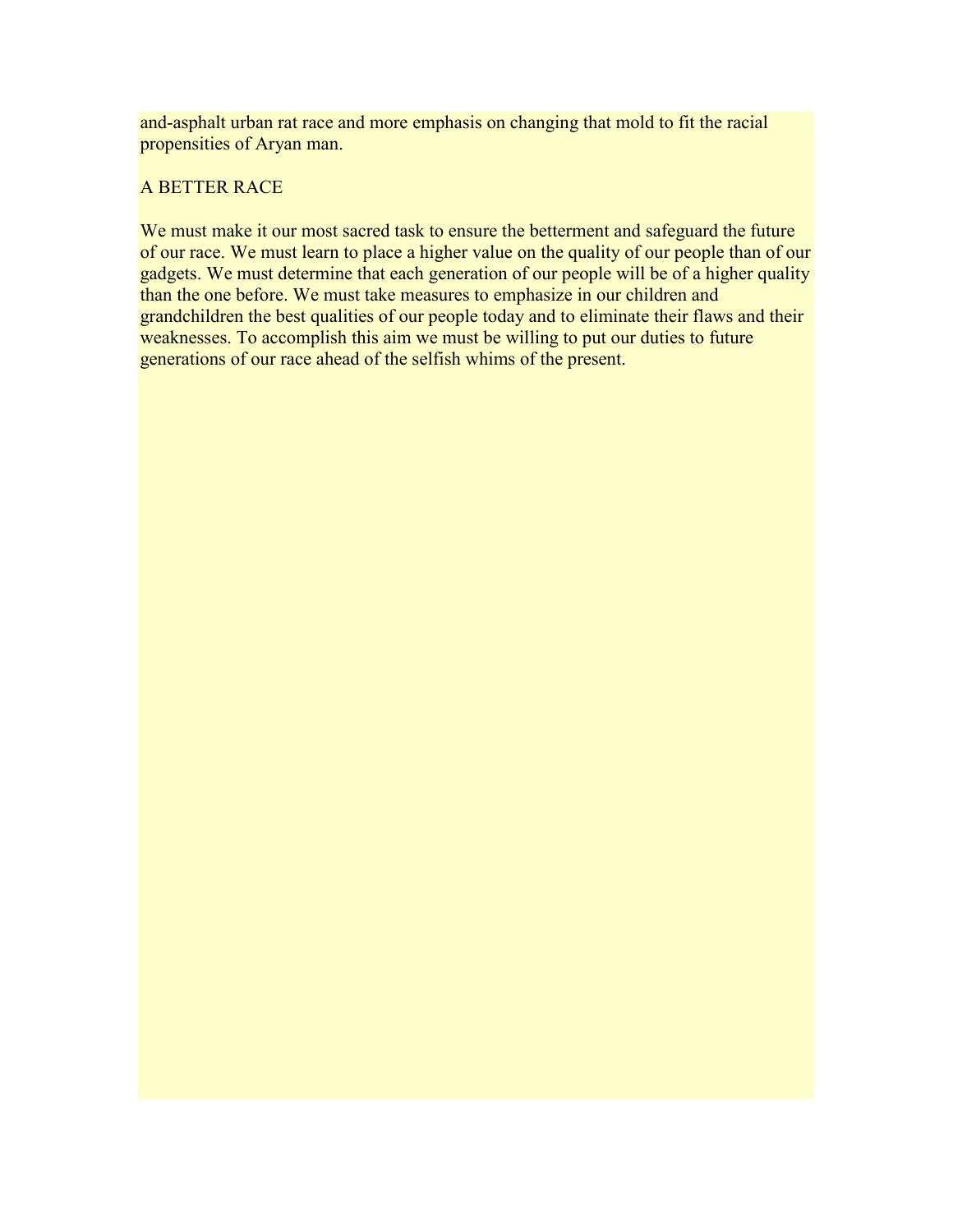and-asphalt urban rat race and more emphasis on changing that mold to fit the racial propensities of Aryan man.

## A BETTER RACE

We must make it our most sacred task to ensure the betterment and safeguard the future of our race. We must learn to place a higher value on the quality of our people than of our gadgets. We must determine that each generation of our people will be of a higher quality than the one before. We must take measures to emphasize in our children and grandchildren the best qualities of our people today and to eliminate their flaws and their weaknesses. To accomplish this aim we must be willing to put our duties to future generations of our race ahead of the selfish whims of the present.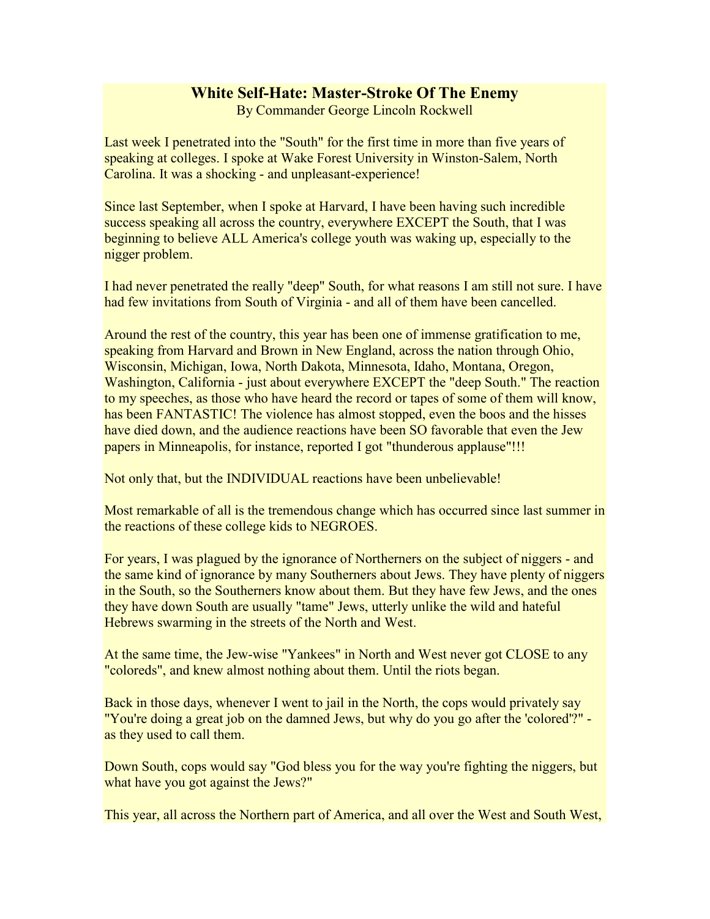# White Self-Hate: Master-Stroke Of The Enemy

By Commander George Lincoln Rockwell

Last week I penetrated into the "South" for the first time in more than five years of speaking at colleges. I spoke at Wake Forest University in Winston-Salem, North Carolina. It was a shocking - and unpleasant-experience!

Since last September, when I spoke at Harvard, I have been having such incredible success speaking all across the country, everywhere EXCEPT the South, that I was beginning to believe ALL America's college youth was waking up, especially to the nigger problem.

I had never penetrated the really "deep" South, for what reasons I am still not sure. I have had few invitations from South of Virginia - and all of them have been cancelled.

Around the rest of the country, this year has been one of immense gratification to me, speaking from Harvard and Brown in New England, across the nation through Ohio, Wisconsin, Michigan, Iowa, North Dakota, Minnesota, Idaho, Montana, Oregon, Washington, California - just about everywhere EXCEPT the "deep South." The reaction to my speeches, as those who have heard the record or tapes of some of them will know, has been FANTASTIC! The violence has almost stopped, even the boos and the hisses have died down, and the audience reactions have been SO favorable that even the Jew papers in Minneapolis, for instance, reported I got "thunderous applause"!!!

Not only that, but the INDIVIDUAL reactions have been unbelievable!

Most remarkable of all is the tremendous change which has occurred since last summer in the reactions of these college kids to NEGROES.

For years, I was plagued by the ignorance of Northerners on the subject of niggers - and the same kind of ignorance by many Southerners about Jews. They have plenty of niggers in the South, so the Southerners know about them. But they have few Jews, and the ones they have down South are usually "tame" Jews, utterly unlike the wild and hateful Hebrews swarming in the streets of the North and West.

At the same time, the Jew-wise "Yankees" in North and West never got CLOSE to any "coloreds", and knew almost nothing about them. Until the riots began.

Back in those days, whenever I went to jail in the North, the cops would privately say "You're doing a great job on the damned Jews, but why do you go after the 'colored'?" - as they used to call them.

Down South, cops would say "God bless you for the way you're fighting the niggers, but what have you got against the Jews?"

This year, all across the Northern part of America, and all over the West and South West,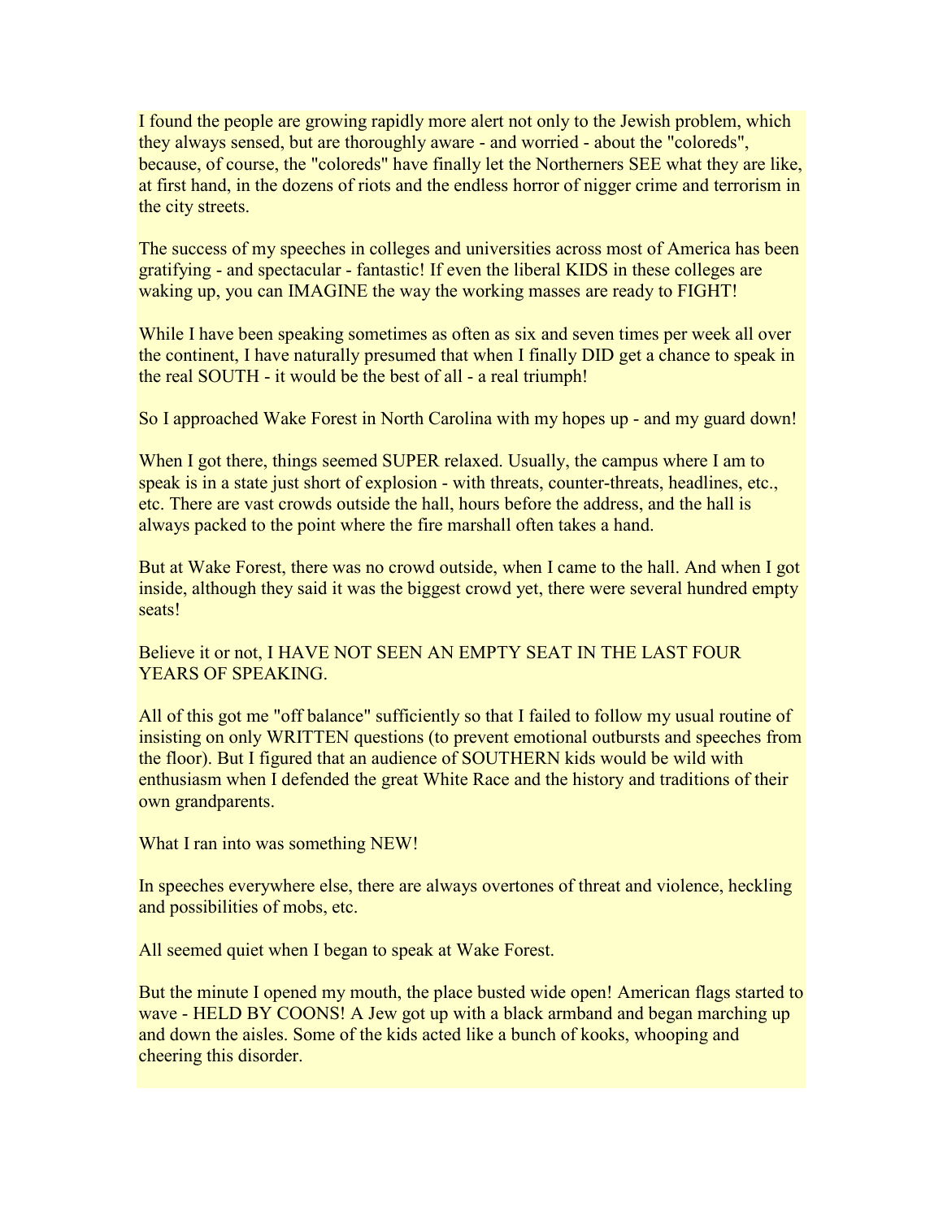I found the people are growing rapidly more alert not only to the Jewish problem, which they always sensed, but are thoroughly aware - and worried - about the "coloreds", because, of course, the "coloreds" have finally let the Northerners SEE what they are like, at first hand, in the dozens of riots and the endless horror of nigger crime and terrorism in the city streets.

The success of my speeches in colleges and universities across most of America has been gratifying - and spectacular - fantastic! If even the liberal KIDS in these colleges are waking up, you can IMAGINE the way the working masses are ready to FIGHT!

While I have been speaking sometimes as often as six and seven times per week all over the continent, I have naturally presumed that when I finally DID get a chance to speak in the real SOUTH - it would be the best of all - a real triumph!

So I approached Wake Forest in North Carolina with my hopes up - and my guard down!

When I got there, things seemed SUPER relaxed. Usually, the campus where I am to speak is in a state just short of explosion - with threats, counter-threats, headlines, etc., etc. There are vast crowds outside the hall, hours before the address, and the hall is always packed to the point where the fire marshall often takes a hand.

But at Wake Forest, there was no crowd outside, when I came to the hall. And when I got inside, although they said it was the biggest crowd yet, there were several hundred empty seats!

Believe it or not, I HAVE NOT SEEN AN EMPTY SEAT IN THE LAST FOUR YEARS OF SPEAKING.

All of this got me "off balance" sufficiently so that I failed to follow my usual routine of insisting on only WRITTEN questions (to prevent emotional outbursts and speeches from the floor). But I figured that an audience of SOUTHERN kids would be wild with enthusiasm when I defended the great White Race and the history and traditions of their own grandparents.

What I ran into was something NEW!

In speeches everywhere else, there are always overtones of threat and violence, heckling and possibilities of mobs, etc.

All seemed quiet when I began to speak at Wake Forest.

But the minute I opened my mouth, the place busted wide open! American flags started to wave - HELD BY COONS! A Jew got up with a black armband and began marching up and down the aisles. Some of the kids acted like a bunch of kooks, whooping and cheering this disorder.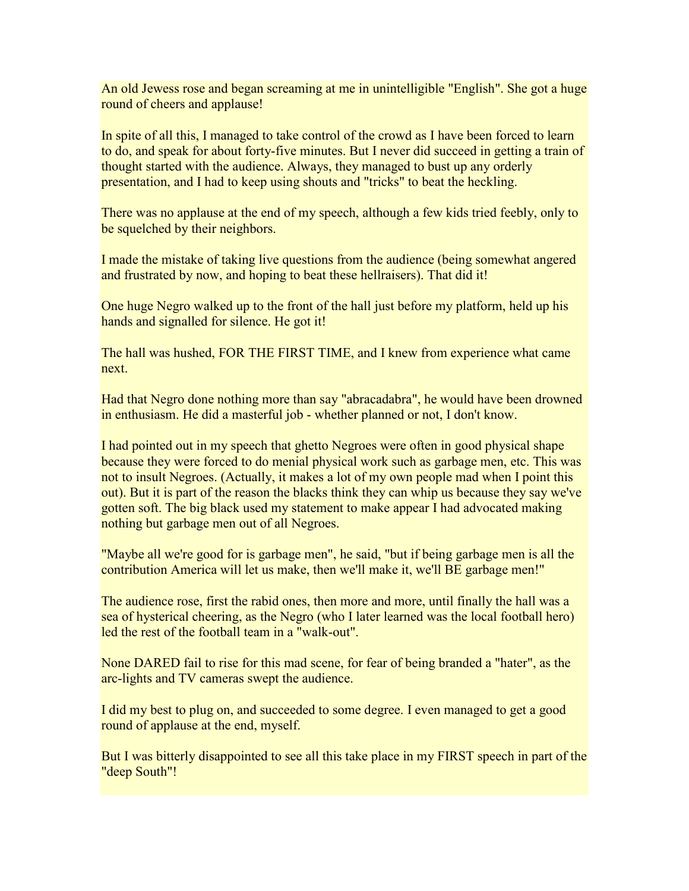An old Jewess rose and began screaming at me in unintelligible "English". She got a huge round of cheers and applause!

In spite of all this, I managed to take control of the crowd as I have been forced to learn to do, and speak for about forty-five minutes. But I never did succeed in getting a train of thought started with the audience. Always, they managed to bust up any orderly presentation, and I had to keep using shouts and "tricks" to beat the heckling.

There was no applause at the end of my speech, although a few kids tried feebly, only to be squelched by their neighbors.

I made the mistake of taking live questions from the audience (being somewhat angered and frustrated by now, and hoping to beat these hellraisers). That did it!

One huge Negro walked up to the front of the hall just before my platform, held up his hands and signalled for silence. He got it!

The hall was hushed, FOR THE FIRST TIME, and I knew from experience what came next.

Had that Negro done nothing more than say "abracadabra", he would have been drowned in enthusiasm. He did a masterful job - whether planned or not, I don't know.

I had pointed out in my speech that ghetto Negroes were often in good physical shape because they were forced to do menial physical work such as garbage men, etc. This was not to insult Negroes. (Actually, it makes a lot of my own people mad when I point this out). But it is part of the reason the blacks think they can whip us because they say we've gotten soft. The big black used my statement to make appear I had advocated making nothing but garbage men out of all Negroes.

"Maybe all we're good for is garbage men", he said, "but if being garbage men is all the contribution America will let us make, then we'll make it, we'll BE garbage men!"

The audience rose, first the rabid ones, then more and more, until finally the hall was a sea of hysterical cheering, as the Negro (who I later learned was the local football hero) led the rest of the football team in a "walk-out".

None DARED fail to rise for this mad scene, for fear of being branded a "hater", as the arc-lights and TV cameras swept the audience.

I did my best to plug on, and succeeded to some degree. I even managed to get a good round of applause at the end, myself.

But I was bitterly disappointed to see all this take place in my FIRST speech in part of the "deep South"!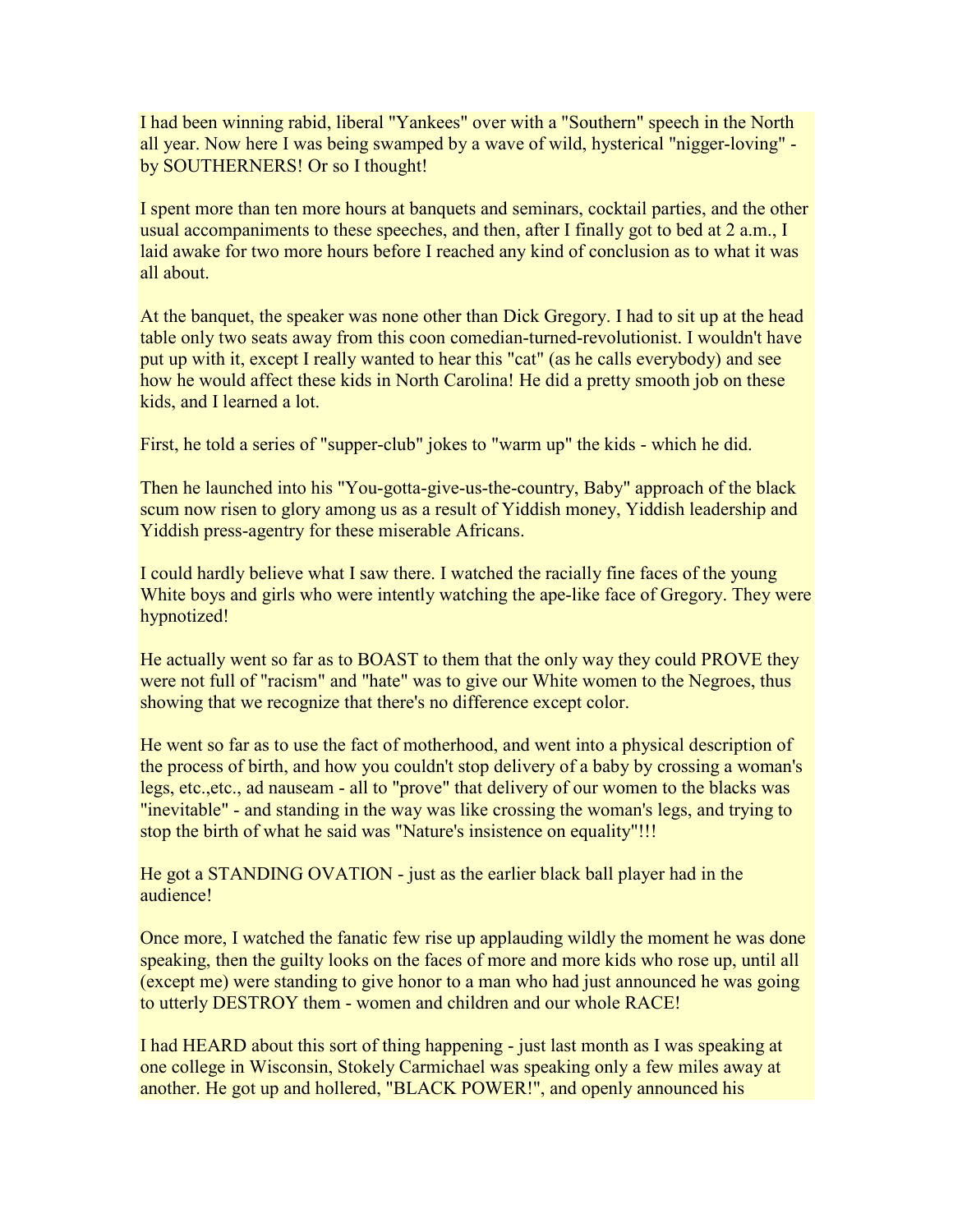I had been winning rabid, liberal "Yankees" over with a "Southern" speech in the North all year. Now here I was being swamped by a wave of wild, hysterical "nigger-loving" - by SOUTHERNERS! Or so I thought!

I spent more than ten more hours at banquets and seminars, cocktail parties, and the other usual accompaniments to these speeches, and then, after I finally got to bed at 2 a.m., I laid awake for two more hours before I reached any kind of conclusion as to what it was all about.

At the banquet, the speaker was none other than Dick Gregory. I had to sit up at the head table only two seats away from this coon comedian-turned-revolutionist. I wouldn't have put up with it, except I really wanted to hear this "cat" (as he calls everybody) and see how he would affect these kids in North Carolina! He did a pretty smooth job on these kids, and I learned a lot.

First, he told a series of "supper-club" jokes to "warm up" the kids - which he did.

Then he launched into his "You-gotta-give-us-the-country, Baby" approach of the black scum now risen to glory among us as a result of Yiddish money, Yiddish leadership and Yiddish press-agentry for these miserable Africans.

I could hardly believe what I saw there. I watched the racially fine faces of the young White boys and girls who were intently watching the ape-like face of Gregory. They were hypnotized!

He actually went so far as to BOAST to them that the only way they could PROVE they were not full of "racism" and "hate" was to give our White women to the Negroes, thus showing that we recognize that there's no difference except color.

He went so far as to use the fact of motherhood, and went into a physical description of the process of birth, and how you couldn't stop delivery of a baby by crossing a woman's legs, etc.,etc., ad nauseam - all to "prove" that delivery of our women to the blacks was "inevitable" - and standing in the way was like crossing the woman's legs, and trying to stop the birth of what he said was "Nature's insistence on equality"!!!

He got a STANDING OVATION - just as the earlier black ball player had in the audience!

Once more, I watched the fanatic few rise up applauding wildly the moment he was done speaking, then the guilty looks on the faces of more and more kids who rose up, until all (except me) were standing to give honor to a man who had just announced he was going to utterly DESTROY them - women and children and our whole RACE!

I had HEARD about this sort of thing happening - just last month as I was speaking at one college in Wisconsin, Stokely Carmichael was speaking only a few miles away at another. He got up and hollered, "BLACK POWER!", and openly announced his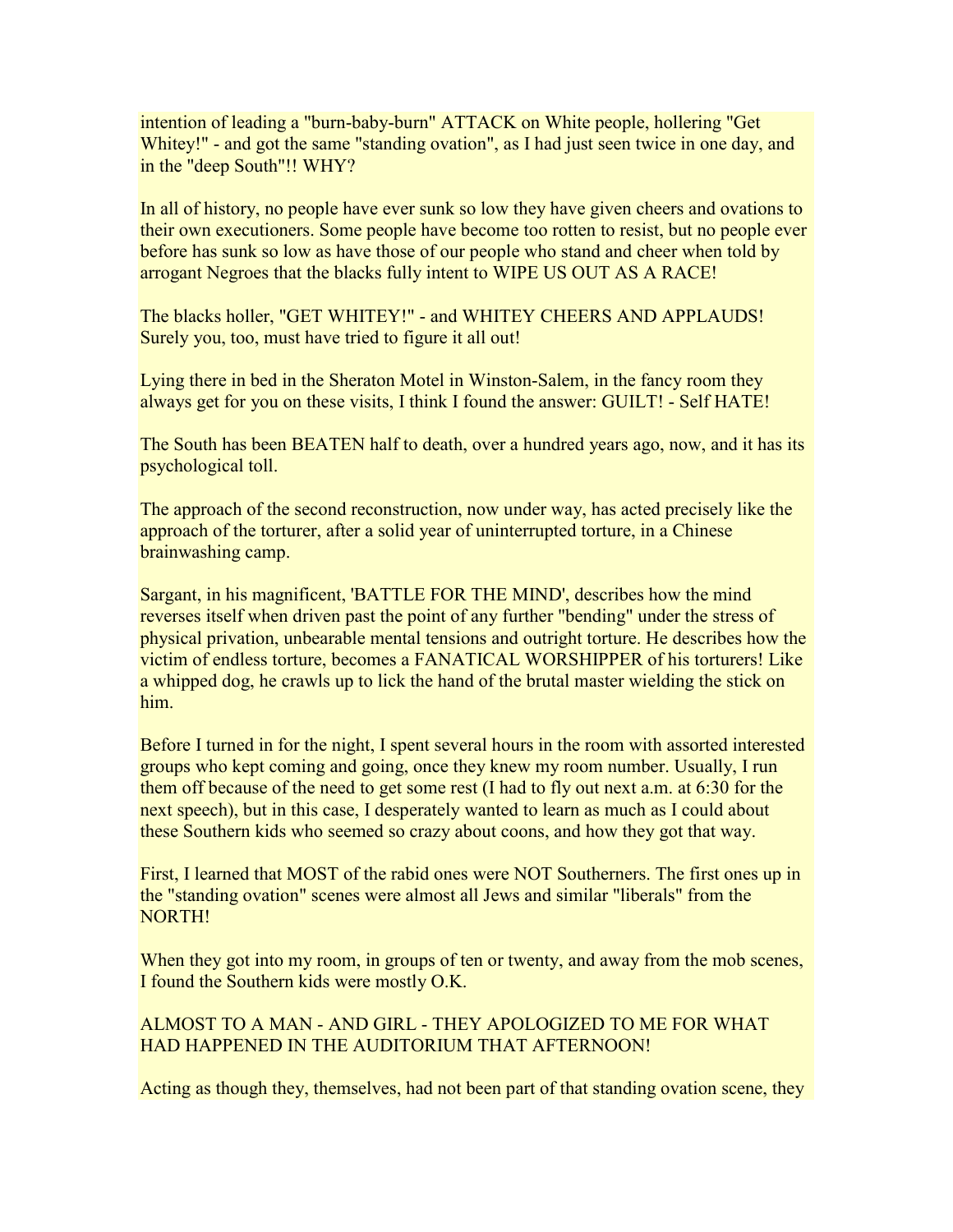intention of leading a "burn-baby-burn" ATTACK on White people, hollering "Get Whitey!" - and got the same "standing ovation", as I had just seen twice in one day, and in the "deep South"!! WHY?

In all of history, no people have ever sunk so low they have given cheers and ovations to their own executioners. Some people have become too rotten to resist, but no people ever before has sunk so low as have those of our people who stand and cheer when told by arrogant Negroes that the blacks fully intent to WIPE US OUT AS A RACE!

The blacks holler, "GET WHITEY!" - and WHITEY CHEERS AND APPLAUDS! Surely you, too, must have tried to figure it all out!

Lying there in bed in the Sheraton Motel in Winston-Salem, in the fancy room they always get for you on these visits, I think I found the answer: GUILT! - Self HATE!

The South has been BEATEN half to death, over a hundred years ago, now, and it has its psychological toll.

The approach of the second reconstruction, now under way, has acted precisely like the approach of the torturer, after a solid year of uninterrupted torture, in a Chinese brainwashing camp.

Sargant, in his magnificent, 'BATTLE FOR THE MIND', describes how the mind reverses itself when driven past the point of any further "bending" under the stress of physical privation, unbearable mental tensions and outright torture. He describes how the victim of endless torture, becomes a FANATICAL WORSHIPPER of his torturers! Like a whipped dog, he crawls up to lick the hand of the brutal master wielding the stick on him.

Before I turned in for the night, I spent several hours in the room with assorted interested groups who kept coming and going, once they knew my room number. Usually, I run them off because of the need to get some rest (I had to fly out next a.m. at 6:30 for the next speech), but in this case, I desperately wanted to learn as much as I could about these Southern kids who seemed so crazy about coons, and how they got that way.

First, I learned that MOST of the rabid ones were NOT Southerners. The first ones up in the "standing ovation" scenes were almost all Jews and similar "liberals" from the NORTH!

When they got into my room, in groups of ten or twenty, and away from the mob scenes, I found the Southern kids were mostly O.K.

ALMOST TO A MAN - AND GIRL - THEY APOLOGIZED TO ME FOR WHAT HAD HAPPENED IN THE AUDITORIUM THAT AFTERNOON!

Acting as though they, themselves, had not been part of that standing ovation scene, they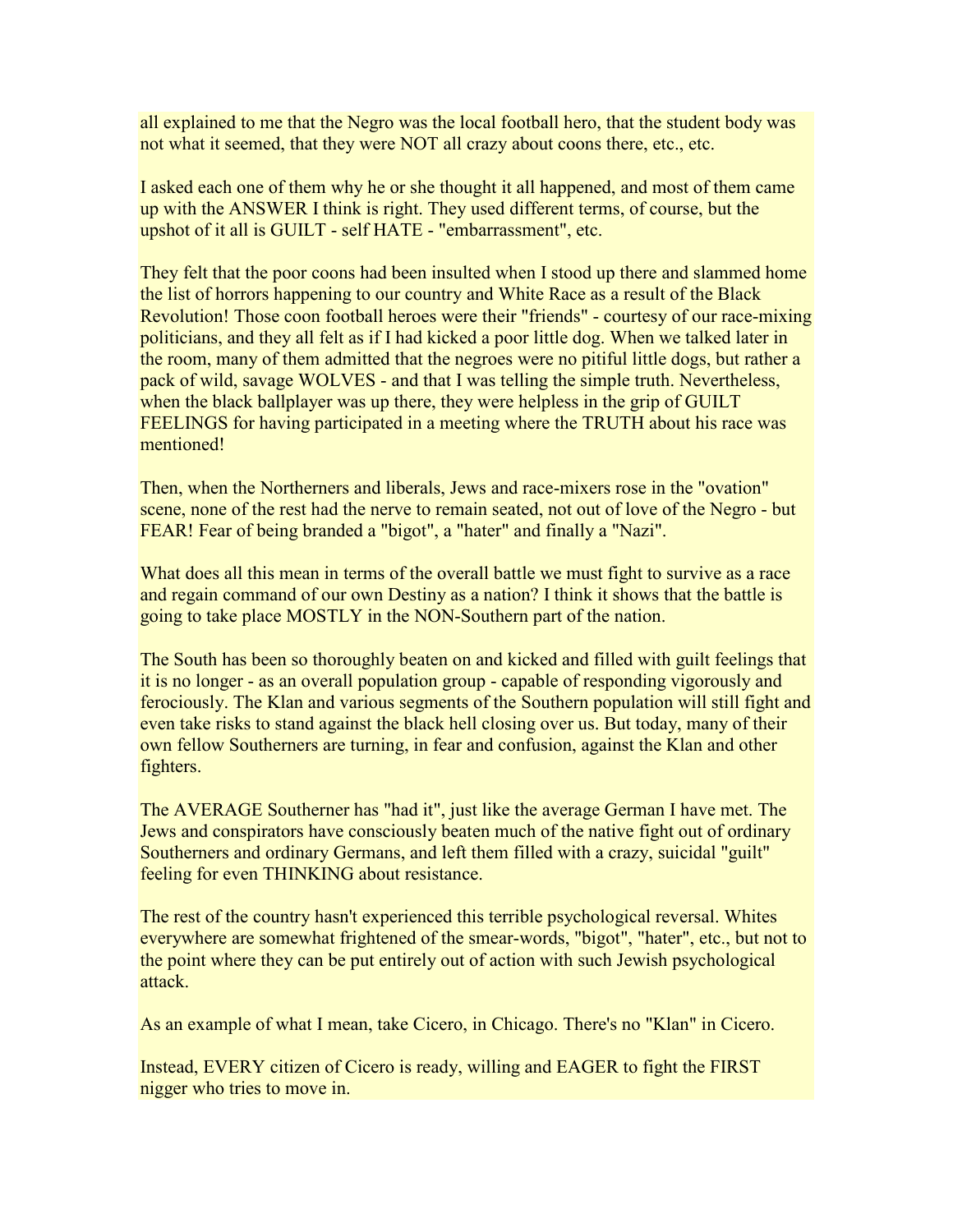all explained to me that the Negro was the local football hero, that the student body was not what it seemed, that they were NOT all crazy about coons there, etc., etc.

I asked each one of them why he or she thought it all happened, and most of them came up with the ANSWER I think is right. They used different terms, of course, but the upshot of it all is GUILT - self HATE - "embarrassment", etc.

They felt that the poor coons had been insulted when I stood up there and slammed home the list of horrors happening to our country and White Race as a result of the Black Revolution! Those coon football heroes were their "friends" - courtesy of our race-mixing politicians, and they all felt as if I had kicked a poor little dog. When we talked later in the room, many of them admitted that the negroes were no pitiful little dogs, but rather a pack of wild, savage WOLVES - and that I was telling the simple truth. Nevertheless, when the black ballplayer was up there, they were helpless in the grip of GUILT FEELINGS for having participated in a meeting where the TRUTH about his race was mentioned!

Then, when the Northerners and liberals, Jews and race-mixers rose in the "ovation" scene, none of the rest had the nerve to remain seated, not out of love of the Negro - but FEAR! Fear of being branded a "bigot", a "hater" and finally a "Nazi".

What does all this mean in terms of the overall battle we must fight to survive as a race and regain command of our own Destiny as a nation? I think it shows that the battle is going to take place MOSTLY in the NON-Southern part of the nation.

The South has been so thoroughly beaten on and kicked and filled with guilt feelings that it is no longer - as an overall population group - capable of responding vigorously and ferociously. The Klan and various segments of the Southern population will still fight and even take risks to stand against the black hell closing over us. But today, many of their own fellow Southerners are turning, in fear and confusion, against the Klan and other fighters.

The AVERAGE Southerner has "had it", just like the average German I have met. The Jews and conspirators have consciously beaten much of the native fight out of ordinary Southerners and ordinary Germans, and left them filled with a crazy, suicidal "guilt" feeling for even THINKING about resistance.

The rest of the country hasn't experienced this terrible psychological reversal. Whites everywhere are somewhat frightened of the smear-words, "bigot", "hater", etc., but not to the point where they can be put entirely out of action with such Jewish psychological attack.

As an example of what I mean, take Cicero, in Chicago. There's no "Klan" in Cicero.

Instead, EVERY citizen of Cicero is ready, willing and EAGER to fight the FIRST nigger who tries to move in.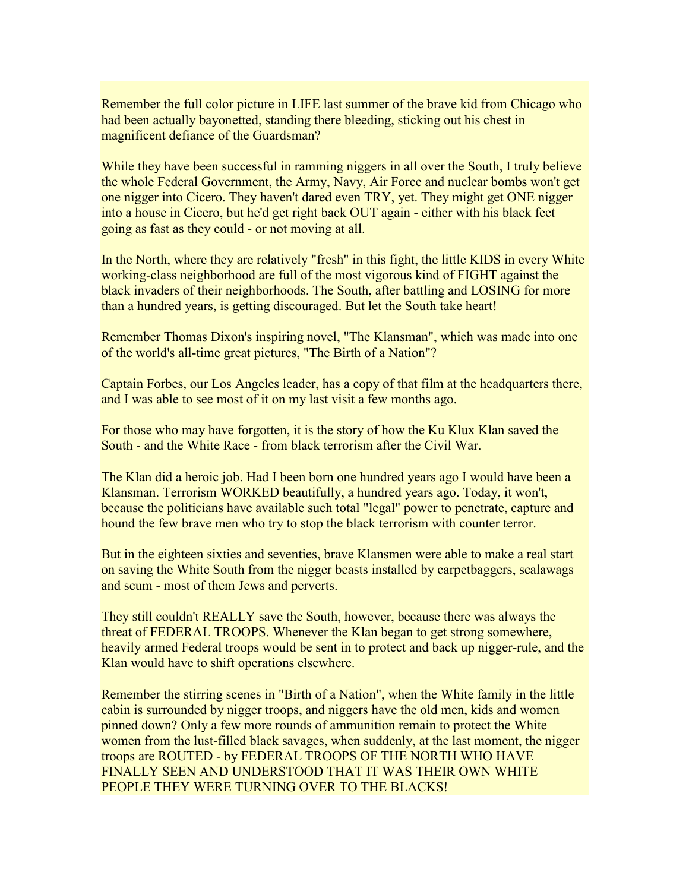Remember the full color picture in LIFE last summer of the brave kid from Chicago who had been actually bayonetted, standing there bleeding, sticking out his chest in magnificent defiance of the Guardsman?

While they have been successful in ramming niggers in all over the South, I truly believe the whole Federal Government, the Army, Navy, Air Force and nuclear bombs won't get one nigger into Cicero. They haven't dared even TRY, yet. They might get ONE nigger into a house in Cicero, but he'd get right back OUT again - either with his black feet going as fast as they could - or not moving at all.

In the North, where they are relatively "fresh" in this fight, the little KIDS in every White working-class neighborhood are full of the most vigorous kind of FIGHT against the black invaders of their neighborhoods. The South, after battling and LOSING for more than a hundred years, is getting discouraged. But let the South take heart!

Remember Thomas Dixon's inspiring novel, "The Klansman", which was made into one of the world's all-time great pictures, "The Birth of a Nation"?

Captain Forbes, our Los Angeles leader, has a copy of that film at the headquarters there, and I was able to see most of it on my last visit a few months ago.

For those who may have forgotten, it is the story of how the Ku Klux Klan saved the South - and the White Race - from black terrorism after the Civil War.

The Klan did a heroic job. Had I been born one hundred years ago I would have been a Klansman. Terrorism WORKED beautifully, a hundred years ago. Today, it won't, because the politicians have available such total "legal" power to penetrate, capture and hound the few brave men who try to stop the black terrorism with counter terror.

But in the eighteen sixties and seventies, brave Klansmen were able to make a real start on saving the White South from the nigger beasts installed by carpetbaggers, scalawags and scum - most of them Jews and perverts.

They still couldn't REALLY save the South, however, because there was always the threat of FEDERAL TROOPS. Whenever the Klan began to get strong somewhere, heavily armed Federal troops would be sent in to protect and back up nigger-rule, and the Klan would have to shift operations elsewhere.

Remember the stirring scenes in "Birth of a Nation", when the White family in the little cabin is surrounded by nigger troops, and niggers have the old men, kids and women pinned down? Only a few more rounds of ammunition remain to protect the White women from the lust-filled black savages, when suddenly, at the last moment, the nigger troops are ROUTED - by FEDERAL TROOPS OF THE NORTH WHO HAVE FINALLY SEEN AND UNDERSTOOD THAT IT WAS THEIR OWN WHITE PEOPLE THEY WERE TURNING OVER TO THE BLACKS!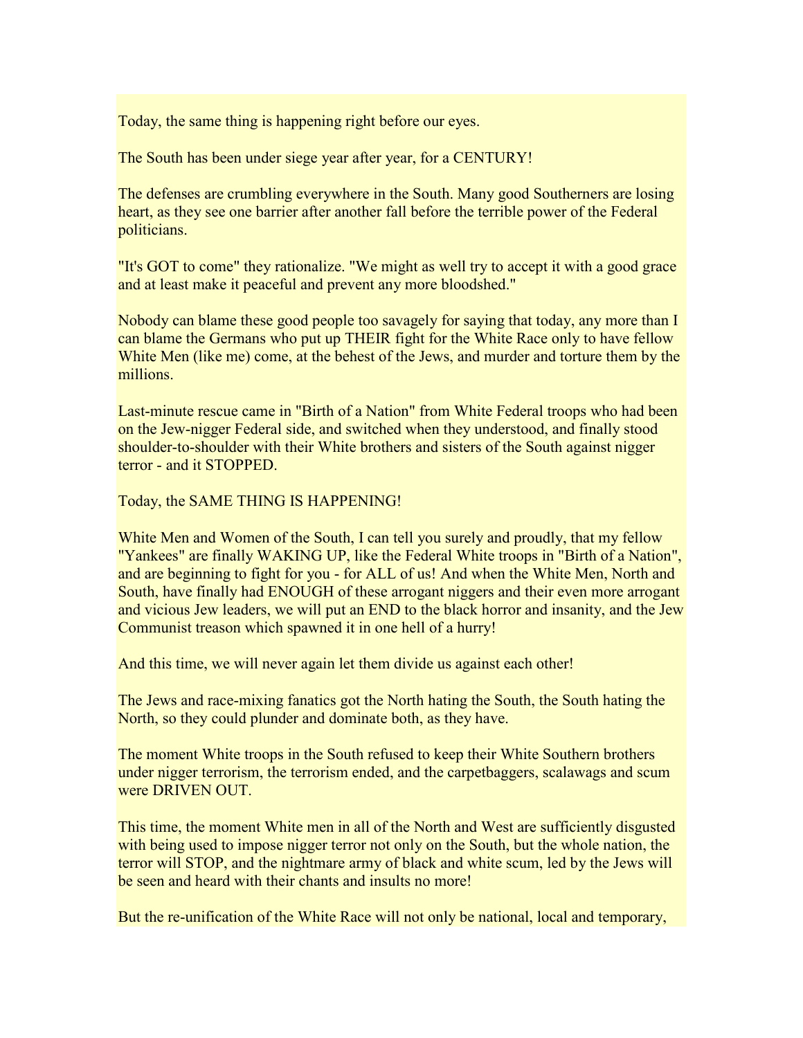Today, the same thing is happening right before our eyes.

The South has been under siege year after year, for a CENTURY!

The defenses are crumbling everywhere in the South. Many good Southerners are losing heart, as they see one barrier after another fall before the terrible power of the Federal politicians.

"It's GOT to come" they rationalize. "We might as well try to accept it with a good grace and at least make it peaceful and prevent any more bloodshed."

Nobody can blame these good people too savagely for saying that today, any more than I can blame the Germans who put up THEIR fight for the White Race only to have fellow White Men (like me) come, at the behest of the Jews, and murder and torture them by the millions.

Last-minute rescue came in "Birth of a Nation" from White Federal troops who had been on the Jew-nigger Federal side, and switched when they understood, and finally stood shoulder-to-shoulder with their White brothers and sisters of the South against nigger terror - and it STOPPED.

Today, the SAME THING IS HAPPENING!

White Men and Women of the South, I can tell you surely and proudly, that my fellow "Yankees" are finally WAKING UP, like the Federal White troops in "Birth of a Nation", and are beginning to fight for you - for ALL of us! And when the White Men, North and South, have finally had ENOUGH of these arrogant niggers and their even more arrogant and vicious Jew leaders, we will put an END to the black horror and insanity, and the Jew Communist treason which spawned it in one hell of a hurry!

And this time, we will never again let them divide us against each other!

The Jews and race-mixing fanatics got the North hating the South, the South hating the North, so they could plunder and dominate both, as they have.

The moment White troops in the South refused to keep their White Southern brothers under nigger terrorism, the terrorism ended, and the carpetbaggers, scalawags and scum were DRIVEN OUT.

This time, the moment White men in all of the North and West are sufficiently disgusted with being used to impose nigger terror not only on the South, but the whole nation, the terror will STOP, and the nightmare army of black and white scum, led by the Jews will be seen and heard with their chants and insults no more!

But the re-unification of the White Race will not only be national, local and temporary,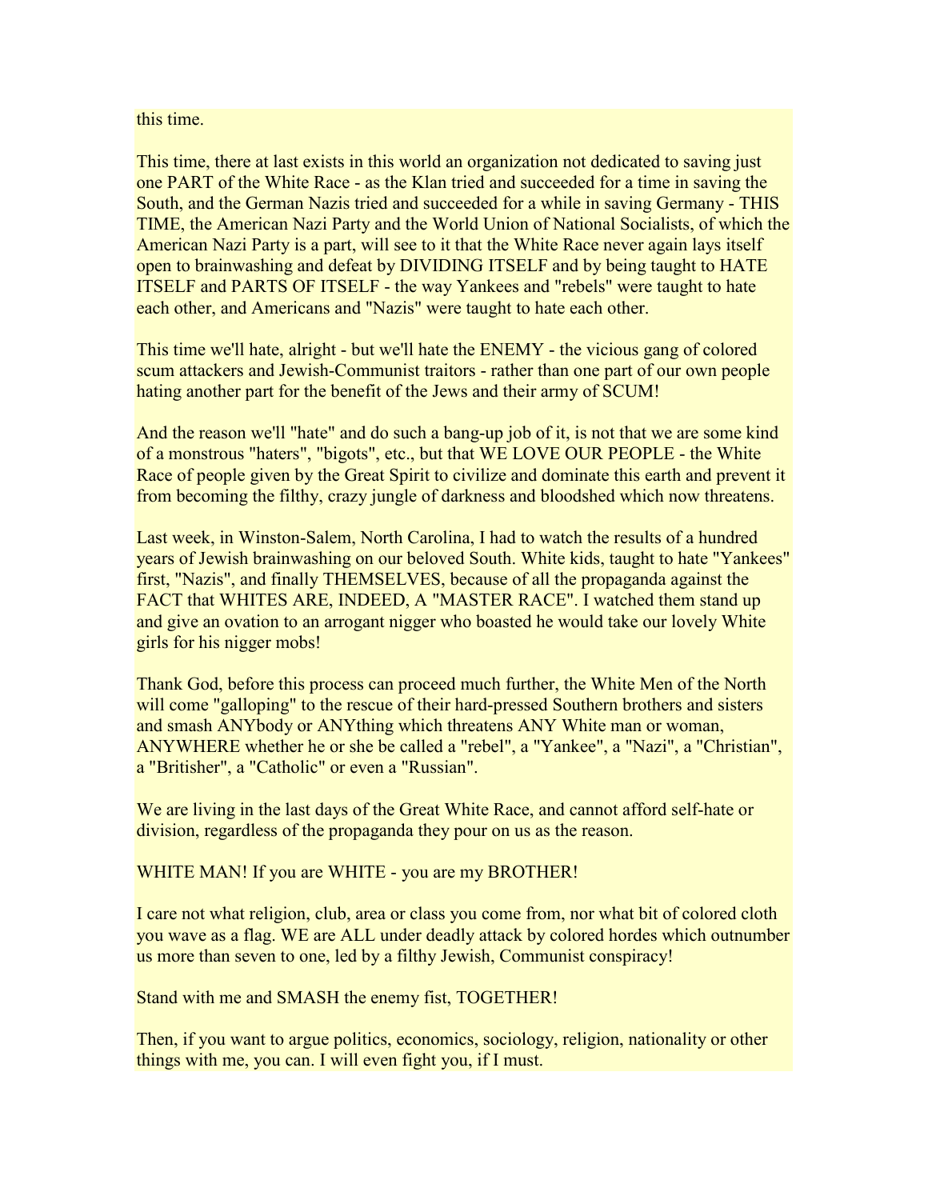this time.

This time, there at last exists in this world an organization not dedicated to saving just one PART of the White Race - as the Klan tried and succeeded for a time in saving the South, and the German Nazis tried and succeeded for a while in saving Germany - THIS TIME, the American Nazi Party and the World Union of National Socialists, of which the American Nazi Party is a part, will see to it that the White Race never again lays itself open to brainwashing and defeat by DIVIDING ITSELF and by being taught to HATE ITSELF and PARTS OF ITSELF - the way Yankees and "rebels" were taught to hate each other, and Americans and "Nazis" were taught to hate each other.

This time we'll hate, alright - but we'll hate the ENEMY - the vicious gang of colored scum attackers and Jewish-Communist traitors - rather than one part of our own people hating another part for the benefit of the Jews and their army of SCUM!

And the reason we'll "hate" and do such a bang-up job of it, is not that we are some kind of a monstrous "haters", "bigots", etc., but that WE LOVE OUR PEOPLE - the White Race of people given by the Great Spirit to civilize and dominate this earth and prevent it from becoming the filthy, crazy jungle of darkness and bloodshed which now threatens.

Last week, in Winston-Salem, North Carolina, I had to watch the results of a hundred years of Jewish brainwashing on our beloved South. White kids, taught to hate "Yankees" first, "Nazis", and finally THEMSELVES, because of all the propaganda against the FACT that WHITES ARE, INDEED, A "MASTER RACE". I watched them stand up and give an ovation to an arrogant nigger who boasted he would take our lovely White girls for his nigger mobs!

Thank God, before this process can proceed much further, the White Men of the North will come "galloping" to the rescue of their hard-pressed Southern brothers and sisters and smash ANYbody or ANYthing which threatens ANY White man or woman, ANYWHERE whether he or she be called a "rebel", a "Yankee", a "Nazi", a "Christian", a "Britisher", a "Catholic" or even a "Russian".

We are living in the last days of the Great White Race, and cannot afford self-hate or division, regardless of the propaganda they pour on us as the reason.

WHITE MAN! If you are WHITE - you are my BROTHER!

I care not what religion, club, area or class you come from, nor what bit of colored cloth you wave as a flag. WE are ALL under deadly attack by colored hordes which outnumber us more than seven to one, led by a filthy Jewish, Communist conspiracy!

Stand with me and SMASH the enemy fist, TOGETHER!

Then, if you want to argue politics, economics, sociology, religion, nationality or other things with me, you can. I will even fight you, if I must.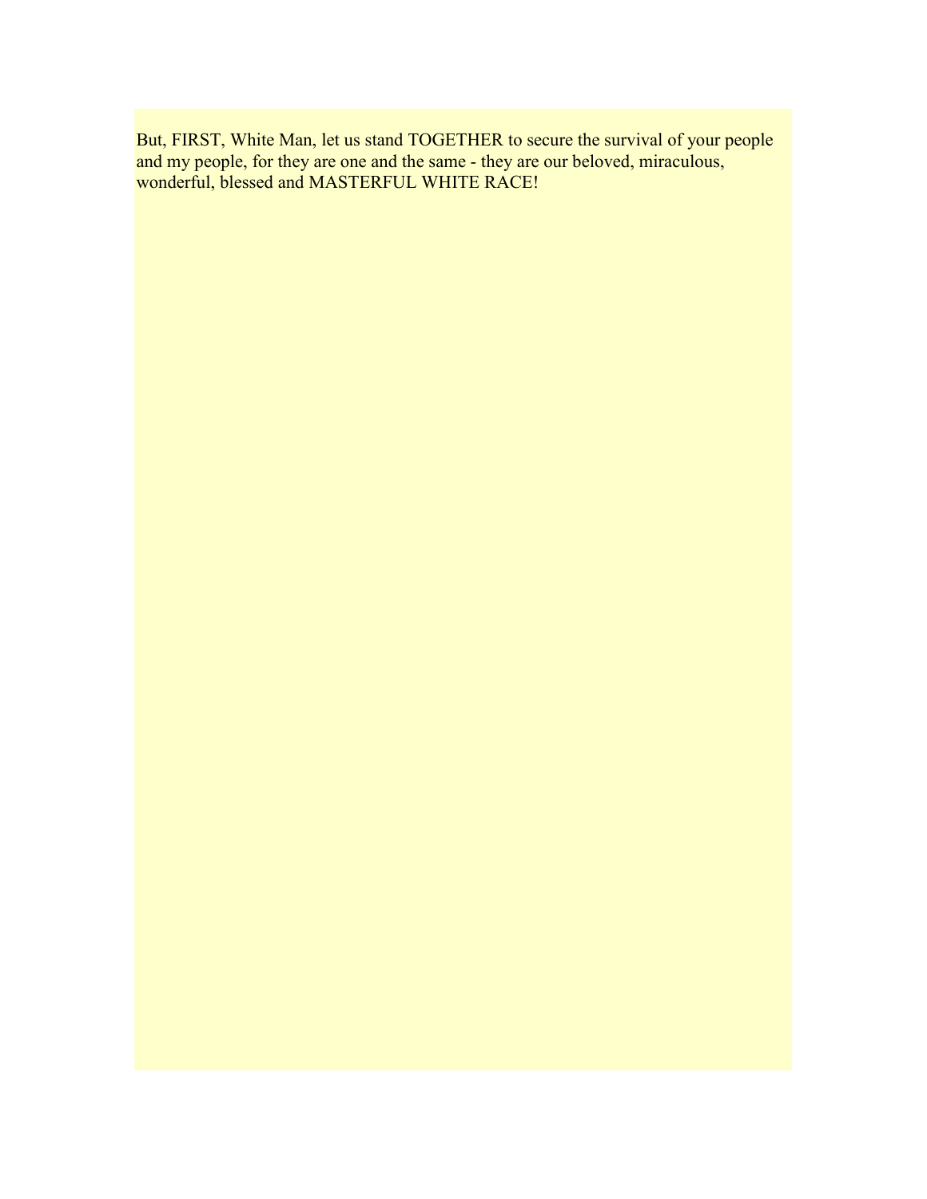But, FIRST, White Man, let us stand TOGETHER to secure the survival of your people and my people, for they are one and the same - they are our beloved, miraculous, wonderful, blessed and MASTERFUL WHITE RACE!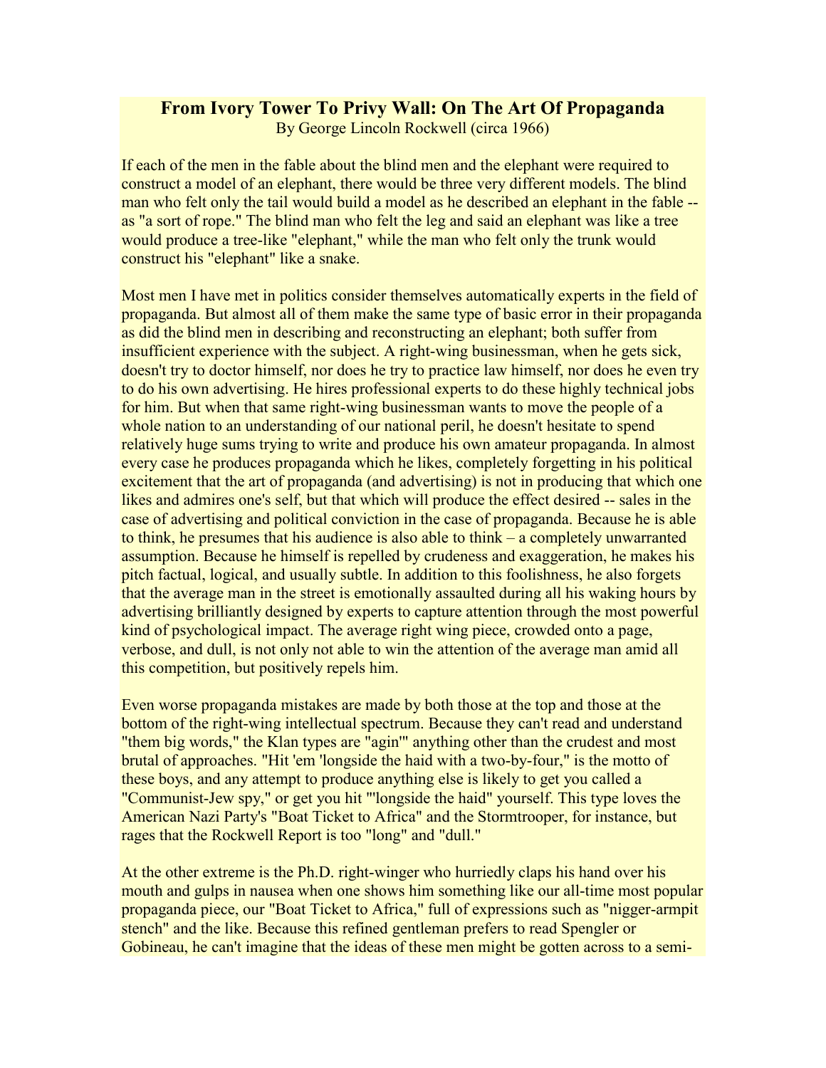# From Ivory Tower To Privy Wall: On The Art Of Propaganda

By George Lincoln Rockwell (circa 1966)

If each of the men in the fable about the blind men and the elephant were required to construct a model of an elephant, there would be three very different models. The blind man who felt only the tail would build a model as he described an elephant in the fable -- as "a sort of rope." The blind man who felt the leg and said an elephant was like a tree would produce a tree-like "elephant," while the man who felt only the trunk would construct his "elephant" like a snake.

Most men I have met in politics consider themselves automatically experts in the field of propaganda. But almost all of them make the same type of basic error in their propaganda as did the blind men in describing and reconstructing an elephant; both suffer from insufficient experience with the subject. A right-wing businessman, when he gets sick, doesn't try to doctor himself, nor does he try to practice law himself, nor does he even try to do his own advertising. He hires professional experts to do these highly technical jobs for him. But when that same right-wing businessman wants to move the people of a whole nation to an understanding of our national peril, he doesn't hesitate to spend relatively huge sums trying to write and produce his own amateur propaganda. In almost every case he produces propaganda which he likes, completely forgetting in his political excitement that the art of propaganda (and advertising) is not in producing that which one likes and admires one's self, but that which will produce the effect desired -- sales in the case of advertising and political conviction in the case of propaganda. Because he is able to think, he presumes that his audience is also able to think – a completely unwarranted assumption. Because he himself is repelled by crudeness and exaggeration, he makes his pitch factual, logical, and usually subtle. In addition to this foolishness, he also forgets that the average man in the street is emotionally assaulted during all his waking hours by advertising brilliantly designed by experts to capture attention through the most powerful kind of psychological impact. The average right wing piece, crowded onto a page, verbose, and dull, is not only not able to win the attention of the average man amid all this competition, but positively repels him.

Even worse propaganda mistakes are made by both those at the top and those at the bottom of the right-wing intellectual spectrum. Because they can't read and understand "them big words," the Klan types are "agin'" anything other than the crudest and most brutal of approaches. "Hit 'em 'longside the haid with a two-by-four," is the motto of these boys, and any attempt to produce anything else is likely to get you called a "Communist-Jew spy," or get you hit "'longside the haid" yourself. This type loves the American Nazi Party's "Boat Ticket to Africa" and the Stormtrooper, for instance, but rages that the Rockwell Report is too "long" and "dull."

At the other extreme is the Ph.D. right-winger who hurriedly claps his hand over his mouth and gulps in nausea when one shows him something like our all-time most popular propaganda piece, our "Boat Ticket to Africa," full of expressions such as "nigger-armpit stench" and the like. Because this refined gentleman prefers to read Spengler or Gobineau, he can't imagine that the ideas of these men might be gotten across to a semi-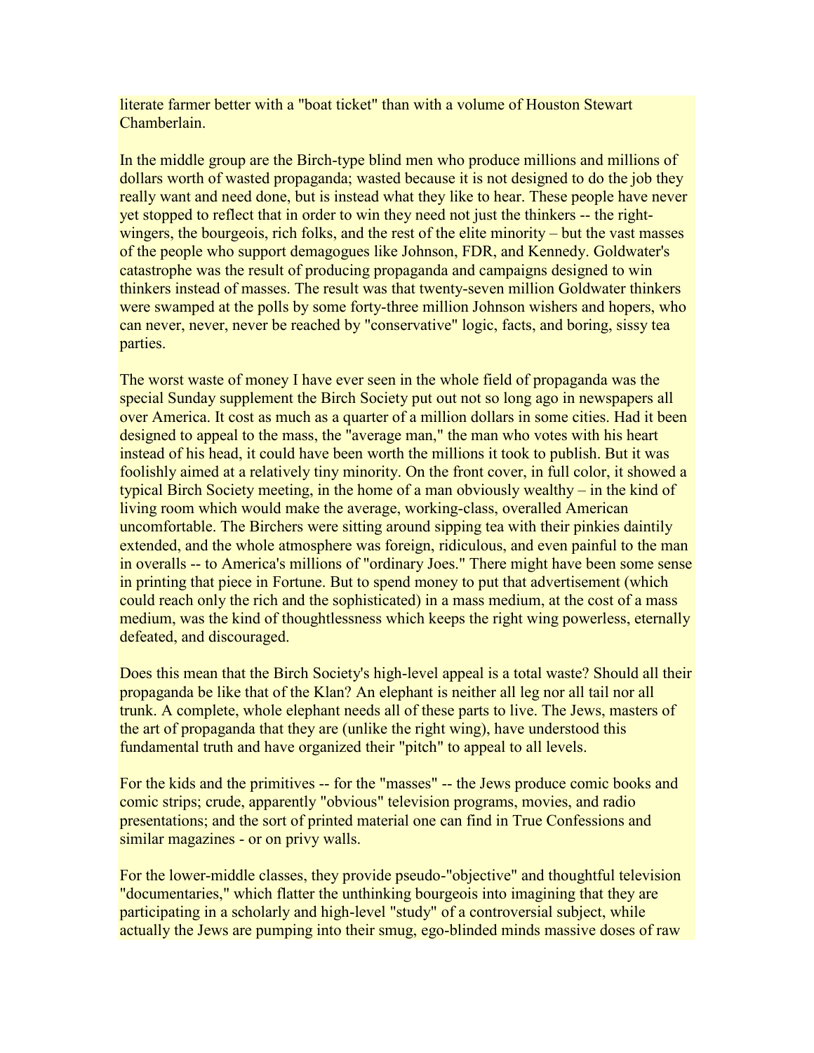literate farmer better with a "boat ticket" than with a volume of Houston Stewart Chamberlain.

In the middle group are the Birch-type blind men who produce millions and millions of dollars worth of wasted propaganda; wasted because it is not designed to do the job they really want and need done, but is instead what they like to hear. These people have never yet stopped to reflect that in order to win they need not just the thinkers -- the right-wingers, the bourgeois, rich folks, and the rest of the elite minority – but the vast masses of the people who support demagogues like Johnson, FDR, and Kennedy. Goldwater's catastrophe was the result of producing propaganda and campaigns designed to win thinkers instead of masses. The result was that twenty-seven million Goldwater thinkers were swamped at the polls by some forty-three million Johnson wishers and hopers, who can never, never, never be reached by "conservative" logic, facts, and boring, sissy tea parties.

The worst waste of money I have ever seen in the whole field of propaganda was the special Sunday supplement the Birch Society put out not so long ago in newspapers all over America. It cost as much as a quarter of a million dollars in some cities. Had it been designed to appeal to the mass, the "average man," the man who votes with his heart instead of his head, it could have been worth the millions it took to publish. But it was foolishly aimed at a relatively tiny minority. On the front cover, in full color, it showed a typical Birch Society meeting, in the home of a man obviously wealthy – in the kind of living room which would make the average, working-class, overalled American uncomfortable. The Birchers were sitting around sipping tea with their pinkies daintily extended, and the whole atmosphere was foreign, ridiculous, and even painful to the man in overalls -- to America's millions of "ordinary Joes." There might have been some sense in printing that piece in Fortune. But to spend money to put that advertisement (which could reach only the rich and the sophisticated) in a mass medium, at the cost of a mass medium, was the kind of thoughtlessness which keeps the right wing powerless, eternally defeated, and discouraged.

Does this mean that the Birch Society's high-level appeal is a total waste? Should all their propaganda be like that of the Klan? An elephant is neither all leg nor all tail nor all trunk. A complete, whole elephant needs all of these parts to live. The Jews, masters of the art of propaganda that they are (unlike the right wing), have understood this fundamental truth and have organized their "pitch" to appeal to all levels.

For the kids and the primitives -- for the "masses" -- the Jews produce comic books and comic strips; crude, apparently "obvious" television programs, movies, and radio presentations; and the sort of printed material one can find in True Confessions and similar magazines - or on privy walls.

For the lower-middle classes, they provide pseudo-"objective" and thoughtful television "documentaries," which flatter the unthinking bourgeois into imagining that they are participating in a scholarly and high-level "study" of a controversial subject, while actually the Jews are pumping into their smug, ego-blinded minds massive doses of raw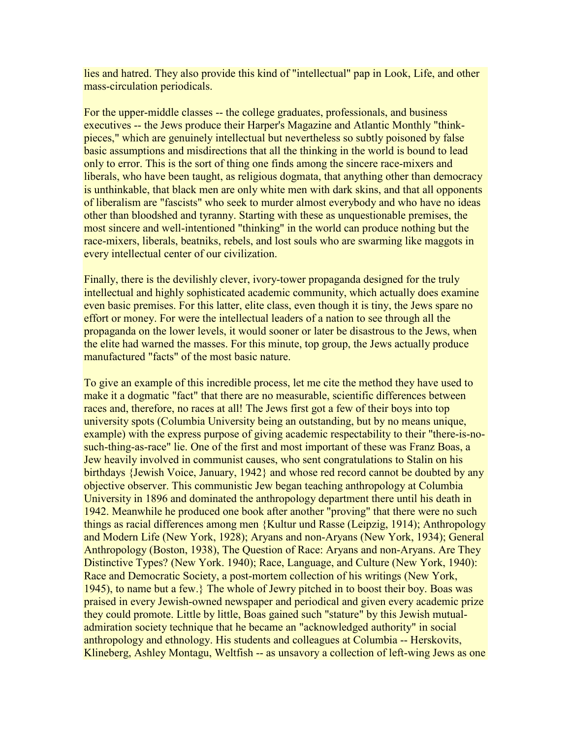lies and hatred. They also provide this kind of "intellectual" pap in Look, Life, and other mass-circulation periodicals.

For the upper-middle classes -- the college graduates, professionals, and business executives -- the Jews produce their Harper's Magazine and Atlantic Monthly "think-pieces," which are genuinely intellectual but nevertheless so subtly poisoned by false basic assumptions and misdirections that all the thinking in the world is bound to lead only to error. This is the sort of thing one finds among the sincere race-mixers and liberals, who have been taught, as religious dogmata, that anything other than democracy is unthinkable, that black men are only white men with dark skins, and that all opponents of liberalism are "fascists" who seek to murder almost everybody and who have no ideas other than bloodshed and tyranny. Starting with these as unquestionable premises, the most sincere and well-intentioned "thinking" in the world can produce nothing but the race-mixers, liberals, beatniks, rebels, and lost souls who are swarming like maggots in every intellectual center of our civilization.

Finally, there is the devilishly clever, ivory-tower propaganda designed for the truly intellectual and highly sophisticated academic community, which actually does examine even basic premises. For this latter, elite class, even though it is tiny, the Jews spare no effort or money. For were the intellectual leaders of a nation to see through all the propaganda on the lower levels, it would sooner or later be disastrous to the Jews, when the elite had warned the masses. For this minute, top group, the Jews actually produce manufactured "facts" of the most basic nature.

To give an example of this incredible process, let me cite the method they have used to make it a dogmatic "fact" that there are no measurable, scientific differences between races and, therefore, no races at all! The Jews first got a few of their boys into top university spots (Columbia University being an outstanding, but by no means unique, example) with the express purpose of giving academic respectability to their "there-is-no-such-thing-as-race" lie. One of the first and most important of these was Franz Boas, a Jew heavily involved in communist causes, who sent congratulations to Stalin on his birthdays {Jewish Voice, January, 1942} and whose red record cannot be doubted by any objective observer. This communistic Jew began teaching anthropology at Columbia University in 1896 and dominated the anthropology department there until his death in 1942. Meanwhile he produced one book after another "proving" that there were no such things as racial differences among men {Kultur und Rasse (Leipzig, 1914); Anthropology and Modern Life (New York, 1928); Aryans and non-Aryans (New York, 1934); General Anthropology (Boston, 1938), The Question of Race: Aryans and non-Aryans. Are They Distinctive Types? (New York. 1940); Race, Language, and Culture (New York, 1940): Race and Democratic Society, a post-mortem collection of his writings (New York, 1945), to name but a few.} The whole of Jewry pitched in to boost their boy. Boas was praised in every Jewish-owned newspaper and periodical and given every academic prize they could promote. Little by little, Boas gained such "stature" by this Jewish mutual-admiration society technique that he became an "acknowledged authority" in social anthropology and ethnology. His students and colleagues at Columbia -- Herskovits, Klineberg, Ashley Montagu, Weltfish -- as unsavory a collection of left-wing Jews as one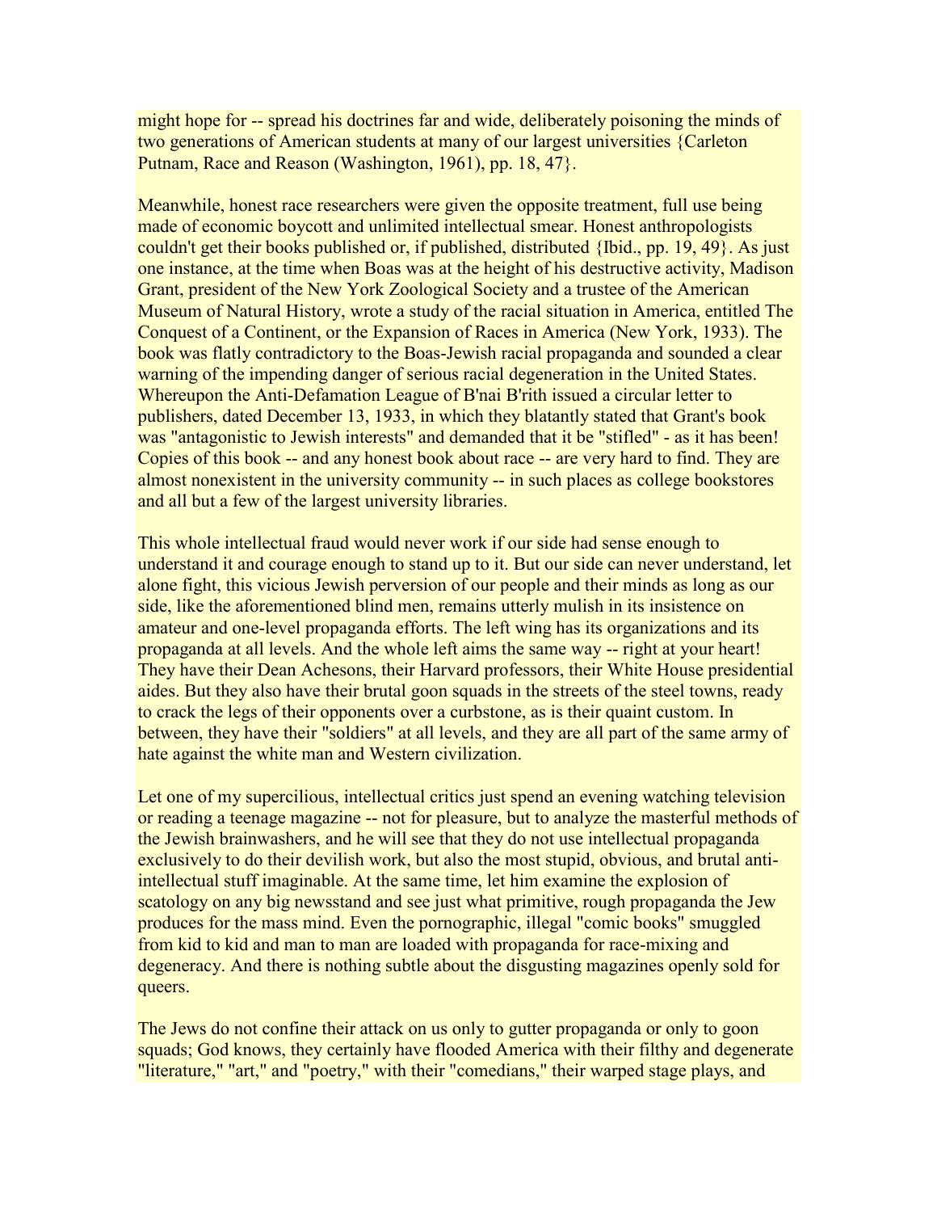might hope for -- spread his doctrines far and wide, deliberately poisoning the minds of two generations of American students at many of our largest universities {Carleton Putnam, Race and Reason (Washington, 1961), pp. 18, 47}.

Meanwhile, honest race researchers were given the opposite treatment, full use being made of economic boycott and unlimited intellectual smear. Honest anthropologists couldn't get their books published or, if published, distributed {Ibid., pp. 19, 49}. As just one instance, at the time when Boas was at the height of his destructive activity, Madison Grant, president of the New York Zoological Society and a trustee of the American Museum of Natural History, wrote a study of the racial situation in America, entitled The Conquest of a Continent, or the Expansion of Races in America (New York, 1933). The book was flatly contradictory to the Boas-Jewish racial propaganda and sounded a clear warning of the impending danger of serious racial degeneration in the United States. Whereupon the Anti-Defamation League of B'nai B'rith issued a circular letter to publishers, dated December 13, 1933, in which they blatantly stated that Grant's book was "antagonistic to Jewish interests" and demanded that it be "stifled" - as it has been! Copies of this book -- and any honest book about race -- are very hard to find. They are almost nonexistent in the university community -- in such places as college bookstores and all but a few of the largest university libraries.

This whole intellectual fraud would never work if our side had sense enough to understand it and courage enough to stand up to it. But our side can never understand, let alone fight, this vicious Jewish perversion of our people and their minds as long as our side, like the aforementioned blind men, remains utterly mulish in its insistence on amateur and one-level propaganda efforts. The left wing has its organizations and its propaganda at all levels. And the whole left aims the same way -- right at your heart! They have their Dean Achesons, their Harvard professors, their White House presidential aides. But they also have their brutal goon squads in the streets of the steel towns, ready to crack the legs of their opponents over a curbstone, as is their quaint custom. In between, they have their "soldiers" at all levels, and they are all part of the same army of hate against the white man and Western civilization.

Let one of my supercilious, intellectual critics just spend an evening watching television or reading a teenage magazine -- not for pleasure, but to analyze the masterful methods of the Jewish brainwashers, and he will see that they do not use intellectual propaganda exclusively to do their devilish work, but also the most stupid, obvious, and brutal anti-intellectual stuff imaginable. At the same time, let him examine the explosion of scatology on any big newsstand and see just what primitive, rough propaganda the Jew produces for the mass mind. Even the pornographic, illegal "comic books" smuggled from kid to kid and man to man are loaded with propaganda for race-mixing and degeneracy. And there is nothing subtle about the disgusting magazines openly sold for queers.

The Jews do not confine their attack on us only to gutter propaganda or only to goon squads; God knows, they certainly have flooded America with their filthy and degenerate "literature," "art," and "poetry," with their "comedians," their warped stage plays, and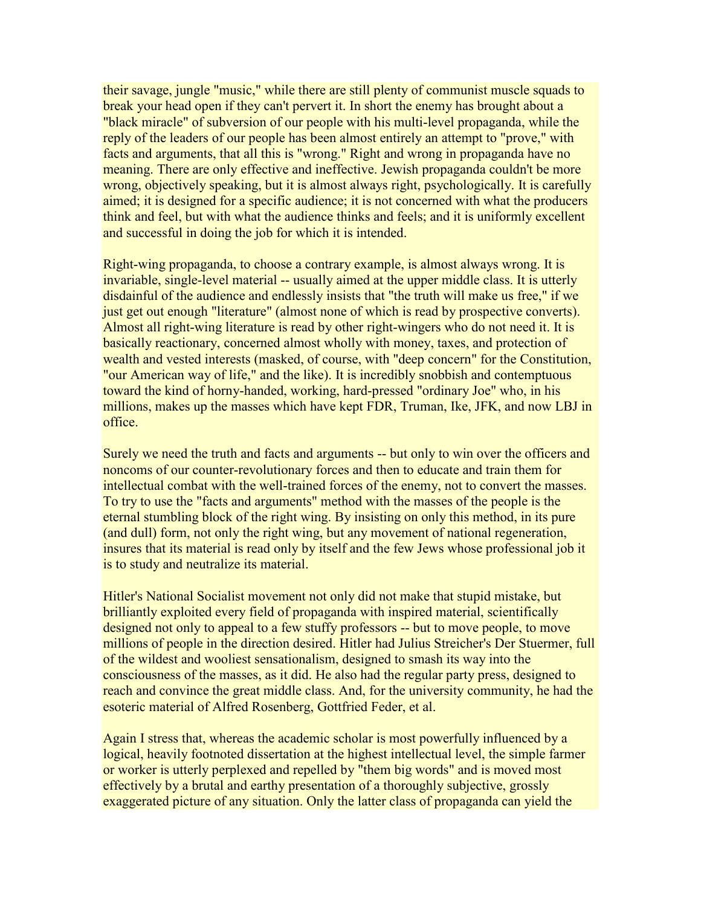their savage, jungle "music," while there are still plenty of communist muscle squads to break your head open if they can't pervert it. In short the enemy has brought about a "black miracle" of subversion of our people with his multi-level propaganda, while the reply of the leaders of our people has been almost entirely an attempt to "prove," with facts and arguments, that all this is "wrong." Right and wrong in propaganda have no meaning. There are only effective and ineffective. Jewish propaganda couldn't be more wrong, objectively speaking, but it is almost always right, psychologically. It is carefully aimed; it is designed for a specific audience; it is not concerned with what the producers think and feel, but with what the audience thinks and feels; and it is uniformly excellent and successful in doing the job for which it is intended.

Right-wing propaganda, to choose a contrary example, is almost always wrong. It is invariable, single-level material -- usually aimed at the upper middle class. It is utterly disdainful of the audience and endlessly insists that "the truth will make us free," if we just get out enough "literature" (almost none of which is read by prospective converts). Almost all right-wing literature is read by other right-wingers who do not need it. It is basically reactionary, concerned almost wholly with money, taxes, and protection of wealth and vested interests (masked, of course, with "deep concern" for the Constitution, "our American way of life," and the like). It is incredibly snobbish and contemptuous toward the kind of horny-handed, working, hard-pressed "ordinary Joe" who, in his millions, makes up the masses which have kept FDR, Truman, Ike, JFK, and now LBJ in office.

Surely we need the truth and facts and arguments -- but only to win over the officers and noncoms of our counter-revolutionary forces and then to educate and train them for intellectual combat with the well-trained forces of the enemy, not to convert the masses. To try to use the "facts and arguments" method with the masses of the people is the eternal stumbling block of the right wing. By insisting on only this method, in its pure (and dull) form, not only the right wing, but any movement of national regeneration, insures that its material is read only by itself and the few Jews whose professional job it is to study and neutralize its material.

Hitler's National Socialist movement not only did not make that stupid mistake, but brilliantly exploited every field of propaganda with inspired material, scientifically designed not only to appeal to a few stuffy professors -- but to move people, to move millions of people in the direction desired. Hitler had Julius Streicher's Der Stuermer, full of the wildest and wooliest sensationalism, designed to smash its way into the consciousness of the masses, as it did. He also had the regular party press, designed to reach and convince the great middle class. And, for the university community, he had the esoteric material of Alfred Rosenberg, Gottfried Feder, et al.

Again I stress that, whereas the academic scholar is most powerfully influenced by a logical, heavily footnoted dissertation at the highest intellectual level, the simple farmer or worker is utterly perplexed and repelled by "them big words" and is moved most effectively by a brutal and earthy presentation of a thoroughly subjective, grossly exaggerated picture of any situation. Only the latter class of propaganda can yield the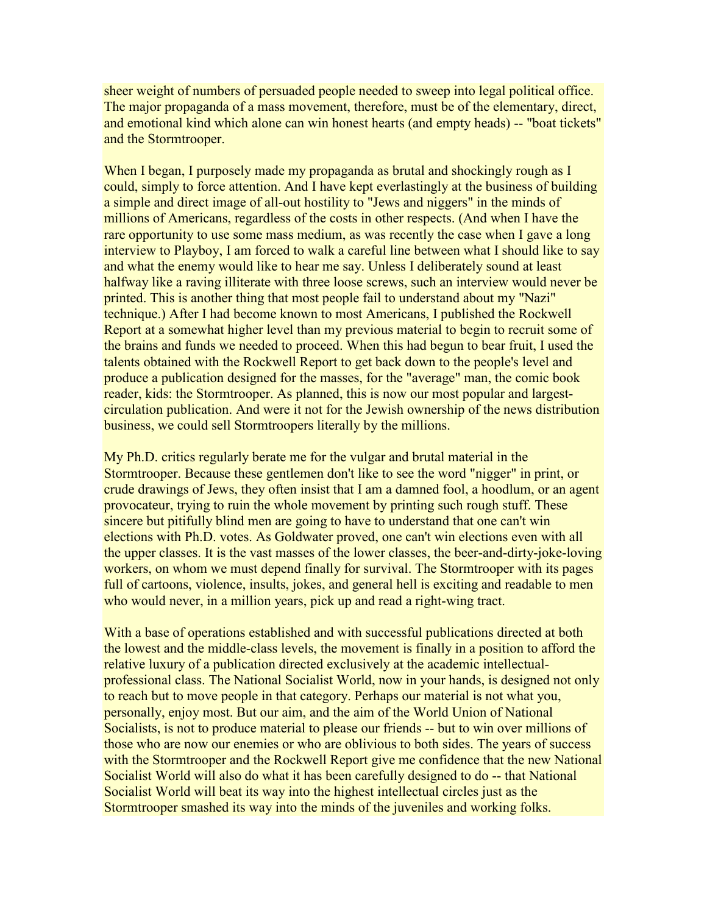sheer weight of numbers of persuaded people needed to sweep into legal political office. The major propaganda of a mass movement, therefore, must be of the elementary, direct, and emotional kind which alone can win honest hearts (and empty heads) -- "boat tickets" and the Stormtrooper.

When I began, I purposely made my propaganda as brutal and shockingly rough as I could, simply to force attention. And I have kept everlastingly at the business of building a simple and direct image of all-out hostility to "Jews and niggers" in the minds of millions of Americans, regardless of the costs in other respects. (And when I have the rare opportunity to use some mass medium, as was recently the case when I gave a long interview to Playboy, I am forced to walk a careful line between what I should like to say and what the enemy would like to hear me say. Unless I deliberately sound at least halfway like a raving illiterate with three loose screws, such an interview would never be printed. This is another thing that most people fail to understand about my "Nazi" technique.) After I had become known to most Americans, I published the Rockwell Report at a somewhat higher level than my previous material to begin to recruit some of the brains and funds we needed to proceed. When this had begun to bear fruit, I used the talents obtained with the Rockwell Report to get back down to the people's level and produce a publication designed for the masses, for the "average" man, the comic book reader, kids: the Stormtrooper. As planned, this is now our most popular and largest-circulation publication. And were it not for the Jewish ownership of the news distribution business, we could sell Stormtroopers literally by the millions.

My Ph.D. critics regularly berate me for the vulgar and brutal material in the Stormtrooper. Because these gentlemen don't like to see the word "nigger" in print, or crude drawings of Jews, they often insist that I am a damned fool, a hoodlum, or an agent provocateur, trying to ruin the whole movement by printing such rough stuff. These sincere but pitifully blind men are going to have to understand that one can't win elections with Ph.D. votes. As Goldwater proved, one can't win elections even with all the upper classes. It is the vast masses of the lower classes, the beer-and-dirty-joke-loving workers, on whom we must depend finally for survival. The Stormtrooper with its pages full of cartoons, violence, insults, jokes, and general hell is exciting and readable to men who would never, in a million years, pick up and read a right-wing tract.

With a base of operations established and with successful publications directed at both the lowest and the middle-class levels, the movement is finally in a position to afford the relative luxury of a publication directed exclusively at the academic intellectual-professional class. The National Socialist World, now in your hands, is designed not only to reach but to move people in that category. Perhaps our material is not what you, personally, enjoy most. But our aim, and the aim of the World Union of National Socialists, is not to produce material to please our friends -- but to win over millions of those who are now our enemies or who are oblivious to both sides. The years of success with the Stormtrooper and the Rockwell Report give me confidence that the new National Socialist World will also do what it has been carefully designed to do -- that National Socialist World will beat its way into the highest intellectual circles just as the Stormtrooper smashed its way into the minds of the juveniles and working folks.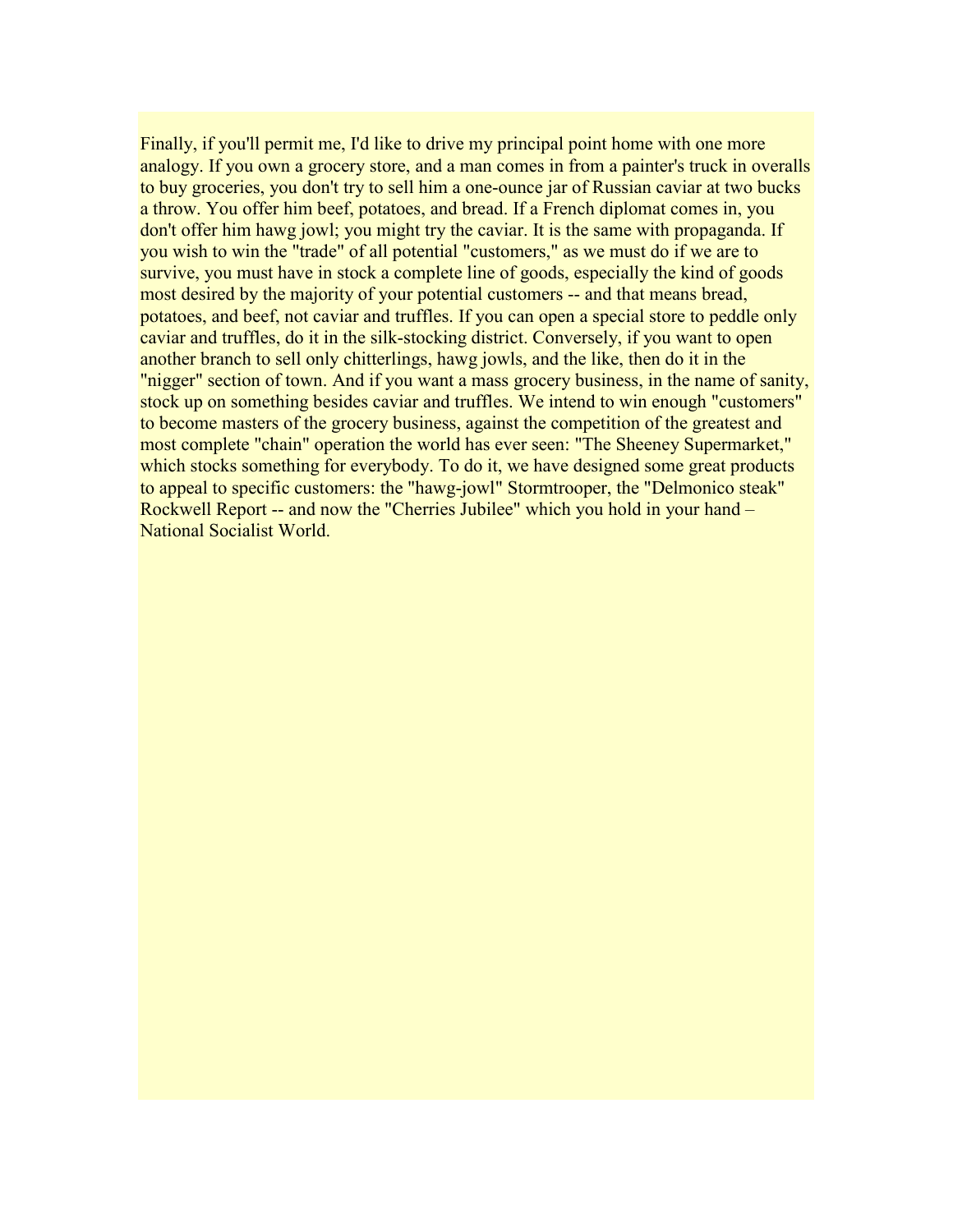Finally, if you'll permit me, I'd like to drive my principal point home with one more analogy. If you own a grocery store, and a man comes in from a painter's truck in overalls to buy groceries, you don't try to sell him a one-ounce jar of Russian caviar at two bucks a throw. You offer him beef, potatoes, and bread. If a French diplomat comes in, you don't offer him hawg jowl; you might try the caviar. It is the same with propaganda. If you wish to win the "trade" of all potential "customers," as we must do if we are to survive, you must have in stock a complete line of goods, especially the kind of goods most desired by the majority of your potential customers -- and that means bread, potatoes, and beef, not caviar and truffles. If you can open a special store to peddle only caviar and truffles, do it in the silk-stocking district. Conversely, if you want to open another branch to sell only chitterlings, hawg jowls, and the like, then do it in the "nigger" section of town. And if you want a mass grocery business, in the name of sanity, stock up on something besides caviar and truffles. We intend to win enough "customers" to become masters of the grocery business, against the competition of the greatest and most complete "chain" operation the world has ever seen: "The Sheeney Supermarket," which stocks something for everybody. To do it, we have designed some great products to appeal to specific customers: the "hawg-jowl" Stormtrooper, the "Delmonico steak" Rockwell Report -- and now the "Cherries Jubilee" which you hold in your hand – National Socialist World.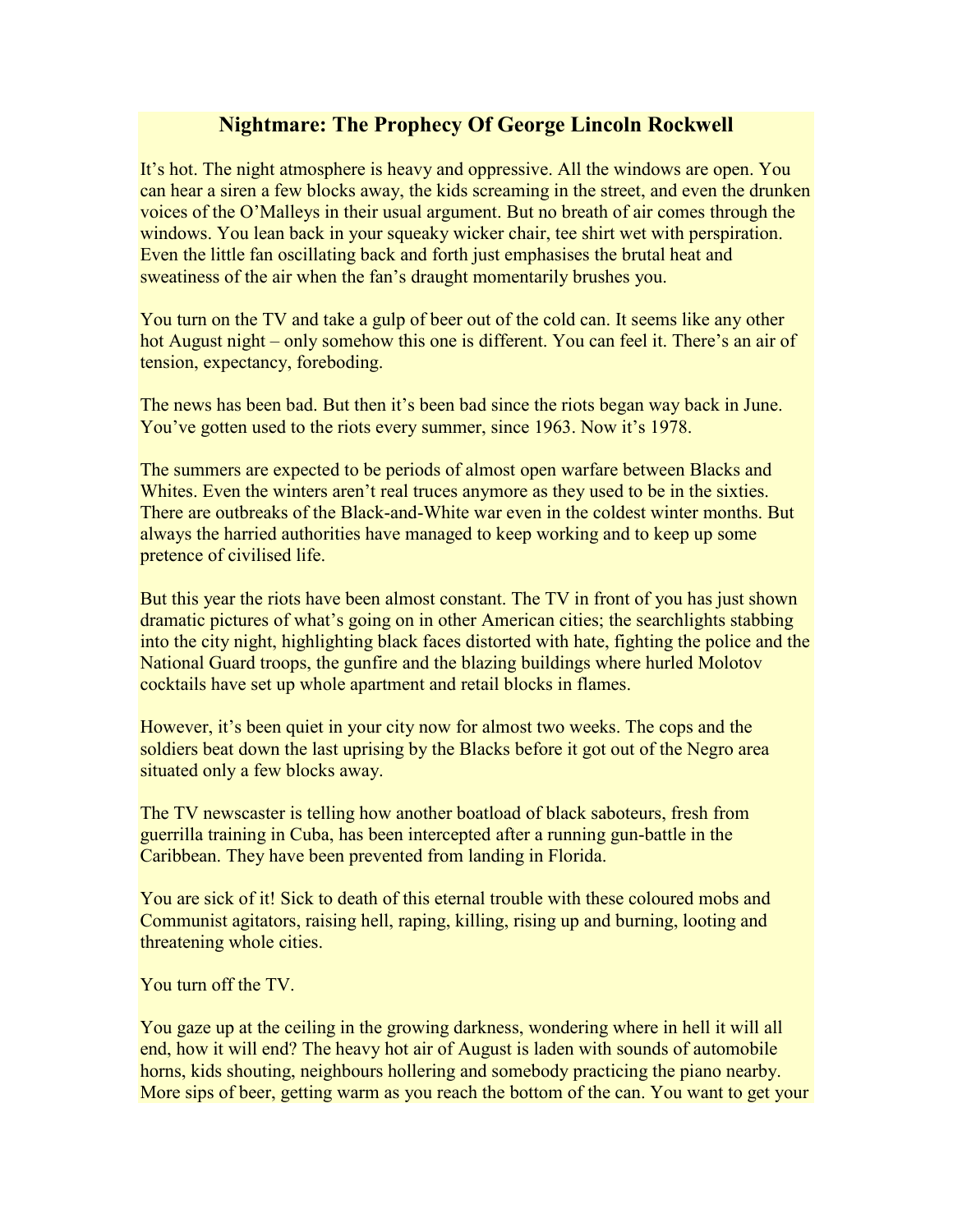## Nightmare: The Prophecy Of George Lincoln Rockwell

It's hot. The night atmosphere is heavy and oppressive. All the windows are open. You can hear a siren a few blocks away, the kids screaming in the street, and even the drunken voices of the O'Malleys in their usual argument. But no breath of air comes through the windows. You lean back in your squeaky wicker chair, tee shirt wet with perspiration. Even the little fan oscillating back and forth just emphasises the brutal heat and sweatiness of the air when the fan's draught momentarily brushes you.

You turn on the TV and take a gulp of beer out of the cold can. It seems like any other hot August night – only somehow this one is different. You can feel it. There's an air of tension, expectancy, foreboding.

The news has been bad. But then it's been bad since the riots began way back in June. You've gotten used to the riots every summer, since 1963. Now it's 1978.

The summers are expected to be periods of almost open warfare between Blacks and Whites. Even the winters aren't real truces anymore as they used to be in the sixties. There are outbreaks of the Black-and-White war even in the coldest winter months. But always the harried authorities have managed to keep working and to keep up some pretence of civilised life.

But this year the riots have been almost constant. The TV in front of you has just shown dramatic pictures of what's going on in other American cities; the searchlights stabbing into the city night, highlighting black faces distorted with hate, fighting the police and the National Guard troops, the gunfire and the blazing buildings where hurled Molotov cocktails have set up whole apartment and retail blocks in flames.

However, it's been quiet in your city now for almost two weeks. The cops and the soldiers beat down the last uprising by the Blacks before it got out of the Negro area situated only a few blocks away.

The TV newscaster is telling how another boatload of black saboteurs, fresh from guerrilla training in Cuba, has been intercepted after a running gun-battle in the Caribbean. They have been prevented from landing in Florida.

You are sick of it! Sick to death of this eternal trouble with these coloured mobs and Communist agitators, raising hell, raping, killing, rising up and burning, looting and threatening whole cities.

You turn off the TV.

You gaze up at the ceiling in the growing darkness, wondering where in hell it will all end, how it will end? The heavy hot air of August is laden with sounds of automobile horns, kids shouting, neighbours hollering and somebody practicing the piano nearby. More sips of beer, getting warm as you reach the bottom of the can. You want to get your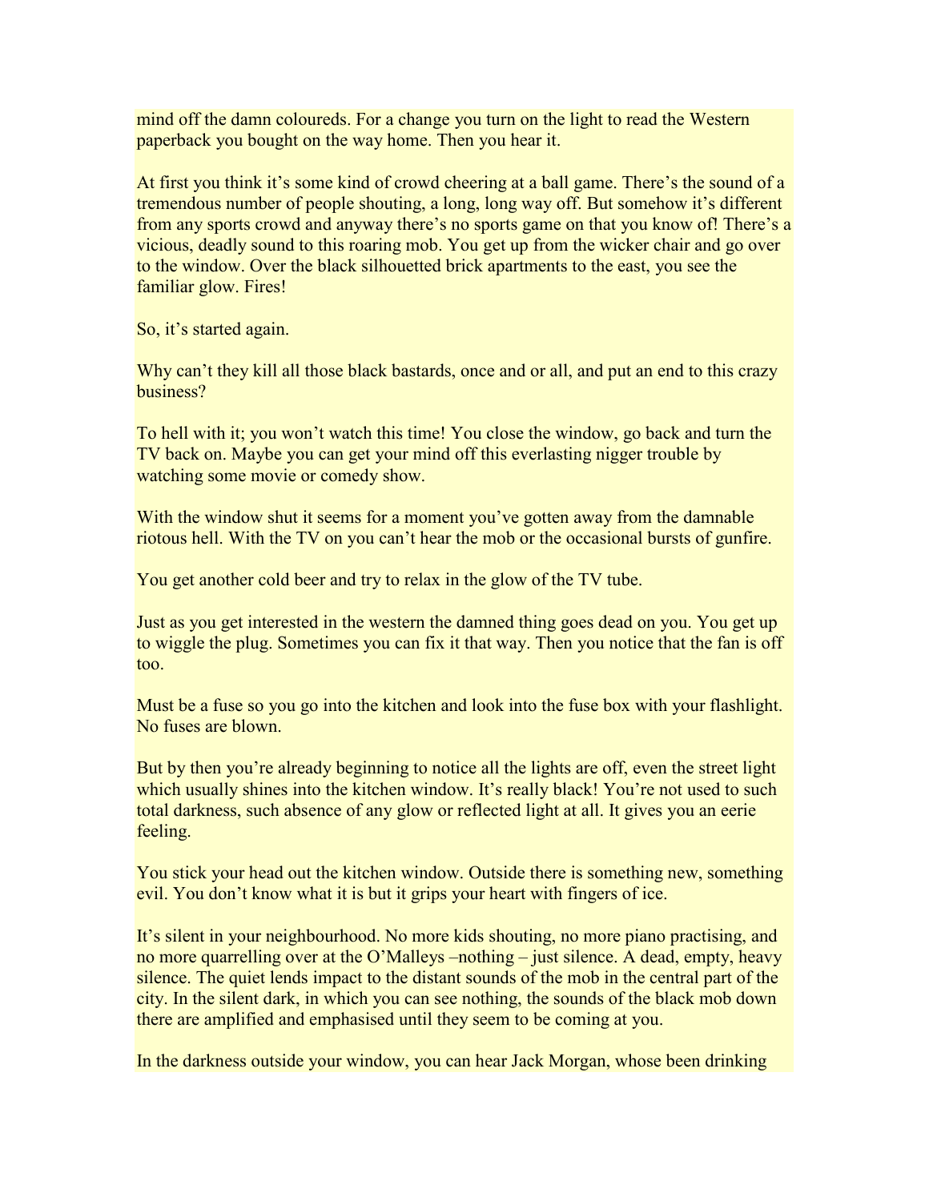mind off the damn coloureds. For a change you turn on the light to read the Western paperback you bought on the way home. Then you hear it.

At first you think it's some kind of crowd cheering at a ball game. There's the sound of a tremendous number of people shouting, a long, long way off. But somehow it's different from any sports crowd and anyway there's no sports game on that you know of! There's a vicious, deadly sound to this roaring mob. You get up from the wicker chair and go over to the window. Over the black silhouetted brick apartments to the east, you see the familiar glow. Fires!

So, it's started again.

Why can't they kill all those black bastards, once and or all, and put an end to this crazy business?

To hell with it; you won't watch this time! You close the window, go back and turn the TV back on. Maybe you can get your mind off this everlasting nigger trouble by watching some movie or comedy show.

With the window shut it seems for a moment you've gotten away from the damnable riotous hell. With the TV on you can't hear the mob or the occasional bursts of gunfire.

You get another cold beer and try to relax in the glow of the TV tube.

Just as you get interested in the western the damned thing goes dead on you. You get up to wiggle the plug. Sometimes you can fix it that way. Then you notice that the fan is off too.

Must be a fuse so you go into the kitchen and look into the fuse box with your flashlight. No fuses are blown.

But by then you're already beginning to notice all the lights are off, even the street light which usually shines into the kitchen window. It's really black! You're not used to such total darkness, such absence of any glow or reflected light at all. It gives you an eerie feeling.

You stick your head out the kitchen window. Outside there is something new, something evil. You don't know what it is but it grips your heart with fingers of ice.

It's silent in your neighbourhood. No more kids shouting, no more piano practising, and no more quarrelling over at the O'Malleys –nothing – just silence. A dead, empty, heavy silence. The quiet lends impact to the distant sounds of the mob in the central part of the city. In the silent dark, in which you can see nothing, the sounds of the black mob down there are amplified and emphasised until they seem to be coming at you.

In the darkness outside your window, you can hear Jack Morgan, whose been drinking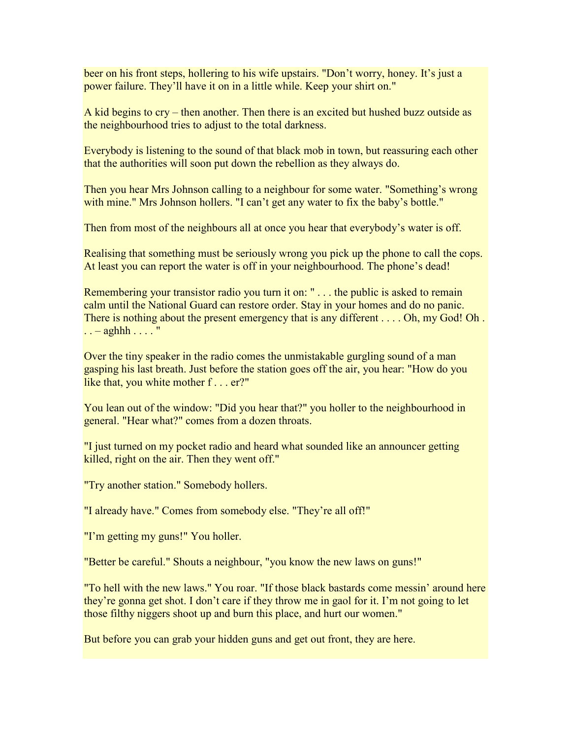beer on his front steps, hollering to his wife upstairs. "Don't worry, honey. It's just a power failure. They'll have it on in a little while. Keep your shirt on."

A kid begins to cry – then another. Then there is an excited but hushed buzz outside as the neighbourhood tries to adjust to the total darkness.

Everybody is listening to the sound of that black mob in town, but reassuring each other that the authorities will soon put down the rebellion as they always do.

Then you hear Mrs Johnson calling to a neighbour for some water. "Something's wrong with mine." Mrs Johnson hollers. "I can't get any water to fix the baby's bottle."

Then from most of the neighbours all at once you hear that everybody's water is off.

Realising that something must be seriously wrong you pick up the phone to call the cops. At least you can report the water is off in your neighbourhood. The phone's dead!

Remembering your transistor radio you turn it on: " . . . the public is asked to remain calm until the National Guard can restore order. Stay in your homes and do no panic. There is nothing about the present emergency that is any different . . . . Oh, my God! Oh . . . – aghhh . . . . "

Over the tiny speaker in the radio comes the unmistakable gurgling sound of a man gasping his last breath. Just before the station goes off the air, you hear: "How do you like that, you white mother f . . . er?"

You lean out of the window: "Did you hear that?" you holler to the neighbourhood in general. "Hear what?" comes from a dozen throats.

"I just turned on my pocket radio and heard what sounded like an announcer getting killed, right on the air. Then they went off."

"Try another station." Somebody hollers.

"I already have." Comes from somebody else. "They're all off!"

"I'm getting my guns!" You holler.

"Better be careful." Shouts a neighbour, "you know the new laws on guns!"

"To hell with the new laws." You roar. "If those black bastards come messin' around here they're gonna get shot. I don't care if they throw me in gaol for it. I'm not going to let those filthy niggers shoot up and burn this place, and hurt our women."

But before you can grab your hidden guns and get out front, they are here.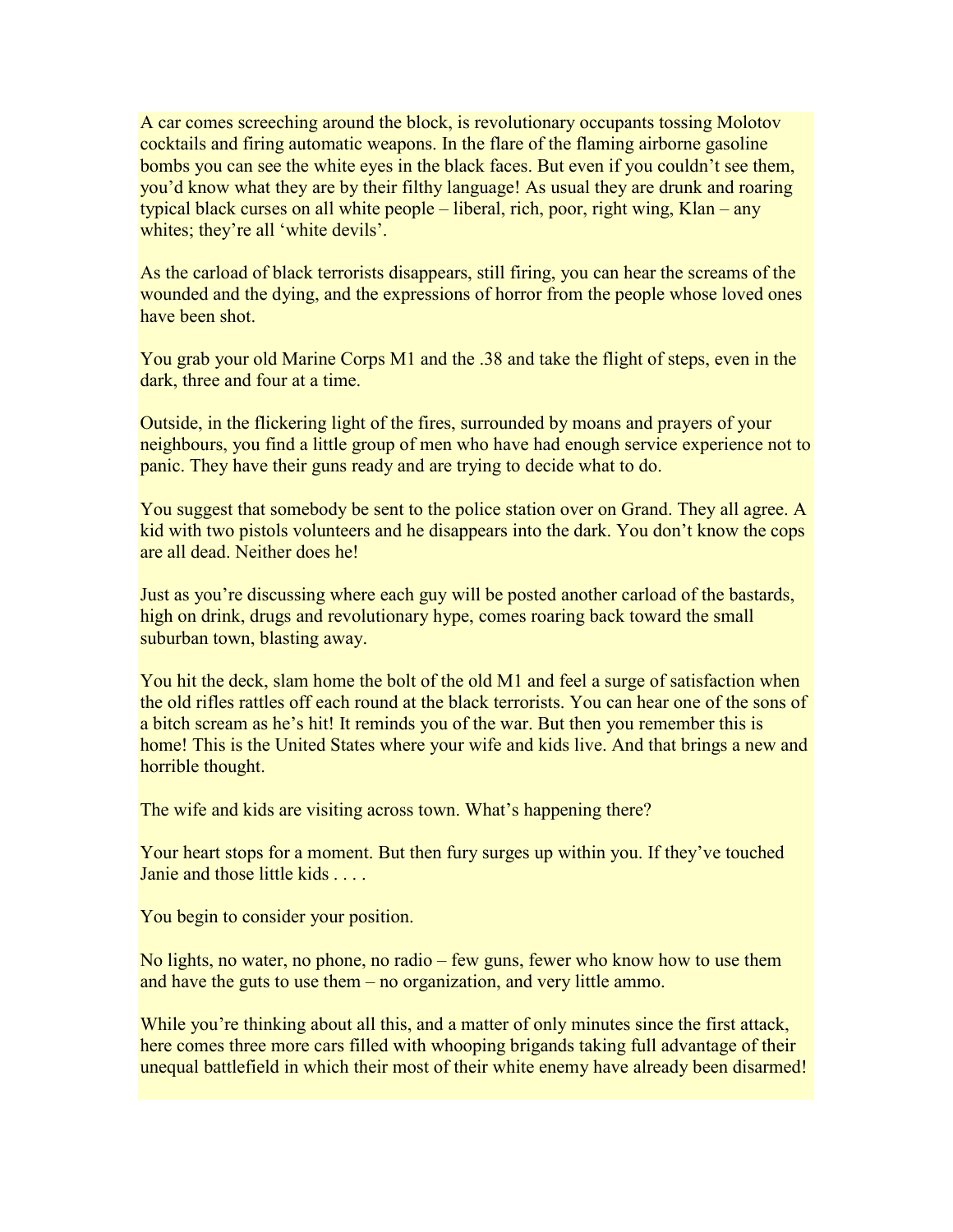A car comes screeching around the block, is revolutionary occupants tossing Molotov cocktails and firing automatic weapons. In the flare of the flaming airborne gasoline bombs you can see the white eyes in the black faces. But even if you couldn't see them, you'd know what they are by their filthy language! As usual they are drunk and roaring typical black curses on all white people – liberal, rich, poor, right wing, Klan – any whites; they're all 'white devils'.

As the carload of black terrorists disappears, still firing, you can hear the screams of the wounded and the dying, and the expressions of horror from the people whose loved ones have been shot.

You grab your old Marine Corps M1 and the .38 and take the flight of steps, even in the dark, three and four at a time.

Outside, in the flickering light of the fires, surrounded by moans and prayers of your neighbours, you find a little group of men who have had enough service experience not to panic. They have their guns ready and are trying to decide what to do.

You suggest that somebody be sent to the police station over on Grand. They all agree. A kid with two pistols volunteers and he disappears into the dark. You don't know the cops are all dead. Neither does he!

Just as you're discussing where each guy will be posted another carload of the bastards, high on drink, drugs and revolutionary hype, comes roaring back toward the small suburban town, blasting away.

You hit the deck, slam home the bolt of the old M1 and feel a surge of satisfaction when the old rifles rattles off each round at the black terrorists. You can hear one of the sons of a bitch scream as he's hit! It reminds you of the war. But then you remember this is home! This is the United States where your wife and kids live. And that brings a new and horrible thought.

The wife and kids are visiting across town. What's happening there?

Your heart stops for a moment. But then fury surges up within you. If they've touched Janie and those little kids . . . .

You begin to consider your position.

No lights, no water, no phone, no radio – few guns, fewer who know how to use them and have the guts to use them – no organization, and very little ammo.

While you're thinking about all this, and a matter of only minutes since the first attack, here comes three more cars filled with whooping brigands taking full advantage of their unequal battlefield in which their most of their white enemy have already been disarmed!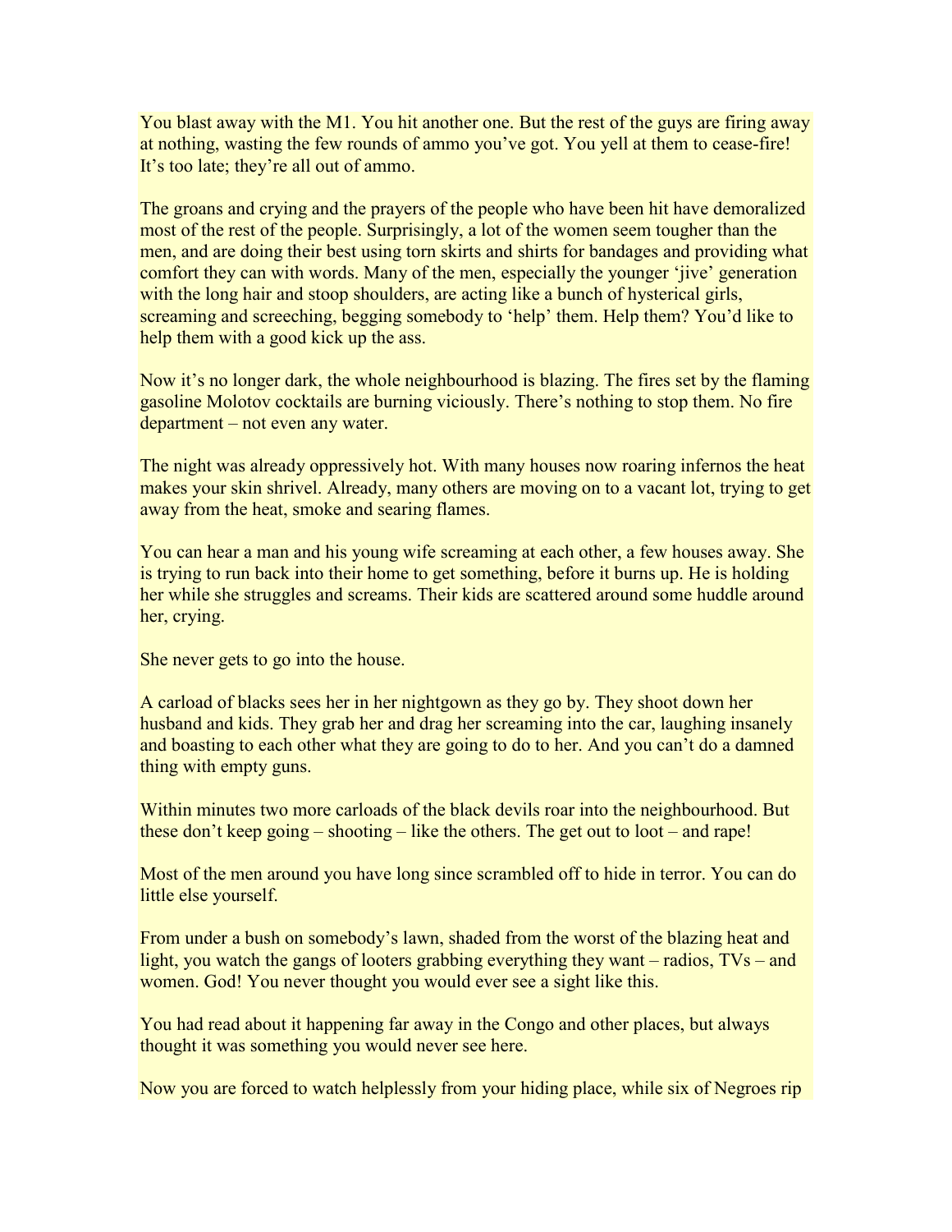You blast away with the M1. You hit another one. But the rest of the guys are firing away at nothing, wasting the few rounds of ammo you've got. You yell at them to cease-fire! It's too late; they're all out of ammo.

The groans and crying and the prayers of the people who have been hit have demoralized most of the rest of the people. Surprisingly, a lot of the women seem tougher than the men, and are doing their best using torn skirts and shirts for bandages and providing what comfort they can with words. Many of the men, especially the younger 'jive' generation with the long hair and stoop shoulders, are acting like a bunch of hysterical girls, screaming and screeching, begging somebody to 'help' them. Help them? You'd like to help them with a good kick up the ass.

Now it's no longer dark, the whole neighbourhood is blazing. The fires set by the flaming gasoline Molotov cocktails are burning viciously. There's nothing to stop them. No fire department – not even any water.

The night was already oppressively hot. With many houses now roaring infernos the heat makes your skin shrivel. Already, many others are moving on to a vacant lot, trying to get away from the heat, smoke and searing flames.

You can hear a man and his young wife screaming at each other, a few houses away. She is trying to run back into their home to get something, before it burns up. He is holding her while she struggles and screams. Their kids are scattered around some huddle around her, crying.

She never gets to go into the house.

A carload of blacks sees her in her nightgown as they go by. They shoot down her husband and kids. They grab her and drag her screaming into the car, laughing insanely and boasting to each other what they are going to do to her. And you can't do a damned thing with empty guns.

Within minutes two more carloads of the black devils roar into the neighbourhood. But these don't keep going – shooting – like the others. The get out to loot – and rape!

Most of the men around you have long since scrambled off to hide in terror. You can do little else yourself.

From under a bush on somebody's lawn, shaded from the worst of the blazing heat and light, you watch the gangs of looters grabbing everything they want – radios, TVs – and women. God! You never thought you would ever see a sight like this.

You had read about it happening far away in the Congo and other places, but always thought it was something you would never see here.

Now you are forced to watch helplessly from your hiding place, while six of Negroes rip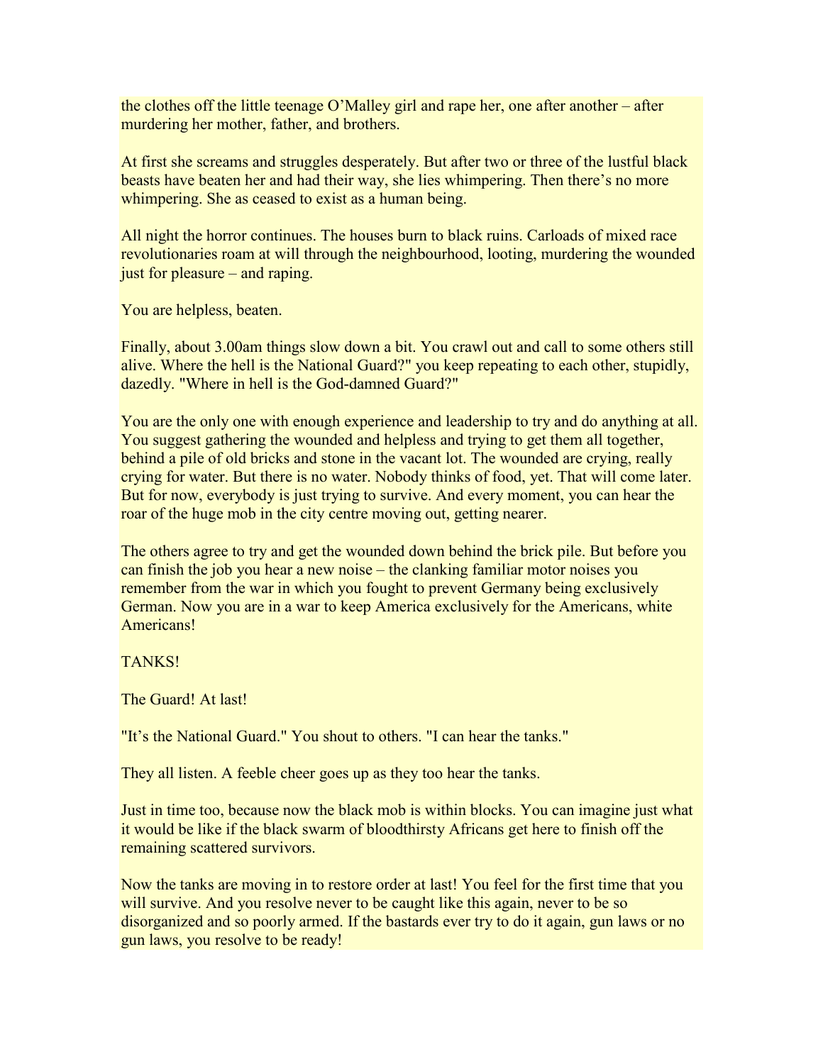the clothes off the little teenage O'Malley girl and rape her, one after another – after murdering her mother, father, and brothers.

At first she screams and struggles desperately. But after two or three of the lustful black beasts have beaten her and had their way, she lies whimpering. Then there's no more whimpering. She as ceased to exist as a human being.

All night the horror continues. The houses burn to black ruins. Carloads of mixed race revolutionaries roam at will through the neighbourhood, looting, murdering the wounded just for pleasure – and raping.

You are helpless, beaten.

Finally, about 3.00am things slow down a bit. You crawl out and call to some others still alive. Where the hell is the National Guard?" you keep repeating to each other, stupidly, dazedly. "Where in hell is the God-damned Guard?"

You are the only one with enough experience and leadership to try and do anything at all. You suggest gathering the wounded and helpless and trying to get them all together, behind a pile of old bricks and stone in the vacant lot. The wounded are crying, really crying for water. But there is no water. Nobody thinks of food, yet. That will come later. But for now, everybody is just trying to survive. And every moment, you can hear the roar of the huge mob in the city centre moving out, getting nearer.

The others agree to try and get the wounded down behind the brick pile. But before you can finish the job you hear a new noise – the clanking familiar motor noises you remember from the war in which you fought to prevent Germany being exclusively German. Now you are in a war to keep America exclusively for the Americans, white Americans!

TANKS!

The Guard! At last!

"It's the National Guard." You shout to others. "I can hear the tanks."

They all listen. A feeble cheer goes up as they too hear the tanks.

Just in time too, because now the black mob is within blocks. You can imagine just what it would be like if the black swarm of bloodthirsty Africans get here to finish off the remaining scattered survivors.

Now the tanks are moving in to restore order at last! You feel for the first time that you will survive. And you resolve never to be caught like this again, never to be so disorganized and so poorly armed. If the bastards ever try to do it again, gun laws or no gun laws, you resolve to be ready!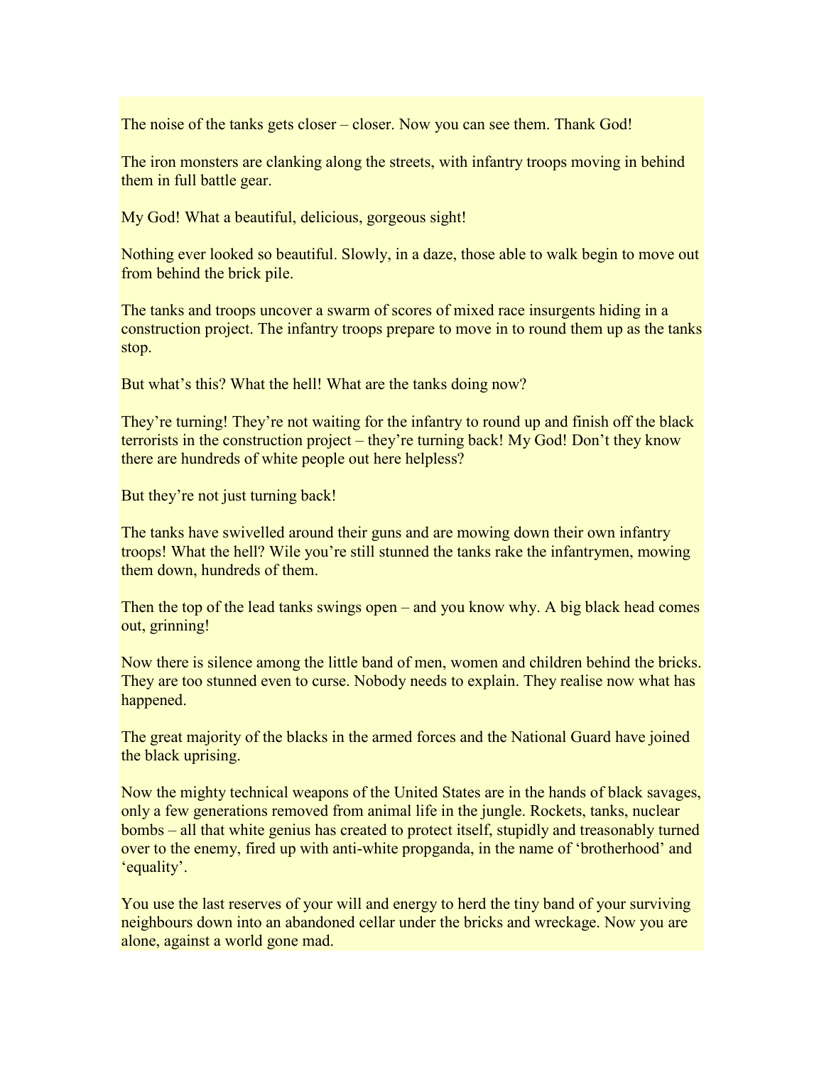The noise of the tanks gets closer – closer. Now you can see them. Thank God!

The iron monsters are clanking along the streets, with infantry troops moving in behind them in full battle gear.

My God! What a beautiful, delicious, gorgeous sight!

Nothing ever looked so beautiful. Slowly, in a daze, those able to walk begin to move out from behind the brick pile.

The tanks and troops uncover a swarm of scores of mixed race insurgents hiding in a construction project. The infantry troops prepare to move in to round them up as the tanks stop.

But what's this? What the hell! What are the tanks doing now?

They're turning! They're not waiting for the infantry to round up and finish off the black terrorists in the construction project – they're turning back! My God! Don't they know there are hundreds of white people out here helpless?

But they're not just turning back!

The tanks have swivelled around their guns and are mowing down their own infantry troops! What the hell? Wile you're still stunned the tanks rake the infantrymen, mowing them down, hundreds of them.

Then the top of the lead tanks swings open – and you know why. A big black head comes out, grinning!

Now there is silence among the little band of men, women and children behind the bricks. They are too stunned even to curse. Nobody needs to explain. They realise now what has happened.

The great majority of the blacks in the armed forces and the National Guard have joined the black uprising.

Now the mighty technical weapons of the United States are in the hands of black savages, only a few generations removed from animal life in the jungle. Rockets, tanks, nuclear bombs – all that white genius has created to protect itself, stupidly and treasonably turned over to the enemy, fired up with anti-white propganda, in the name of 'brotherhood' and 'equality'.

You use the last reserves of your will and energy to herd the tiny band of your surviving neighbours down into an abandoned cellar under the bricks and wreckage. Now you are alone, against a world gone mad.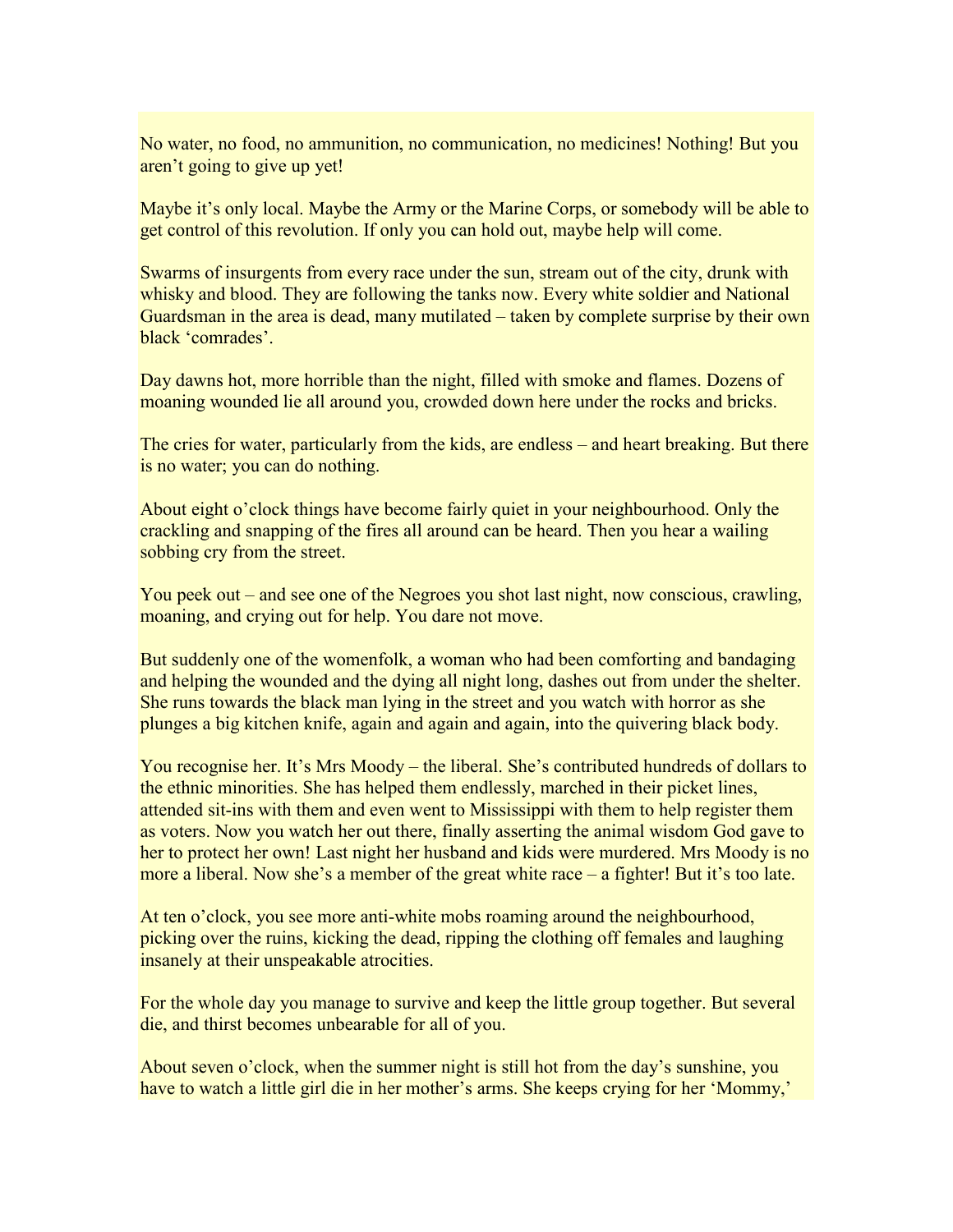No water, no food, no ammunition, no communication, no medicines! Nothing! But you aren't going to give up yet!

Maybe it's only local. Maybe the Army or the Marine Corps, or somebody will be able to get control of this revolution. If only you can hold out, maybe help will come.

Swarms of insurgents from every race under the sun, stream out of the city, drunk with whisky and blood. They are following the tanks now. Every white soldier and National Guardsman in the area is dead, many mutilated – taken by complete surprise by their own black 'comrades'.

Day dawns hot, more horrible than the night, filled with smoke and flames. Dozens of moaning wounded lie all around you, crowded down here under the rocks and bricks.

The cries for water, particularly from the kids, are endless – and heart breaking. But there is no water; you can do nothing.

About eight o'clock things have become fairly quiet in your neighbourhood. Only the crackling and snapping of the fires all around can be heard. Then you hear a wailing sobbing cry from the street.

You peek out – and see one of the Negroes you shot last night, now conscious, crawling, moaning, and crying out for help. You dare not move.

But suddenly one of the womenfolk, a woman who had been comforting and bandaging and helping the wounded and the dying all night long, dashes out from under the shelter. She runs towards the black man lying in the street and you watch with horror as she plunges a big kitchen knife, again and again and again, into the quivering black body.

You recognise her. It's Mrs Moody – the liberal. She's contributed hundreds of dollars to the ethnic minorities. She has helped them endlessly, marched in their picket lines, attended sit-ins with them and even went to Mississippi with them to help register them as voters. Now you watch her out there, finally asserting the animal wisdom God gave to her to protect her own! Last night her husband and kids were murdered. Mrs Moody is no more a liberal. Now she's a member of the great white race – a fighter! But it's too late.

At ten o'clock, you see more anti-white mobs roaming around the neighbourhood, picking over the ruins, kicking the dead, ripping the clothing off females and laughing insanely at their unspeakable atrocities.

For the whole day you manage to survive and keep the little group together. But several die, and thirst becomes unbearable for all of you.

About seven o'clock, when the summer night is still hot from the day's sunshine, you have to watch a little girl die in her mother's arms. She keeps crying for her 'Mommy,'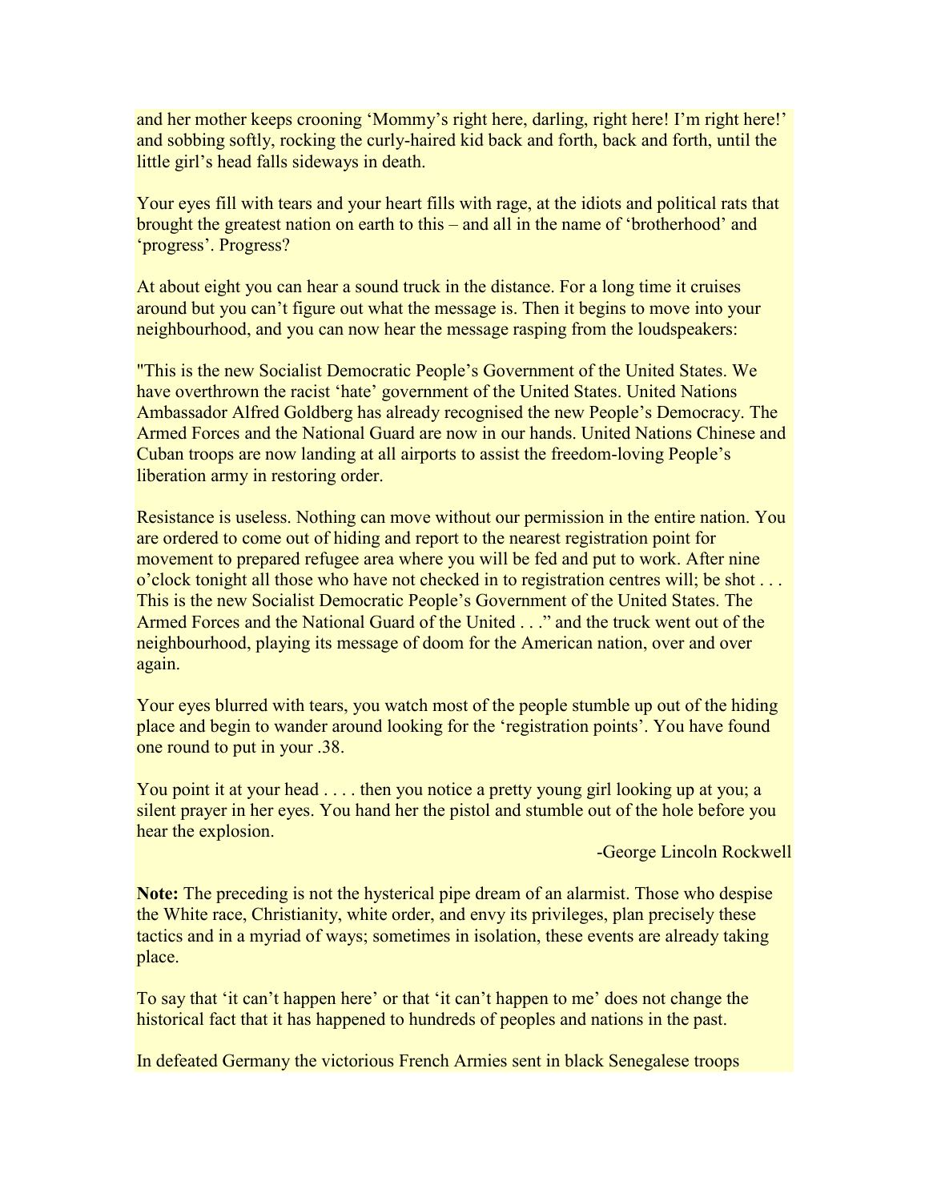and her mother keeps crooning 'Mommy's right here, darling, right here! I'm right here!' and sobbing softly, rocking the curly-haired kid back and forth, back and forth, until the little girl's head falls sideways in death.

Your eyes fill with tears and your heart fills with rage, at the idiots and political rats that brought the greatest nation on earth to this – and all in the name of 'brotherhood' and 'progress'. Progress?

At about eight you can hear a sound truck in the distance. For a long time it cruises around but you can't figure out what the message is. Then it begins to move into your neighbourhood, and you can now hear the message rasping from the loudspeakers:

"This is the new Socialist Democratic People's Government of the United States. We have overthrown the racist 'hate' government of the United States. United Nations Ambassador Alfred Goldberg has already recognised the new People's Democracy. The Armed Forces and the National Guard are now in our hands. United Nations Chinese and Cuban troops are now landing at all airports to assist the freedom-loving People's liberation army in restoring order.

Resistance is useless. Nothing can move without our permission in the entire nation. You are ordered to come out of hiding and report to the nearest registration point for movement to prepared refugee area where you will be fed and put to work. After nine o'clock tonight all those who have not checked in to registration centres will; be shot . . . This is the new Socialist Democratic People's Government of the United States. The Armed Forces and the National Guard of the United . . ." and the truck went out of the neighbourhood, playing its message of doom for the American nation, over and over again.

Your eyes blurred with tears, you watch most of the people stumble up out of the hiding place and begin to wander around looking for the 'registration points'. You have found one round to put in your .38.

You point it at your head . . . . then you notice a pretty young girl looking up at you; a silent prayer in her eyes. You hand her the pistol and stumble out of the hole before you hear the explosion.

-George Lincoln Rockwell

**Note:** The preceding is not the hysterical pipe dream of an alarmist. Those who despise the White race, Christianity, white order, and envy its privileges, plan precisely these tactics and in a myriad of ways; sometimes in isolation, these events are already taking place.

To say that 'it can't happen here' or that 'it can't happen to me' does not change the historical fact that it has happened to hundreds of peoples and nations in the past.

In defeated Germany the victorious French Armies sent in black Senegalese troops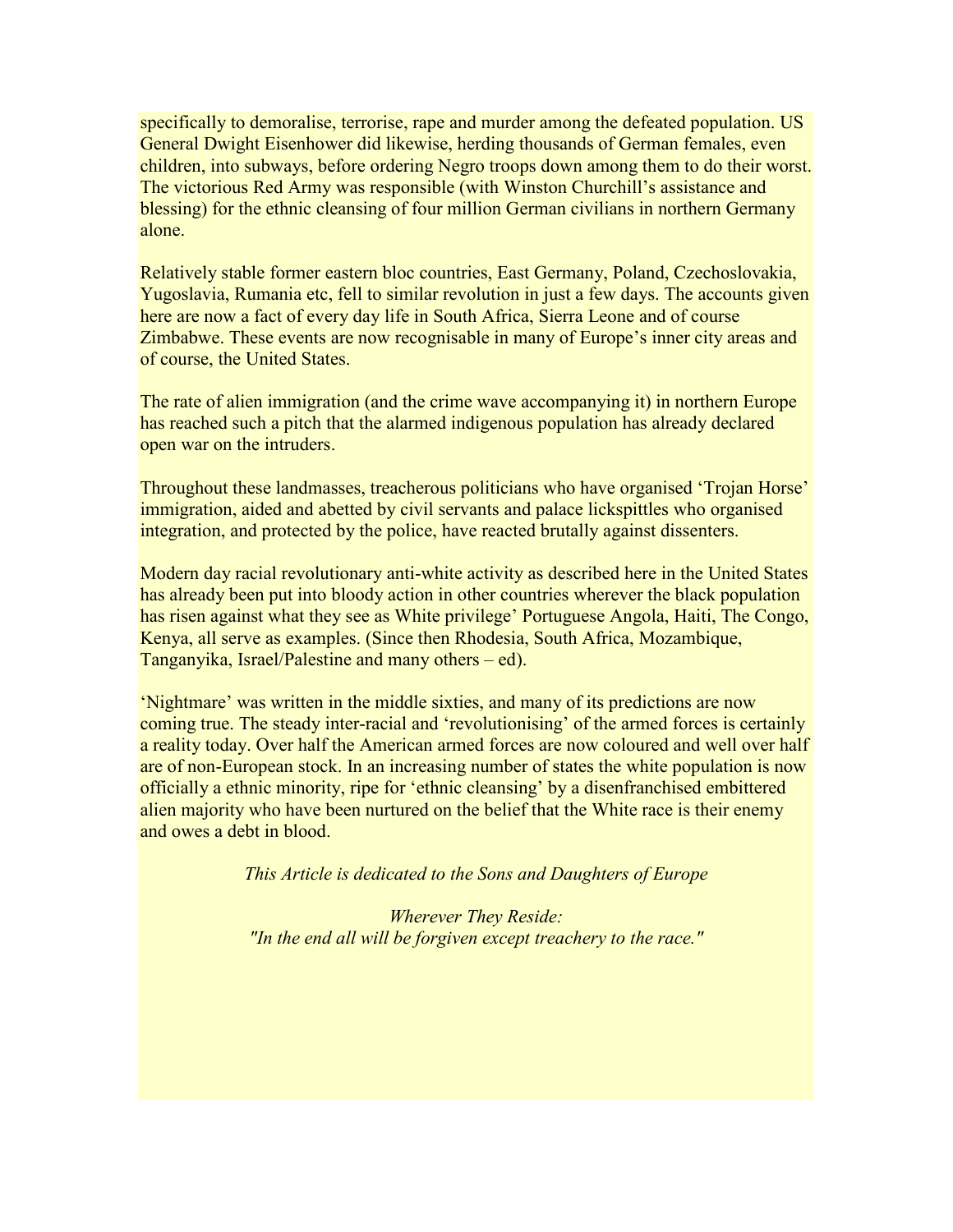specifically to demoralise, terrorise, rape and murder among the defeated population. US General Dwight Eisenhower did likewise, herding thousands of German females, even children, into subways, before ordering Negro troops down among them to do their worst. The victorious Red Army was responsible (with Winston Churchill's assistance and blessing) for the ethnic cleansing of four million German civilians in northern Germany alone.

Relatively stable former eastern bloc countries, East Germany, Poland, Czechoslovakia, Yugoslavia, Rumania etc, fell to similar revolution in just a few days. The accounts given here are now a fact of every day life in South Africa, Sierra Leone and of course Zimbabwe. These events are now recognisable in many of Europe's inner city areas and of course, the United States.

The rate of alien immigration (and the crime wave accompanying it) in northern Europe has reached such a pitch that the alarmed indigenous population has already declared open war on the intruders.

Throughout these landmasses, treacherous politicians who have organised 'Trojan Horse' immigration, aided and abetted by civil servants and palace lickspittles who organised integration, and protected by the police, have reacted brutally against dissenters.

Modern day racial revolutionary anti-white activity as described here in the United States has already been put into bloody action in other countries wherever the black population has risen against what they see as White privilege' Portuguese Angola, Haiti, The Congo, Kenya, all serve as examples. (Since then Rhodesia, South Africa, Mozambique, Tanganyika, Israel/Palestine and many others – ed).

'Nightmare' was written in the middle sixties, and many of its predictions are now coming true. The steady inter-racial and 'revolutionising' of the armed forces is certainly a reality today. Over half the American armed forces are now coloured and well over half are of non-European stock. In an increasing number of states the white population is now officially a ethnic minority, ripe for 'ethnic cleansing' by a disenfranchised embittered alien majority who have been nurtured on the belief that the White race is their enemy and owes a debt in blood.

*This Article is dedicated to the Sons and Daughters of Europe*

*Wherever They Reside:*
*"In the end all will be forgiven except treachery to the race."*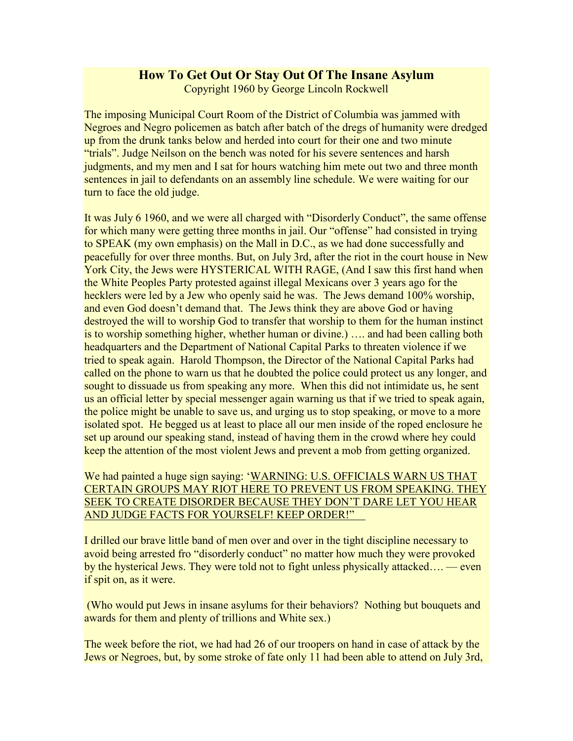# How To Get Out Or Stay Out Of The Insane Asylum

Copyright 1960 by George Lincoln Rockwell

The imposing Municipal Court Room of the District of Columbia was jammed with Negroes and Negro policemen as batch after batch of the dregs of humanity were dredged up from the drunk tanks below and herded into court for their one and two minute "trials". Judge Neilson on the bench was noted for his severe sentences and harsh judgments, and my men and I sat for hours watching him mete out two and three month sentences in jail to defendants on an assembly line schedule. We were waiting for our turn to face the old judge.

It was July 6 1960, and we were all charged with "Disorderly Conduct", the same offense for which many were getting three months in jail. Our "offense" had consisted in trying to SPEAK (my own emphasis) on the Mall in D.C., as we had done successfully and peacefully for over three months. But, on July 3rd, after the riot in the court house in New York City, the Jews were HYSTERICAL WITH RAGE, (And I saw this first hand when the White Peoples Party protested against illegal Mexicans over 3 years ago for the hecklers were led by a Jew who openly said he was. The Jews demand 100% worship, and even God doesn't demand that. The Jews think they are above God or having destroyed the will to worship God to transfer that worship to them for the human instinct is to worship something higher, whether human or divine.) …. and had been calling both headquarters and the Department of National Capital Parks to threaten violence if we tried to speak again. Harold Thompson, the Director of the National Capital Parks had called on the phone to warn us that he doubted the police could protect us any longer, and sought to dissuade us from speaking any more. When this did not intimidate us, he sent us an official letter by special messenger again warning us that if we tried to speak again, the police might be unable to save us, and urging us to stop speaking, or move to a more isolated spot. He begged us at least to place all our men inside of the roped enclosure he set up around our speaking stand, instead of having them in the crowd where hey could keep the attention of the most violent Jews and prevent a mob from getting organized.

We had painted a huge sign saying: '<u>WARNING: U.S. OFFICIALS WARN US THAT CERTAIN GROUPS MAY RIOT HERE TO PREVENT US FROM SPEAKING. THEY SEEK TO CREATE DISORDER BECAUSE THEY DON'T DARE LET YOU HEAR AND JUDGE FACTS FOR YOURSELF! KEEP ORDER!"</u>

I drilled our brave little band of men over and over in the tight discipline necessary to avoid being arrested fro "disorderly conduct" no matter how much they were provoked by the hysterical Jews. They were told not to fight unless physically attacked…. — even if spit on, as it were.

(Who would put Jews in insane asylums for their behaviors? Nothing but bouquets and awards for them and plenty of trillions and White sex.)

The week before the riot, we had had 26 of our troopers on hand in case of attack by the Jews or Negroes, but, by some stroke of fate only 11 had been able to attend on July 3rd,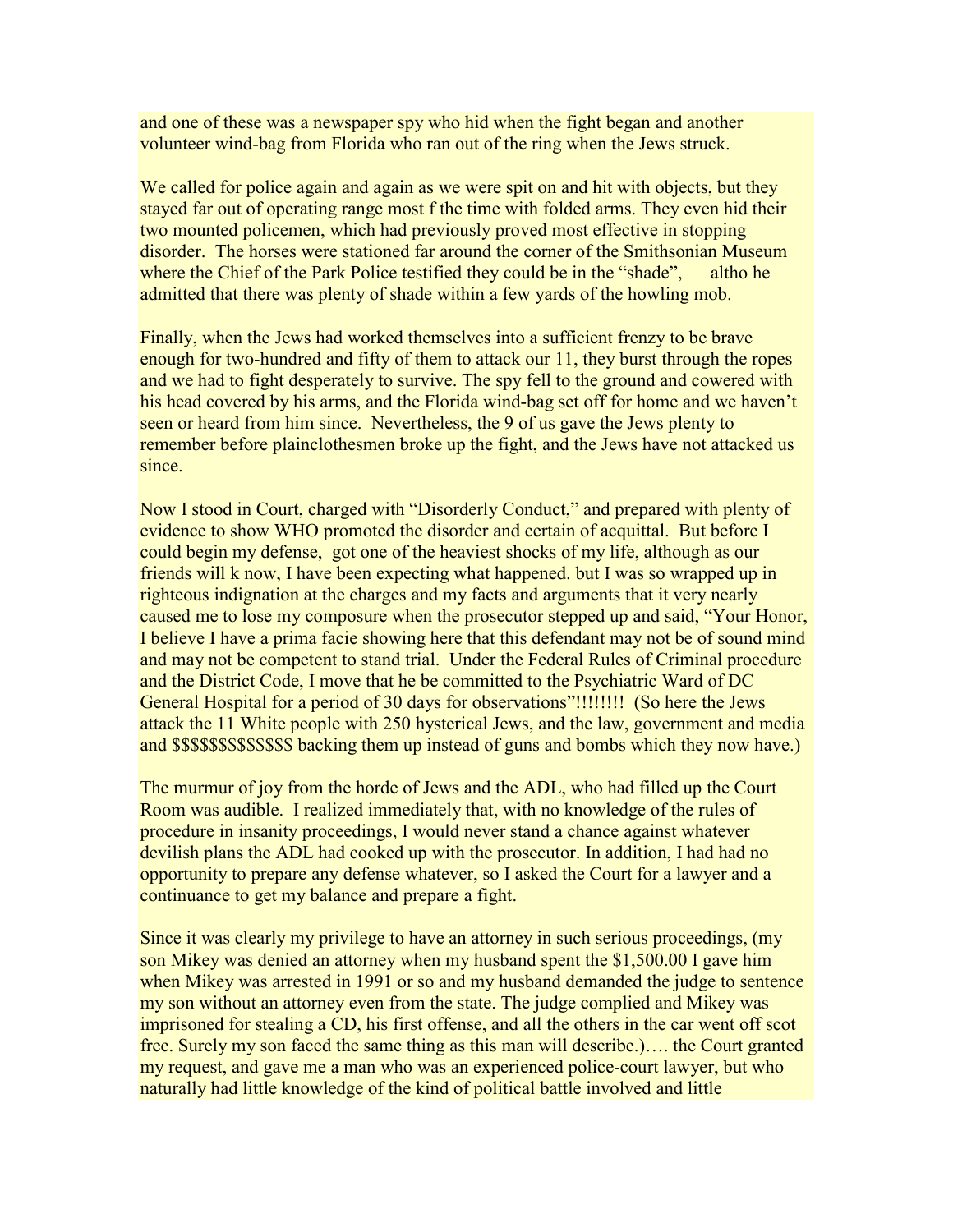and one of these was a newspaper spy who hid when the fight began and another volunteer wind-bag from Florida who ran out of the ring when the Jews struck.

We called for police again and again as we were spit on and hit with objects, but they stayed far out of operating range most f the time with folded arms. They even hid their two mounted policemen, which had previously proved most effective in stopping disorder. The horses were stationed far around the corner of the Smithsonian Museum where the Chief of the Park Police testified they could be in the "shade", — altho he admitted that there was plenty of shade within a few yards of the howling mob.

Finally, when the Jews had worked themselves into a sufficient frenzy to be brave enough for two-hundred and fifty of them to attack our 11, they burst through the ropes and we had to fight desperately to survive. The spy fell to the ground and cowered with his head covered by his arms, and the Florida wind-bag set off for home and we haven't seen or heard from him since. Nevertheless, the 9 of us gave the Jews plenty to remember before plainclothesmen broke up the fight, and the Jews have not attacked us since.

Now I stood in Court, charged with "Disorderly Conduct," and prepared with plenty of evidence to show WHO promoted the disorder and certain of acquittal. But before I could begin my defense, got one of the heaviest shocks of my life, although as our friends will k now, I have been expecting what happened. but I was so wrapped up in righteous indignation at the charges and my facts and arguments that it very nearly caused me to lose my composure when the prosecutor stepped up and said, "Your Honor, I believe I have a prima facie showing here that this defendant may not be of sound mind and may not be competent to stand trial. Under the Federal Rules of Criminal procedure and the District Code, I move that he be committed to the Psychiatric Ward of DC General Hospital for a period of 30 days for observations"!!!!!!!! (So here the Jews attack the 11 White people with 250 hysterical Jews, and the law, government and media and $$$$$$$$$$$$$ backing them up instead of guns and bombs which they now have.)

The murmur of joy from the horde of Jews and the ADL, who had filled up the Court Room was audible. I realized immediately that, with no knowledge of the rules of procedure in insanity proceedings, I would never stand a chance against whatever devilish plans the ADL had cooked up with the prosecutor. In addition, I had had no opportunity to prepare any defense whatever, so I asked the Court for a lawyer and a continuance to get my balance and prepare a fight.

Since it was clearly my privilege to have an attorney in such serious proceedings, (my son Mikey was denied an attorney when my husband spent the $1,500.00 I gave him when Mikey was arrested in 1991 or so and my husband demanded the judge to sentence my son without an attorney even from the state. The judge complied and Mikey was imprisoned for stealing a CD, his first offense, and all the others in the car went off scot free. Surely my son faced the same thing as this man will describe.)…. the Court granted my request, and gave me a man who was an experienced police-court lawyer, but who naturally had little knowledge of the kind of political battle involved and little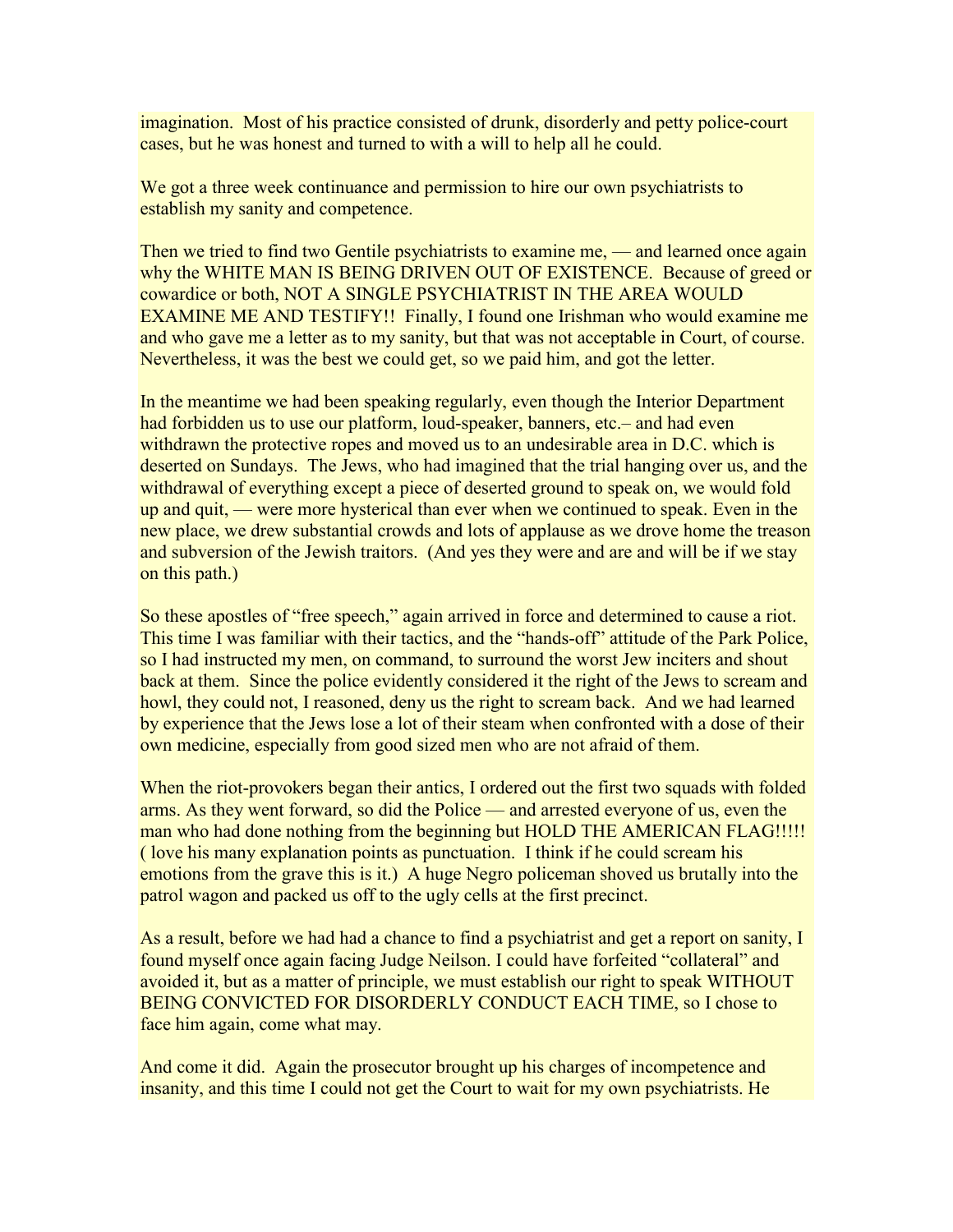imagination. Most of his practice consisted of drunk, disorderly and petty police-court cases, but he was honest and turned to with a will to help all he could.

We got a three week continuance and permission to hire our own psychiatrists to establish my sanity and competence.

Then we tried to find two Gentile psychiatrists to examine me, — and learned once again why the WHITE MAN IS BEING DRIVEN OUT OF EXISTENCE. Because of greed or cowardice or both, NOT A SINGLE PSYCHIATRIST IN THE AREA WOULD EXAMINE ME AND TESTIFY!! Finally, I found one Irishman who would examine me and who gave me a letter as to my sanity, but that was not acceptable in Court, of course. Nevertheless, it was the best we could get, so we paid him, and got the letter.

In the meantime we had been speaking regularly, even though the Interior Department had forbidden us to use our platform, loud-speaker, banners, etc.– and had even withdrawn the protective ropes and moved us to an undesirable area in D.C. which is deserted on Sundays. The Jews, who had imagined that the trial hanging over us, and the withdrawal of everything except a piece of deserted ground to speak on, we would fold up and quit, — were more hysterical than ever when we continued to speak. Even in the new place, we drew substantial crowds and lots of applause as we drove home the treason and subversion of the Jewish traitors. (And yes they were and are and will be if we stay on this path.)

So these apostles of "free speech," again arrived in force and determined to cause a riot. This time I was familiar with their tactics, and the "hands-off" attitude of the Park Police, so I had instructed my men, on command, to surround the worst Jew inciters and shout back at them. Since the police evidently considered it the right of the Jews to scream and howl, they could not, I reasoned, deny us the right to scream back. And we had learned by experience that the Jews lose a lot of their steam when confronted with a dose of their own medicine, especially from good sized men who are not afraid of them.

When the riot-provokers began their antics, I ordered out the first two squads with folded arms. As they went forward, so did the Police — and arrested everyone of us, even the man who had done nothing from the beginning but HOLD THE AMERICAN FLAG!!!!! ( love his many explanation points as punctuation. I think if he could scream his emotions from the grave this is it.) A huge Negro policeman shoved us brutally into the patrol wagon and packed us off to the ugly cells at the first precinct.

As a result, before we had had a chance to find a psychiatrist and get a report on sanity, I found myself once again facing Judge Neilson. I could have forfeited "collateral" and avoided it, but as a matter of principle, we must establish our right to speak WITHOUT BEING CONVICTED FOR DISORDERLY CONDUCT EACH TIME, so I chose to face him again, come what may.

And come it did. Again the prosecutor brought up his charges of incompetence and insanity, and this time I could not get the Court to wait for my own psychiatrists. He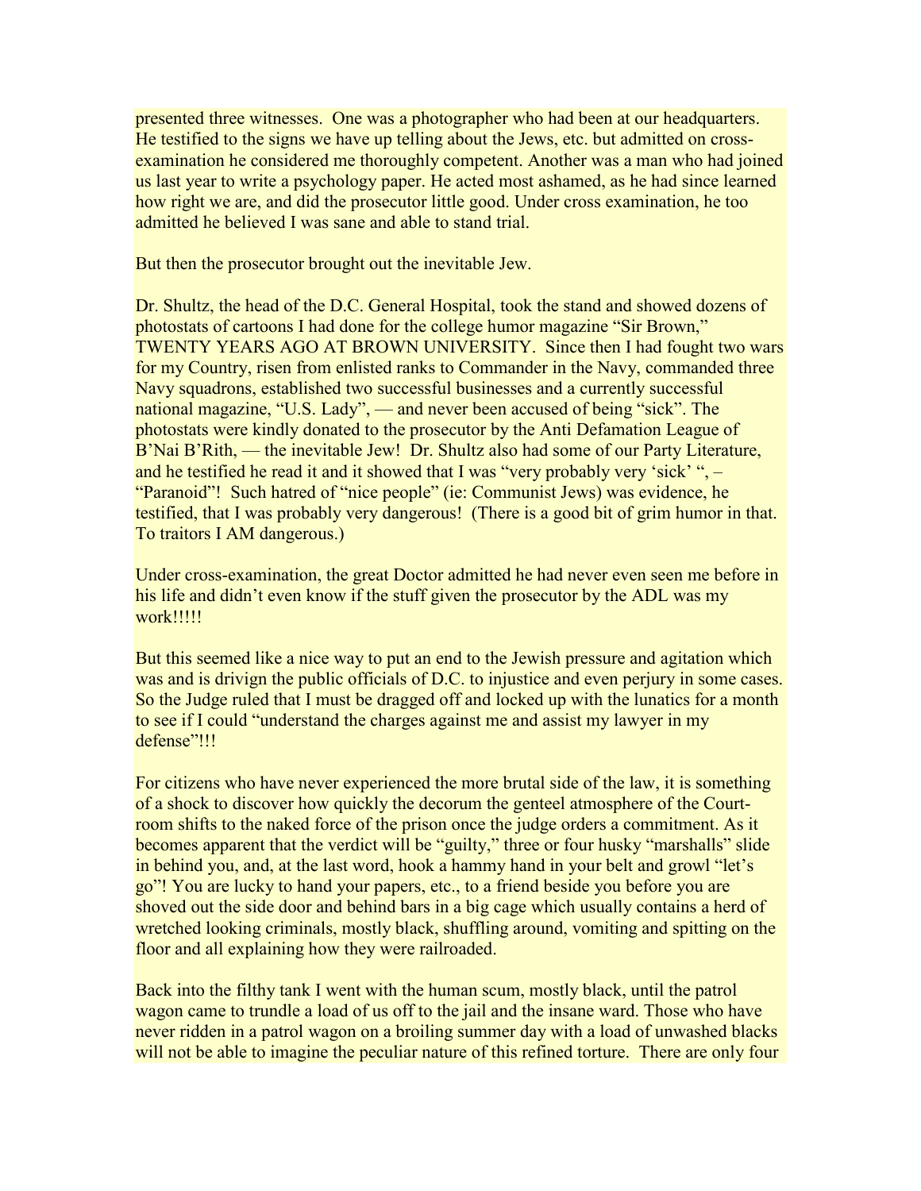presented three witnesses. One was a photographer who had been at our headquarters. He testified to the signs we have up telling about the Jews, etc. but admitted on cross-examination he considered me thoroughly competent. Another was a man who had joined us last year to write a psychology paper. He acted most ashamed, as he had since learned how right we are, and did the prosecutor little good. Under cross examination, he too admitted he believed I was sane and able to stand trial.

But then the prosecutor brought out the inevitable Jew.

Dr. Shultz, the head of the D.C. General Hospital, took the stand and showed dozens of photostats of cartoons I had done for the college humor magazine "Sir Brown," TWENTY YEARS AGO AT BROWN UNIVERSITY. Since then I had fought two wars for my Country, risen from enlisted ranks to Commander in the Navy, commanded three Navy squadrons, established two successful businesses and a currently successful national magazine, "U.S. Lady", — and never been accused of being "sick". The photostats were kindly donated to the prosecutor by the Anti Defamation League of B'Nai B'Rith, — the inevitable Jew! Dr. Shultz also had some of our Party Literature, and he testified he read it and it showed that I was "very probably very 'sick' ", – "Paranoid"! Such hatred of "nice people" (ie: Communist Jews) was evidence, he testified, that I was probably very dangerous! (There is a good bit of grim humor in that. To traitors I AM dangerous.)

Under cross-examination, the great Doctor admitted he had never even seen me before in his life and didn't even know if the stuff given the prosecutor by the ADL was my work!!!!!

But this seemed like a nice way to put an end to the Jewish pressure and agitation which was and is drivign the public officials of D.C. to injustice and even perjury in some cases. So the Judge ruled that I must be dragged off and locked up with the lunatics for a month to see if I could "understand the charges against me and assist my lawyer in my defense"!!!

For citizens who have never experienced the more brutal side of the law, it is something of a shock to discover how quickly the decorum the genteel atmosphere of the Court-room shifts to the naked force of the prison once the judge orders a commitment. As it becomes apparent that the verdict will be "guilty," three or four husky "marshalls" slide in behind you, and, at the last word, hook a hammy hand in your belt and growl "let's go"! You are lucky to hand your papers, etc., to a friend beside you before you are shoved out the side door and behind bars in a big cage which usually contains a herd of wretched looking criminals, mostly black, shuffling around, vomiting and spitting on the floor and all explaining how they were railroaded.

Back into the filthy tank I went with the human scum, mostly black, until the patrol wagon came to trundle a load of us off to the jail and the insane ward. Those who have never ridden in a patrol wagon on a broiling summer day with a load of unwashed blacks will not be able to imagine the peculiar nature of this refined torture. There are only four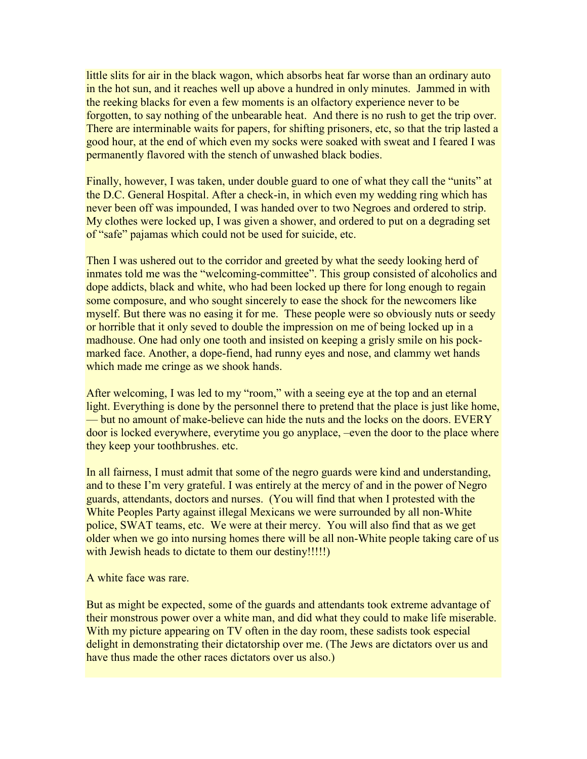little slits for air in the black wagon, which absorbs heat far worse than an ordinary auto in the hot sun, and it reaches well up above a hundred in only minutes. Jammed in with the reeking blacks for even a few moments is an olfactory experience never to be forgotten, to say nothing of the unbearable heat. And there is no rush to get the trip over. There are interminable waits for papers, for shifting prisoners, etc, so that the trip lasted a good hour, at the end of which even my socks were soaked with sweat and I feared I was permanently flavored with the stench of unwashed black bodies.

Finally, however, I was taken, under double guard to one of what they call the "units" at the D.C. General Hospital. After a check-in, in which even my wedding ring which has never been off was impounded, I was handed over to two Negroes and ordered to strip. My clothes were locked up, I was given a shower, and ordered to put on a degrading set of "safe" pajamas which could not be used for suicide, etc.

Then I was ushered out to the corridor and greeted by what the seedy looking herd of inmates told me was the "welcoming-committee". This group consisted of alcoholics and dope addicts, black and white, who had been locked up there for long enough to regain some composure, and who sought sincerely to ease the shock for the newcomers like myself. But there was no easing it for me. These people were so obviously nuts or seedy or horrible that it only seved to double the impression on me of being locked up in a madhouse. One had only one tooth and insisted on keeping a grisly smile on his pock-marked face. Another, a dope-fiend, had runny eyes and nose, and clammy wet hands which made me cringe as we shook hands.

After welcoming, I was led to my "room," with a seeing eye at the top and an eternal light. Everything is done by the personnel there to pretend that the place is just like home, — but no amount of make-believe can hide the nuts and the locks on the doors. EVERY door is locked everywhere, everytime you go anyplace, –even the door to the place where they keep your toothbrushes. etc.

In all fairness, I must admit that some of the negro guards were kind and understanding, and to these I'm very grateful. I was entirely at the mercy of and in the power of Negro guards, attendants, doctors and nurses. (You will find that when I protested with the White Peoples Party against illegal Mexicans we were surrounded by all non-White police, SWAT teams, etc. We were at their mercy. You will also find that as we get older when we go into nursing homes there will be all non-White people taking care of us with Jewish heads to dictate to them our destiny!!!!!)

A white face was rare.

But as might be expected, some of the guards and attendants took extreme advantage of their monstrous power over a white man, and did what they could to make life miserable. With my picture appearing on TV often in the day room, these sadists took especial delight in demonstrating their dictatorship over me. (The Jews are dictators over us and have thus made the other races dictators over us also.)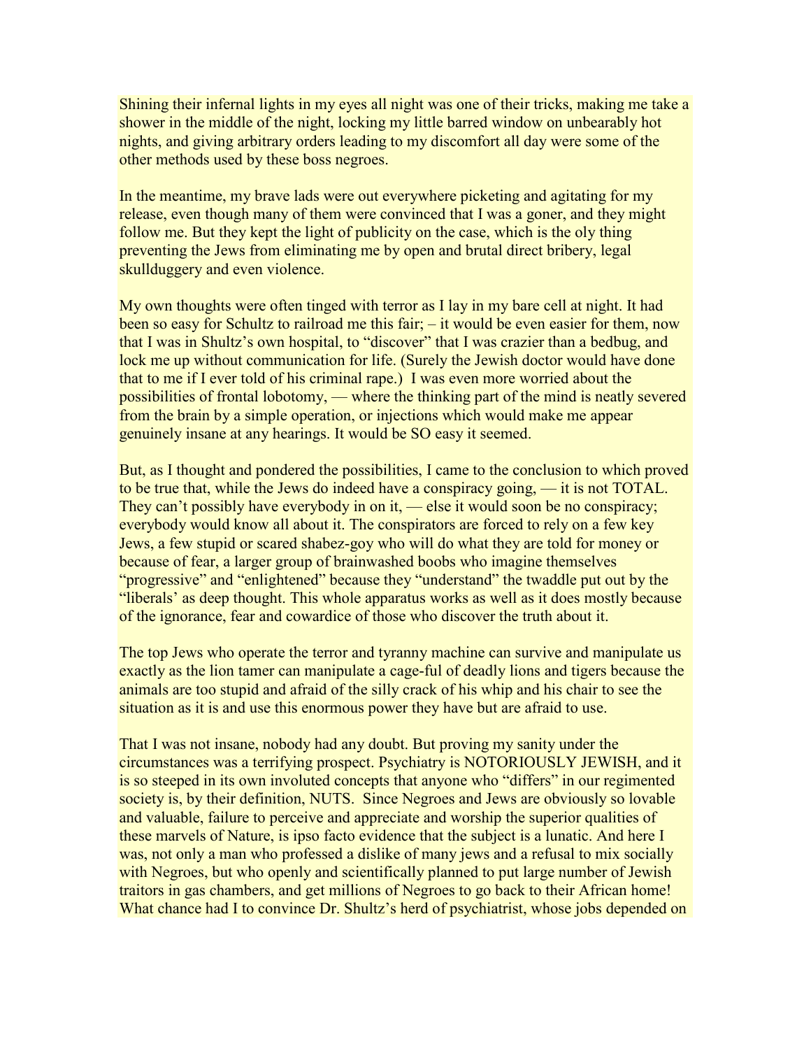Shining their infernal lights in my eyes all night was one of their tricks, making me take a shower in the middle of the night, locking my little barred window on unbearably hot nights, and giving arbitrary orders leading to my discomfort all day were some of the other methods used by these boss negroes.

In the meantime, my brave lads were out everywhere picketing and agitating for my release, even though many of them were convinced that I was a goner, and they might follow me. But they kept the light of publicity on the case, which is the oly thing preventing the Jews from eliminating me by open and brutal direct bribery, legal skullduggery and even violence.

My own thoughts were often tinged with terror as I lay in my bare cell at night. It had been so easy for Schultz to railroad me this fair; – it would be even easier for them, now that I was in Shultz's own hospital, to "discover" that I was crazier than a bedbug, and lock me up without communication for life. (Surely the Jewish doctor would have done that to me if I ever told of his criminal rape.) I was even more worried about the possibilities of frontal lobotomy, — where the thinking part of the mind is neatly severed from the brain by a simple operation, or injections which would make me appear genuinely insane at any hearings. It would be SO easy it seemed.

But, as I thought and pondered the possibilities, I came to the conclusion to which proved to be true that, while the Jews do indeed have a conspiracy going, — it is not TOTAL. They can't possibly have everybody in on it, — else it would soon be no conspiracy; everybody would know all about it. The conspirators are forced to rely on a few key Jews, a few stupid or scared shabez-goy who will do what they are told for money or because of fear, a larger group of brainwashed boobs who imagine themselves "progressive" and "enlightened" because they "understand" the twaddle put out by the "liberals' as deep thought. This whole apparatus works as well as it does mostly because of the ignorance, fear and cowardice of those who discover the truth about it.

The top Jews who operate the terror and tyranny machine can survive and manipulate us exactly as the lion tamer can manipulate a cage-ful of deadly lions and tigers because the animals are too stupid and afraid of the silly crack of his whip and his chair to see the situation as it is and use this enormous power they have but are afraid to use.

That I was not insane, nobody had any doubt. But proving my sanity under the circumstances was a terrifying prospect. Psychiatry is NOTORIOUSLY JEWISH, and it is so steeped in its own involuted concepts that anyone who "differs" in our regimented society is, by their definition, NUTS. Since Negroes and Jews are obviously so lovable and valuable, failure to perceive and appreciate and worship the superior qualities of these marvels of Nature, is ipso facto evidence that the subject is a lunatic. And here I was, not only a man who professed a dislike of many jews and a refusal to mix socially with Negroes, but who openly and scientifically planned to put large number of Jewish traitors in gas chambers, and get millions of Negroes to go back to their African home! What chance had I to convince Dr. Shultz's herd of psychiatrist, whose jobs depended on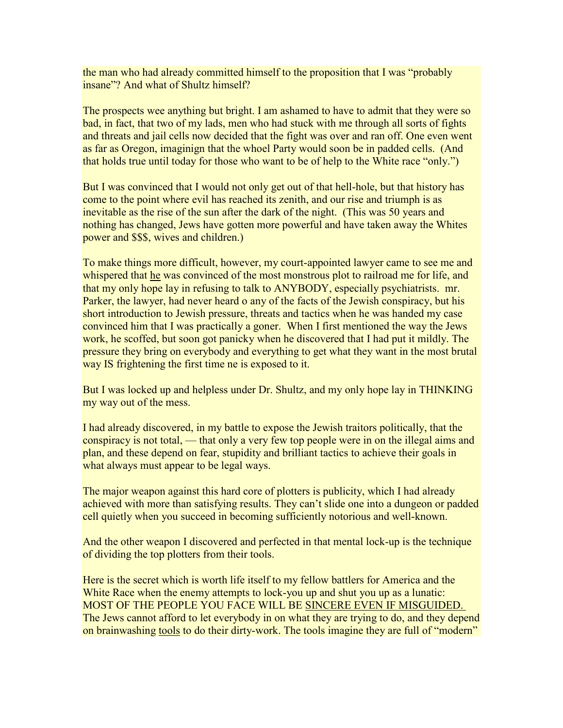the man who had already committed himself to the proposition that I was "probably insane"? And what of Shultz himself?

The prospects wee anything but bright. I am ashamed to have to admit that they were so bad, in fact, that two of my lads, men who had stuck with me through all sorts of fights and threats and jail cells now decided that the fight was over and ran off. One even went as far as Oregon, imaginign that the whoel Party would soon be in padded cells. (And that holds true until today for those who want to be of help to the White race "only.")

But I was convinced that I would not only get out of that hell-hole, but that history has come to the point where evil has reached its zenith, and our rise and triumph is as inevitable as the rise of the sun after the dark of the night. (This was 50 years and nothing has changed, Jews have gotten more powerful and have taken away the Whites power and $$$, wives and children.)

To make things more difficult, however, my court-appointed lawyer came to see me and whispered that <u>he</u> was convinced of the most monstrous plot to railroad me for life, and that my only hope lay in refusing to talk to ANYBODY, especially psychiatrists. mr. Parker, the lawyer, had never heard o any of the facts of the Jewish conspiracy, but his short introduction to Jewish pressure, threats and tactics when he was handed my case convinced him that I was practically a goner. When I first mentioned the way the Jews work, he scoffed, but soon got panicky when he discovered that I had put it mildly. The pressure they bring on everybody and everything to get what they want in the most brutal way IS frightening the first time ne is exposed to it.

But I was locked up and helpless under Dr. Shultz, and my only hope lay in THINKING my way out of the mess.

I had already discovered, in my battle to expose the Jewish traitors politically, that the conspiracy is not total, — that only a very few top people were in on the illegal aims and plan, and these depend on fear, stupidity and brilliant tactics to achieve their goals in what always must appear to be legal ways.

The major weapon against this hard core of plotters is publicity, which I had already achieved with more than satisfying results. They can't slide one into a dungeon or padded cell quietly when you succeed in becoming sufficiently notorious and well-known.

And the other weapon I discovered and perfected in that mental lock-up is the technique of dividing the top plotters from their tools.

Here is the secret which is worth life itself to my fellow battlers for America and the White Race when the enemy attempts to lock-you up and shut you up as a lunatic: MOST OF THE PEOPLE YOU FACE WILL BE <u>SINCERE EVEN IF MISGUIDED.</u> The Jews cannot afford to let everybody in on what they are trying to do, and they depend on brainwashing <u>tools</u> to do their dirty-work. The tools imagine they are full of "modern"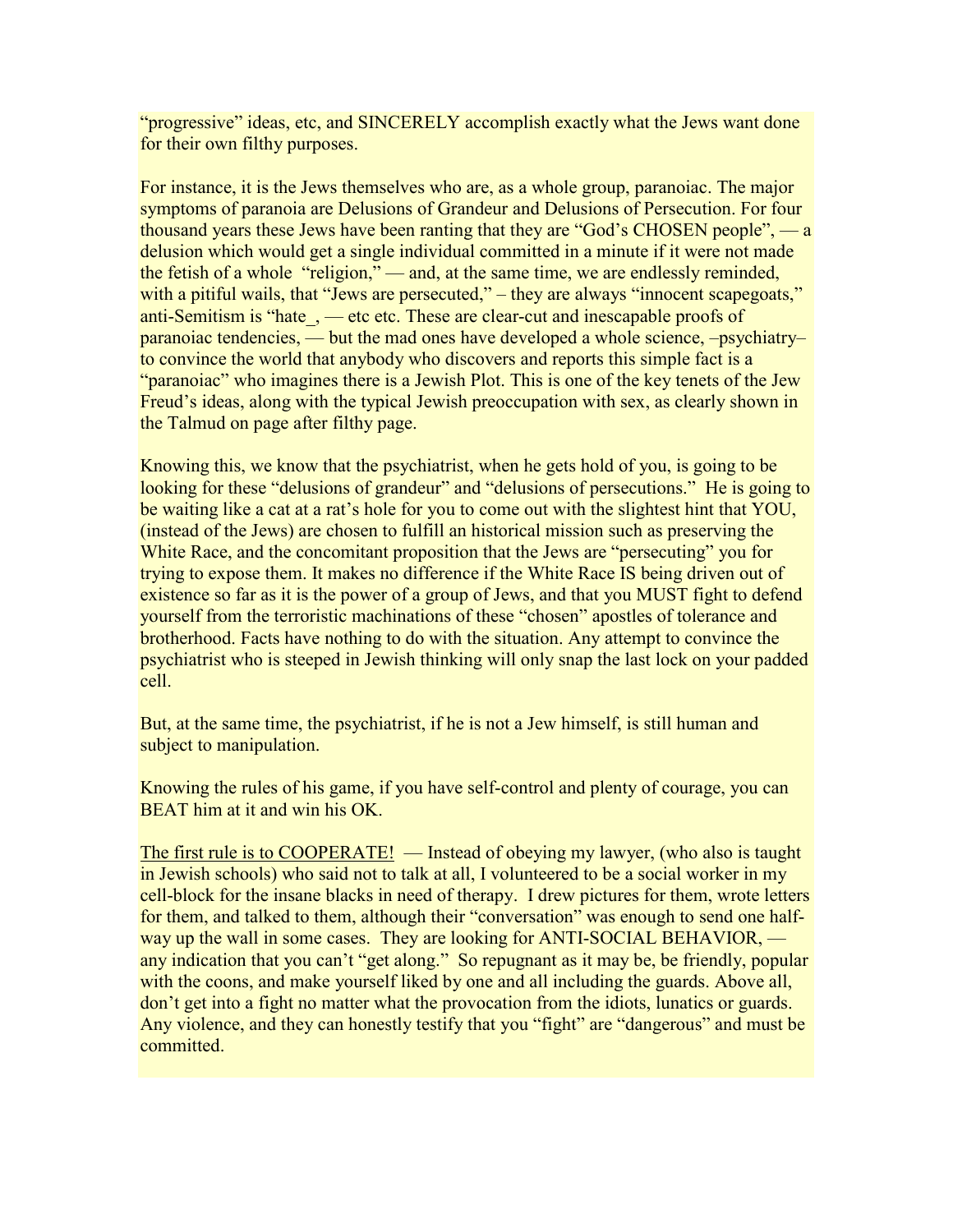"progressive" ideas, etc, and SINCERELY accomplish exactly what the Jews want done for their own filthy purposes.

For instance, it is the Jews themselves who are, as a whole group, paranoiac. The major symptoms of paranoia are Delusions of Grandeur and Delusions of Persecution. For four thousand years these Jews have been ranting that they are "God's CHOSEN people", — a delusion which would get a single individual committed in a minute if it were not made the fetish of a whole "religion," — and, at the same time, we are endlessly reminded, with a pitiful wails, that "Jews are persecuted," – they are always "innocent scapegoats," anti-Semitism is "hate_, — etc etc. These are clear-cut and inescapable proofs of paranoiac tendencies, — but the mad ones have developed a whole science, –psychiatry– to convince the world that anybody who discovers and reports this simple fact is a "paranoiac" who imagines there is a Jewish Plot. This is one of the key tenets of the Jew Freud's ideas, along with the typical Jewish preoccupation with sex, as clearly shown in the Talmud on page after filthy page.

Knowing this, we know that the psychiatrist, when he gets hold of you, is going to be looking for these "delusions of grandeur" and "delusions of persecutions." He is going to be waiting like a cat at a rat's hole for you to come out with the slightest hint that YOU, (instead of the Jews) are chosen to fulfill an historical mission such as preserving the White Race, and the concomitant proposition that the Jews are "persecuting" you for trying to expose them. It makes no difference if the White Race IS being driven out of existence so far as it is the power of a group of Jews, and that you MUST fight to defend yourself from the terroristic machinations of these "chosen" apostles of tolerance and brotherhood. Facts have nothing to do with the situation. Any attempt to convince the psychiatrist who is steeped in Jewish thinking will only snap the last lock on your padded cell.

But, at the same time, the psychiatrist, if he is not a Jew himself, is still human and subject to manipulation.

Knowing the rules of his game, if you have self-control and plenty of courage, you can BEAT him at it and win his OK.

The first rule is to COOPERATE! — Instead of obeying my lawyer, (who also is taught in Jewish schools) who said not to talk at all, I volunteered to be a social worker in my cell-block for the insane blacks in need of therapy. I drew pictures for them, wrote letters for them, and talked to them, although their "conversation" was enough to send one half-way up the wall in some cases. They are looking for ANTI-SOCIAL BEHAVIOR, — any indication that you can't "get along." So repugnant as it may be, be friendly, popular with the coons, and make yourself liked by one and all including the guards. Above all, don't get into a fight no matter what the provocation from the idiots, lunatics or guards. Any violence, and they can honestly testify that you "fight" are "dangerous" and must be committed.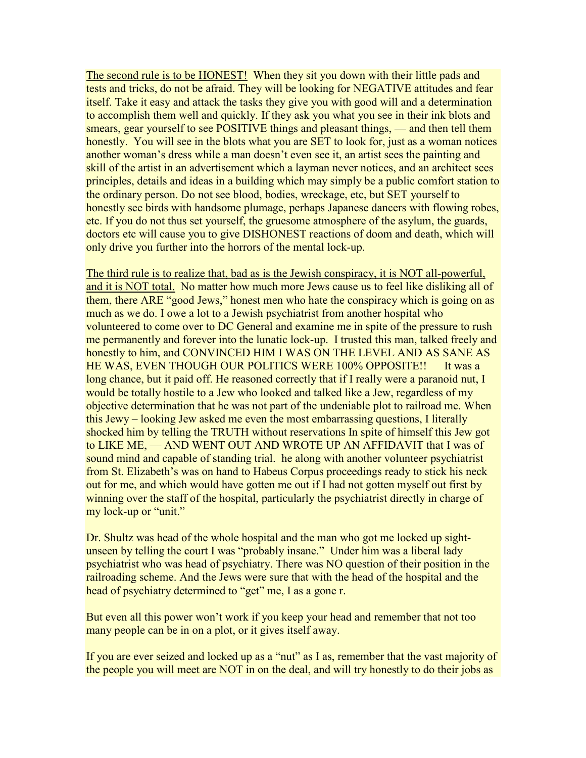The second rule is to be HONEST! When they sit you down with their little pads and tests and tricks, do not be afraid. They will be looking for NEGATIVE attitudes and fear itself. Take it easy and attack the tasks they give you with good will and a determination to accomplish them well and quickly. If they ask you what you see in their ink blots and smears, gear yourself to see POSITIVE things and pleasant things, — and then tell them honestly. You will see in the blots what you are SET to look for, just as a woman notices another woman's dress while a man doesn't even see it, an artist sees the painting and skill of the artist in an advertisement which a layman never notices, and an architect sees principles, details and ideas in a building which may simply be a public comfort station to the ordinary person. Do not see blood, bodies, wreckage, etc, but SET yourself to honestly see birds with handsome plumage, perhaps Japanese dancers with flowing robes, etc. If you do not thus set yourself, the gruesome atmosphere of the asylum, the guards, doctors etc will cause you to give DISHONEST reactions of doom and death, which will only drive you further into the horrors of the mental lock-up.

The third rule is to realize that, bad as is the Jewish conspiracy, it is NOT all-powerful, and it is NOT total. No matter how much more Jews cause us to feel like disliking all of them, there ARE "good Jews," honest men who hate the conspiracy which is going on as much as we do. I owe a lot to a Jewish psychiatrist from another hospital who volunteered to come over to DC General and examine me in spite of the pressure to rush me permanently and forever into the lunatic lock-up. I trusted this man, talked freely and honestly to him, and CONVINCED HIM I WAS ON THE LEVEL AND AS SANE AS HE WAS, EVEN THOUGH OUR POLITICS WERE 100% OPPOSITE!! It was a long chance, but it paid off. He reasoned correctly that if I really were a paranoid nut, I would be totally hostile to a Jew who looked and talked like a Jew, regardless of my objective determination that he was not part of the undeniable plot to railroad me. When this Jewy – looking Jew asked me even the most embarrassing questions, I literally shocked him by telling the TRUTH without reservations In spite of himself this Jew got to LIKE ME, — AND WENT OUT AND WROTE UP AN AFFIDAVIT that I was of sound mind and capable of standing trial. he along with another volunteer psychiatrist from St. Elizabeth's was on hand to Habeus Corpus proceedings ready to stick his neck out for me, and which would have gotten me out if I had not gotten myself out first by winning over the staff of the hospital, particularly the psychiatrist directly in charge of my lock-up or "unit."

Dr. Shultz was head of the whole hospital and the man who got me locked up sight-unseen by telling the court I was "probably insane." Under him was a liberal lady psychiatrist who was head of psychiatry. There was NO question of their position in the railroading scheme. And the Jews were sure that with the head of the hospital and the head of psychiatry determined to "get" me, I as a gone r.

But even all this power won't work if you keep your head and remember that not too many people can be in on a plot, or it gives itself away.

If you are ever seized and locked up as a "nut" as I as, remember that the vast majority of the people you will meet are NOT in on the deal, and will try honestly to do their jobs as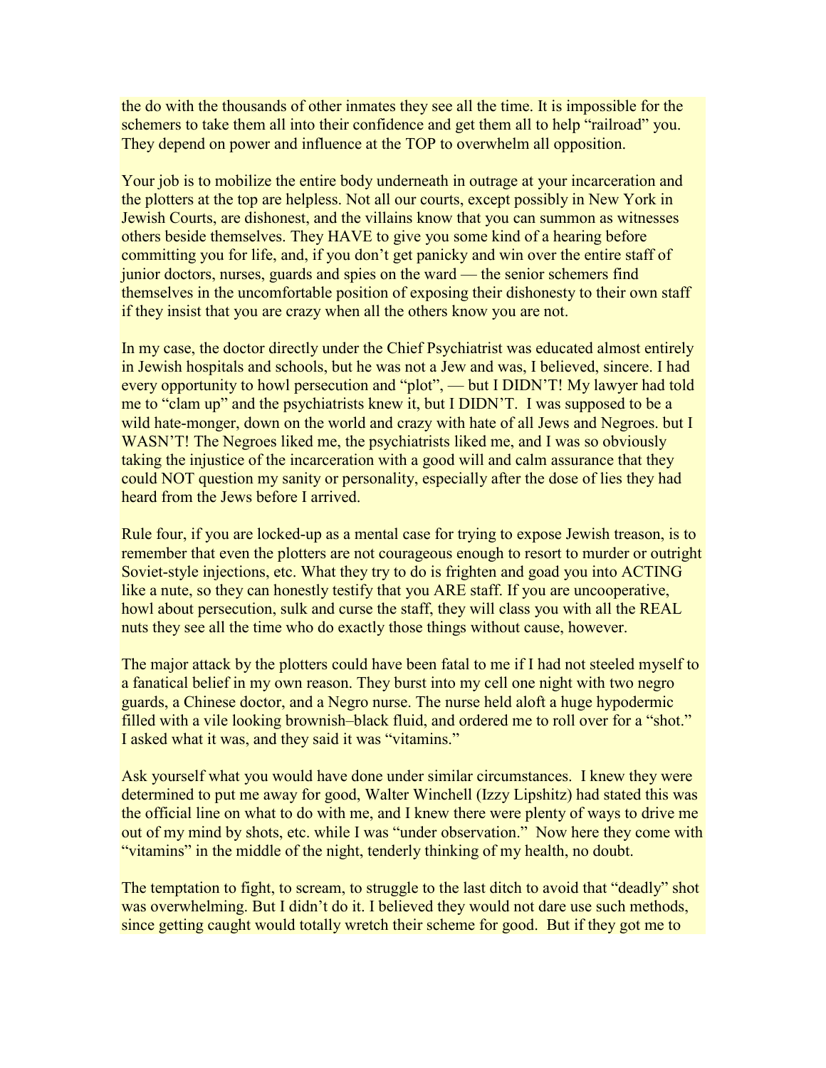the do with the thousands of other inmates they see all the time. It is impossible for the schemers to take them all into their confidence and get them all to help "railroad" you. They depend on power and influence at the TOP to overwhelm all opposition.

Your job is to mobilize the entire body underneath in outrage at your incarceration and the plotters at the top are helpless. Not all our courts, except possibly in New York in Jewish Courts, are dishonest, and the villains know that you can summon as witnesses others beside themselves. They HAVE to give you some kind of a hearing before committing you for life, and, if you don't get panicky and win over the entire staff of junior doctors, nurses, guards and spies on the ward — the senior schemers find themselves in the uncomfortable position of exposing their dishonesty to their own staff if they insist that you are crazy when all the others know you are not.

In my case, the doctor directly under the Chief Psychiatrist was educated almost entirely in Jewish hospitals and schools, but he was not a Jew and was, I believed, sincere. I had every opportunity to howl persecution and "plot", — but I DIDN'T! My lawyer had told me to "clam up" and the psychiatrists knew it, but I DIDN'T. I was supposed to be a wild hate-monger, down on the world and crazy with hate of all Jews and Negroes. but I WASN'T! The Negroes liked me, the psychiatrists liked me, and I was so obviously taking the injustice of the incarceration with a good will and calm assurance that they could NOT question my sanity or personality, especially after the dose of lies they had heard from the Jews before I arrived.

Rule four, if you are locked-up as a mental case for trying to expose Jewish treason, is to remember that even the plotters are not courageous enough to resort to murder or outright Soviet-style injections, etc. What they try to do is frighten and goad you into ACTING like a nute, so they can honestly testify that you ARE staff. If you are uncooperative, howl about persecution, sulk and curse the staff, they will class you with all the REAL nuts they see all the time who do exactly those things without cause, however.

The major attack by the plotters could have been fatal to me if I had not steeled myself to a fanatical belief in my own reason. They burst into my cell one night with two negro guards, a Chinese doctor, and a Negro nurse. The nurse held aloft a huge hypodermic filled with a vile looking brownish–black fluid, and ordered me to roll over for a "shot." I asked what it was, and they said it was "vitamins."

Ask yourself what you would have done under similar circumstances. I knew they were determined to put me away for good, Walter Winchell (Izzy Lipshitz) had stated this was the official line on what to do with me, and I knew there were plenty of ways to drive me out of my mind by shots, etc. while I was "under observation." Now here they come with "vitamins" in the middle of the night, tenderly thinking of my health, no doubt.

The temptation to fight, to scream, to struggle to the last ditch to avoid that "deadly" shot was overwhelming. But I didn't do it. I believed they would not dare use such methods, since getting caught would totally wretch their scheme for good. But if they got me to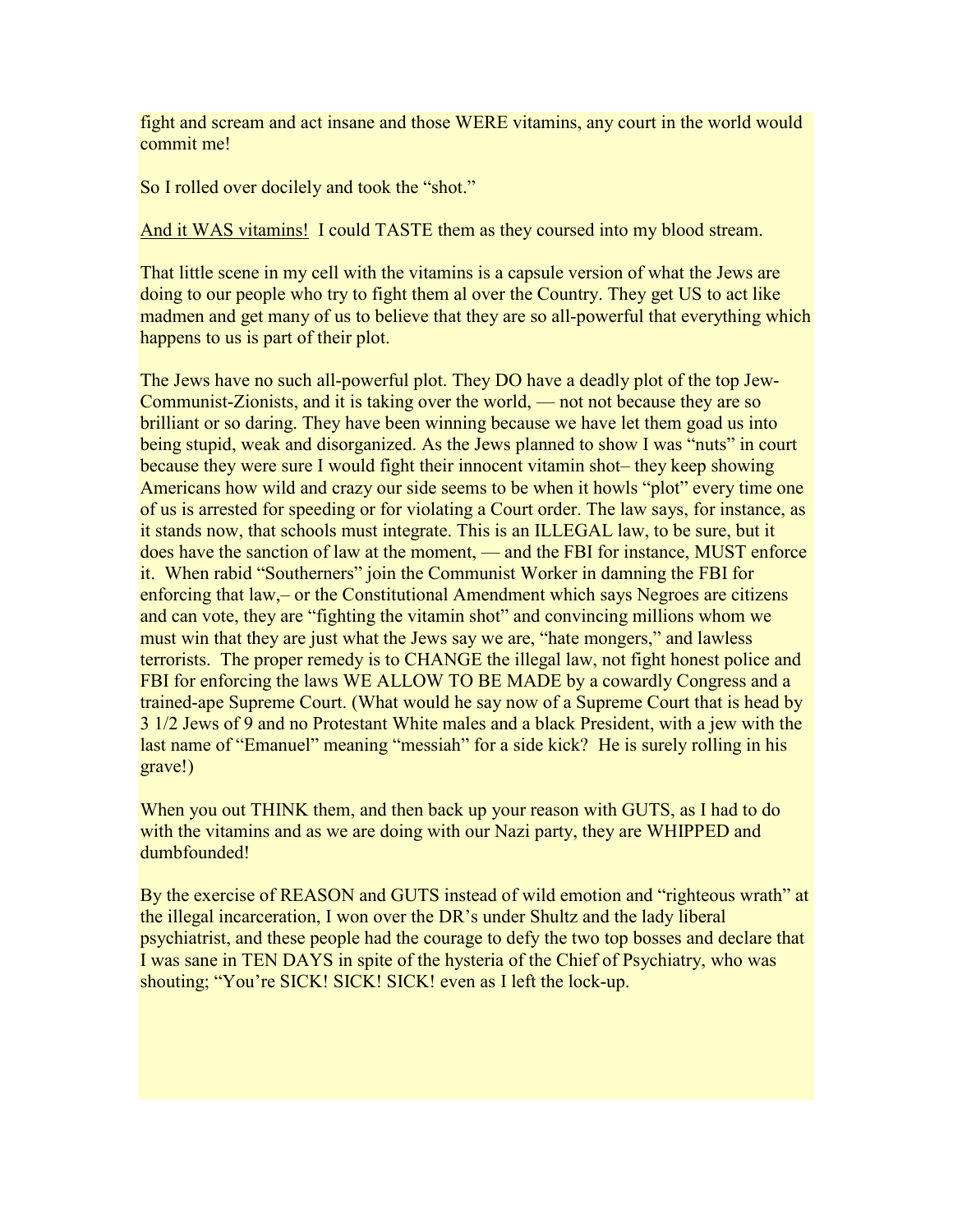fight and scream and act insane and those WERE vitamins, any court in the world would commit me!

So I rolled over docilely and took the "shot."

And it WAS vitamins!  I could TASTE them as they coursed into my blood stream.

That little scene in my cell with the vitamins is a capsule version of what the Jews are doing to our people who try to fight them al over the Country. They get US to act like madmen and get many of us to believe that they are so all-powerful that everything which happens to us is part of their plot.

The Jews have no such all-powerful plot. They DO have a deadly plot of the top Jew-Communist-Zionists, and it is taking over the world, — not not because they are so brilliant or so daring. They have been winning because we have let them goad us into being stupid, weak and disorganized. As the Jews planned to show I was "nuts" in court because they were sure I would fight their innocent vitamin shot– they keep showing Americans how wild and crazy our side seems to be when it howls "plot" every time one of us is arrested for speeding or for violating a Court order. The law says, for instance, as it stands now, that schools must integrate. This is an ILLEGAL law, to be sure, but it does have the sanction of law at the moment, — and the FBI for instance, MUST enforce it.  When rabid "Southerners" join the Communist Worker in damning the FBI for enforcing that law,– or the Constitutional Amendment which says Negroes are citizens and can vote, they are "fighting the vitamin shot" and convincing millions whom we must win that they are just what the Jews say we are, "hate mongers," and lawless terrorists.  The proper remedy is to CHANGE the illegal law, not fight honest police and FBI for enforcing the laws WE ALLOW TO BE MADE by a cowardly Congress and a trained-ape Supreme Court. (What would he say now of a Supreme Court that is head by 3 1/2 Jews of 9 and no Protestant White males and a black President, with a jew with the last name of "Emanuel" meaning "messiah" for a side kick?  He is surely rolling in his grave!)

When you out THINK them, and then back up your reason with GUTS, as I had to do with the vitamins and as we are doing with our Nazi party, they are WHIPPED and dumbfounded!

By the exercise of REASON and GUTS instead of wild emotion and "righteous wrath" at the illegal incarceration, I won over the DR's under Shultz and the lady liberal psychiatrist, and these people had the courage to defy the two top bosses and declare that I was sane in TEN DAYS in spite of the hysteria of the Chief of Psychiatry, who was shouting; "You're SICK! SICK! SICK! even as I left the lock-up.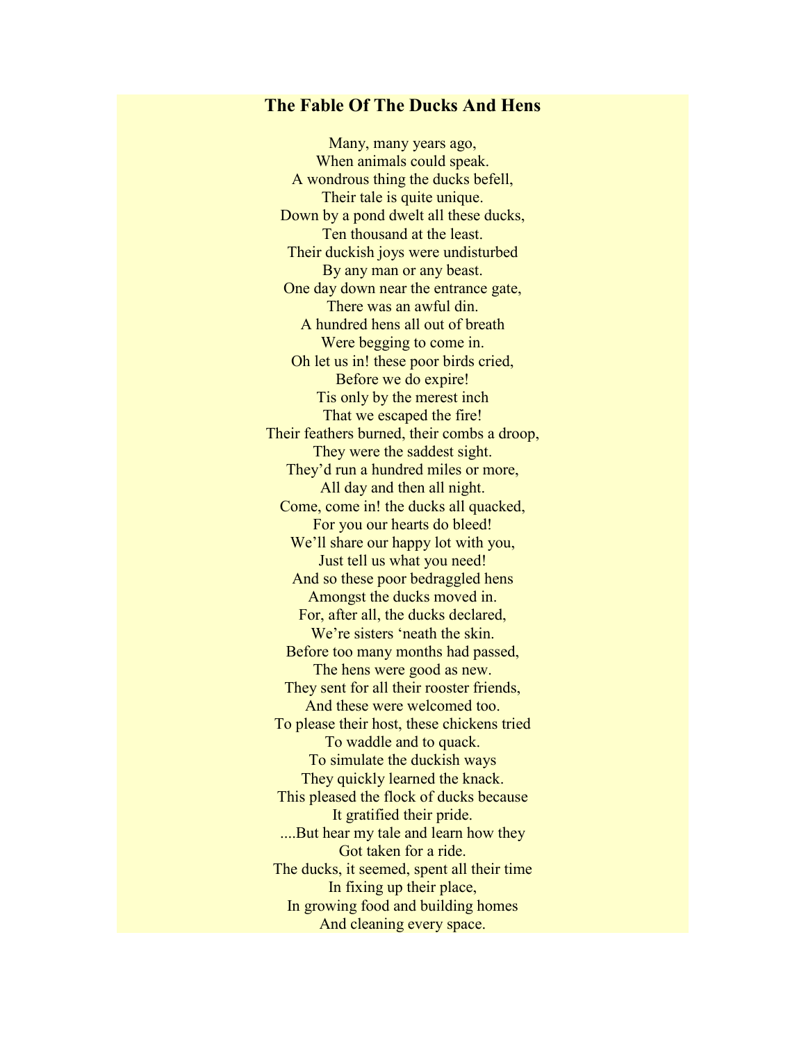## The Fable Of The Ducks And Hens

Many, many years ago,
When animals could speak.
A wondrous thing the ducks befell,
Their tale is quite unique.
Down by a pond dwelt all these ducks,
Ten thousand at the least.
Their duckish joys were undisturbed
By any man or any beast.
One day down near the entrance gate,
There was an awful din.
A hundred hens all out of breath
Were begging to come in.
Oh let us in! these poor birds cried,
Before we do expire!
Tis only by the merest inch
That we escaped the fire!
Their feathers burned, their combs a droop,
They were the saddest sight.
They'd run a hundred miles or more,
All day and then all night.
Come, come in! the ducks all quacked,
For you our hearts do bleed!
We'll share our happy lot with you,
Just tell us what you need!
And so these poor bedraggled hens
Amongst the ducks moved in.
For, after all, the ducks declared,
We're sisters 'neath the skin.
Before too many months had passed,
The hens were good as new.
They sent for all their rooster friends,
And these were welcomed too.
To please their host, these chickens tried
To waddle and to quack.
To simulate the duckish ways
They quickly learned the knack.
This pleased the flock of ducks because
It gratified their pride.
....But hear my tale and learn how they
Got taken for a ride.
The ducks, it seemed, spent all their time
In fixing up their place,
In growing food and building homes
And cleaning every space.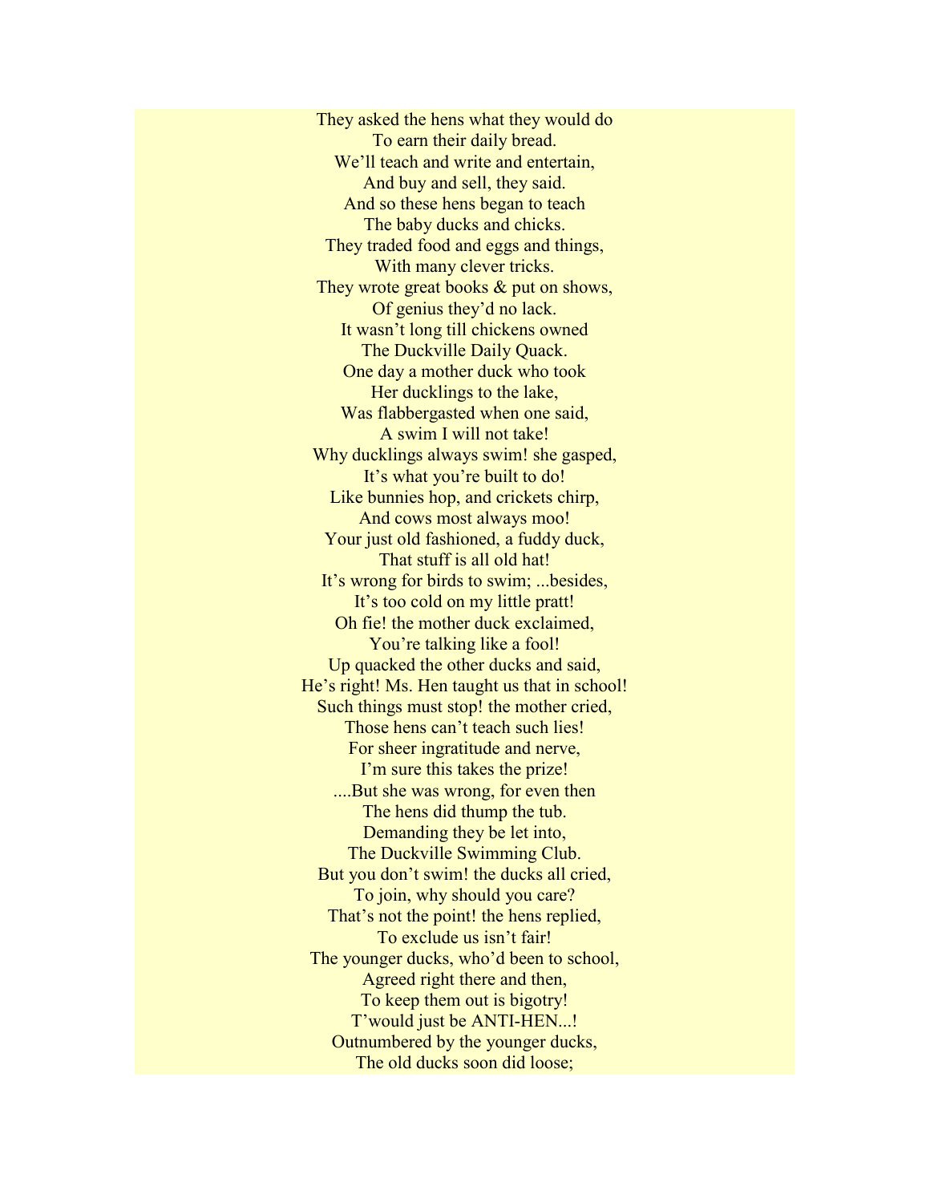They asked the hens what they would do
To earn their daily bread.
We'll teach and write and entertain,
And buy and sell, they said.
And so these hens began to teach
The baby ducks and chicks.
They traded food and eggs and things,
With many clever tricks.
They wrote great books & put on shows,
Of genius they'd no lack.
It wasn't long till chickens owned
The Duckville Daily Quack.
One day a mother duck who took
Her ducklings to the lake,
Was flabbergasted when one said,
A swim I will not take!
Why ducklings always swim! she gasped,
It's what you're built to do!
Like bunnies hop, and crickets chirp,
And cows most always moo!
Your just old fashioned, a fuddy duck,
That stuff is all old hat!
It's wrong for birds to swim; ...besides,
It's too cold on my little pratt!
Oh fie! the mother duck exclaimed,
You're talking like a fool!
Up quacked the other ducks and said,
He's right! Ms. Hen taught us that in school!
Such things must stop! the mother cried,
Those hens can't teach such lies!
For sheer ingratitude and nerve,
I'm sure this takes the prize!
....But she was wrong, for even then
The hens did thump the tub.
Demanding they be let into,
The Duckville Swimming Club.
But you don't swim! the ducks all cried,
To join, why should you care?
That's not the point! the hens replied,
To exclude us isn't fair!
The younger ducks, who'd been to school,
Agreed right there and then,
To keep them out is bigotry!
T'would just be ANTI-HEN...!
Outnumbered by the younger ducks,
The old ducks soon did loose;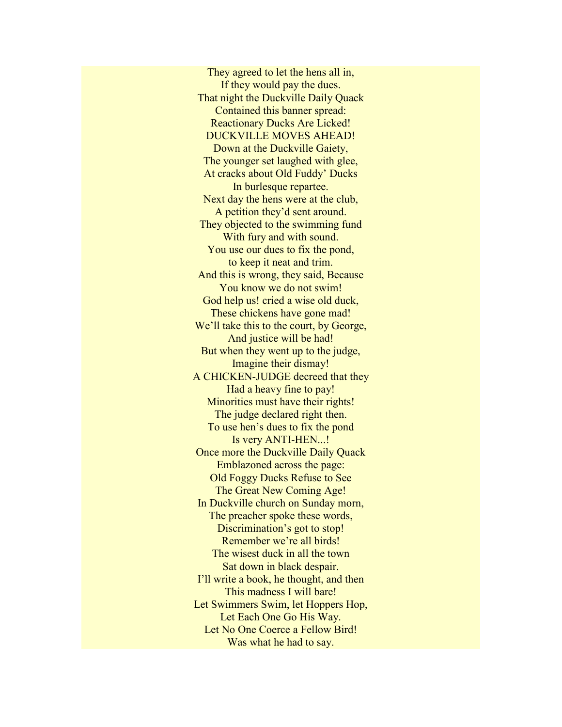They agreed to let the hens all in,  
If they would pay the dues.  
That night the Duckville Daily Quack  
Contained this banner spread:  
Reactionary Ducks Are Licked!  
DUCKVILLE MOVES AHEAD!  
Down at the Duckville Gaiety,  
The younger set laughed with glee,  
At cracks about Old Fuddy' Ducks  
In burlesque repartee.  
Next day the hens were at the club,  
A petition they'd sent around.  
They objected to the swimming fund  
With fury and with sound.  
You use our dues to fix the pond,  
to keep it neat and trim.  
And this is wrong, they said, Because  
You know we do not swim!  
God help us! cried a wise old duck,  
These chickens have gone mad!  
We'll take this to the court, by George,  
And justice will be had!  
But when they went up to the judge,  
Imagine their dismay!  
A CHICKEN-JUDGE decreed that they  
Had a heavy fine to pay!  
Minorities must have their rights!  
The judge declared right then.  
To use hen's dues to fix the pond  
Is very ANTI-HEN...!  
Once more the Duckville Daily Quack  
Emblazoned across the page:  
Old Foggy Ducks Refuse to See  
The Great New Coming Age!  
In Duckville church on Sunday morn,  
The preacher spoke these words,  
Discrimination's got to stop!  
Remember we're all birds!  
The wisest duck in all the town  
Sat down in black despair.  
I'll write a book, he thought, and then  
This madness I will bare!  
Let Swimmers Swim, let Hoppers Hop,  
Let Each One Go His Way.  
Let No One Coerce a Fellow Bird!  
Was what he had to say.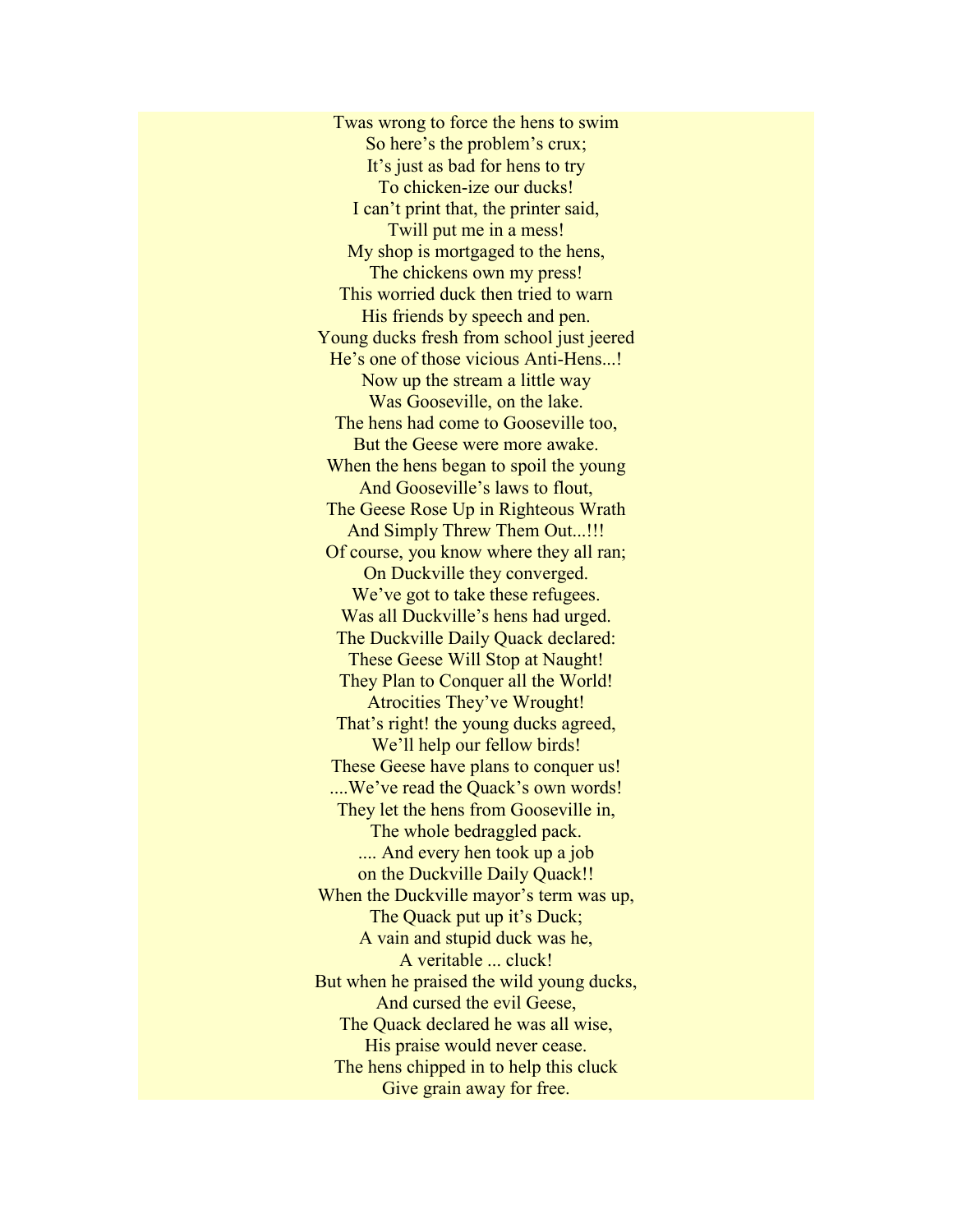Twas wrong to force the hens to swim
So here's the problem's crux;
It's just as bad for hens to try
To chicken-ize our ducks!
I can't print that, the printer said,
Twill put me in a mess!
My shop is mortgaged to the hens,
The chickens own my press!
This worried duck then tried to warn
His friends by speech and pen.
Young ducks fresh from school just jeered
He's one of those vicious Anti-Hens...!
Now up the stream a little way
Was Gooseville, on the lake.
The hens had come to Gooseville too,
But the Geese were more awake.
When the hens began to spoil the young
And Gooseville's laws to flout,
The Geese Rose Up in Righteous Wrath
And Simply Threw Them Out...!!!
Of course, you know where they all ran;
On Duckville they converged.
We've got to take these refugees.
Was all Duckville's hens had urged.
The Duckville Daily Quack declared:
These Geese Will Stop at Naught!
They Plan to Conquer all the World!
Atrocities They've Wrought!
That's right! the young ducks agreed,
We'll help our fellow birds!
These Geese have plans to conquer us!
....We've read the Quack's own words!
They let the hens from Gooseville in,
The whole bedraggled pack.
.... And every hen took up a job
on the Duckville Daily Quack!!
When the Duckville mayor's term was up,
The Quack put up it's Duck;
A vain and stupid duck was he,
A veritable ... cluck!
But when he praised the wild young ducks,
And cursed the evil Geese,
The Quack declared he was all wise,
His praise would never cease.
The hens chipped in to help this cluck
Give grain away for free.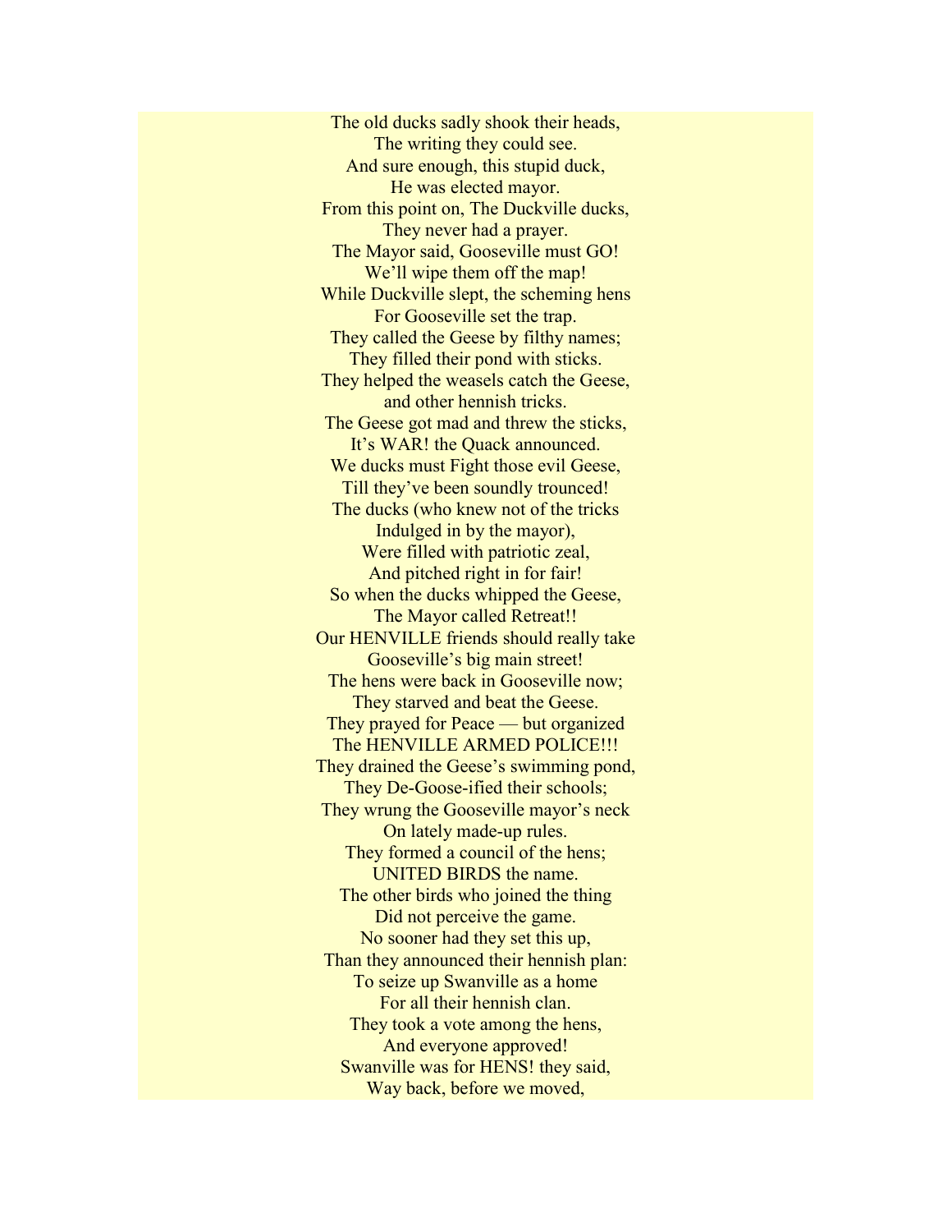The old ducks sadly shook their heads,  
The writing they could see.  
And sure enough, this stupid duck,  
He was elected mayor.  
From this point on, The Duckville ducks,  
They never had a prayer.  
The Mayor said, Gooseville must GO!  
We'll wipe them off the map!  
While Duckville slept, the scheming hens  
For Gooseville set the trap.  
They called the Geese by filthy names;  
They filled their pond with sticks.  
They helped the weasels catch the Geese,  
and other hennish tricks.  
The Geese got mad and threw the sticks,  
It's WAR! the Quack announced.  
We ducks must Fight those evil Geese,  
Till they've been soundly trounced!  
The ducks (who knew not of the tricks  
Indulged in by the mayor),  
Were filled with patriotic zeal,  
And pitched right in for fair!  
So when the ducks whipped the Geese,  
The Mayor called Retreat!!  
Our HENVILLE friends should really take  
Gooseville's big main street!  
The hens were back in Gooseville now;  
They starved and beat the Geese.  
They prayed for Peace — but organized  
The HENVILLE ARMED POLICE!!!  
They drained the Geese's swimming pond,  
They De-Goose-ified their schools;  
They wrung the Gooseville mayor's neck  
On lately made-up rules.  
They formed a council of the hens;  
UNITED BIRDS the name.  
The other birds who joined the thing  
Did not perceive the game.  
No sooner had they set this up,  
Than they announced their hennish plan:  
To seize up Swanville as a home  
For all their hennish clan.  
They took a vote among the hens,  
And everyone approved!  
Swanville was for HENS! they said,  
Way back, before we moved,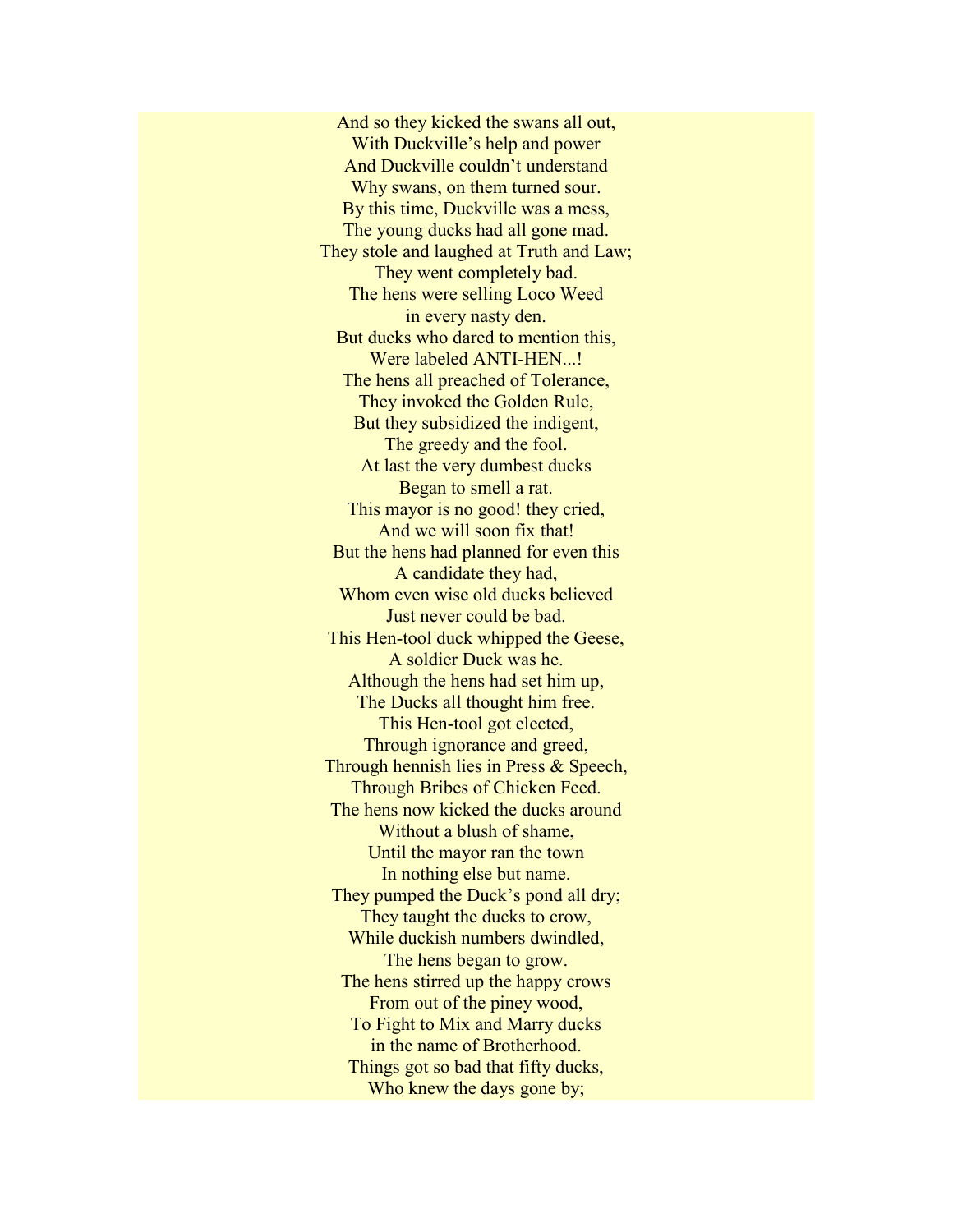And so they kicked the swans all out,
With Duckville's help and power
And Duckville couldn't understand
Why swans, on them turned sour.
By this time, Duckville was a mess,
The young ducks had all gone mad.
They stole and laughed at Truth and Law;
They went completely bad.
The hens were selling Loco Weed
in every nasty den.
But ducks who dared to mention this,
Were labeled ANTI-HEN...!
The hens all preached of Tolerance,
They invoked the Golden Rule,
But they subsidized the indigent,
The greedy and the fool.
At last the very dumbest ducks
Began to smell a rat.
This mayor is no good! they cried,
And we will soon fix that!
But the hens had planned for even this
A candidate they had,
Whom even wise old ducks believed
Just never could be bad.
This Hen-tool duck whipped the Geese,
A soldier Duck was he.
Although the hens had set him up,
The Ducks all thought him free.
This Hen-tool got elected,
Through ignorance and greed,
Through hennish lies in Press & Speech,
Through Bribes of Chicken Feed.
The hens now kicked the ducks around
Without a blush of shame,
Until the mayor ran the town
In nothing else but name.
They pumped the Duck's pond all dry;
They taught the ducks to crow,
While duckish numbers dwindled,
The hens began to grow.
The hens stirred up the happy crows
From out of the piney wood,
To Fight to Mix and Marry ducks
in the name of Brotherhood.
Things got so bad that fifty ducks,
Who knew the days gone by;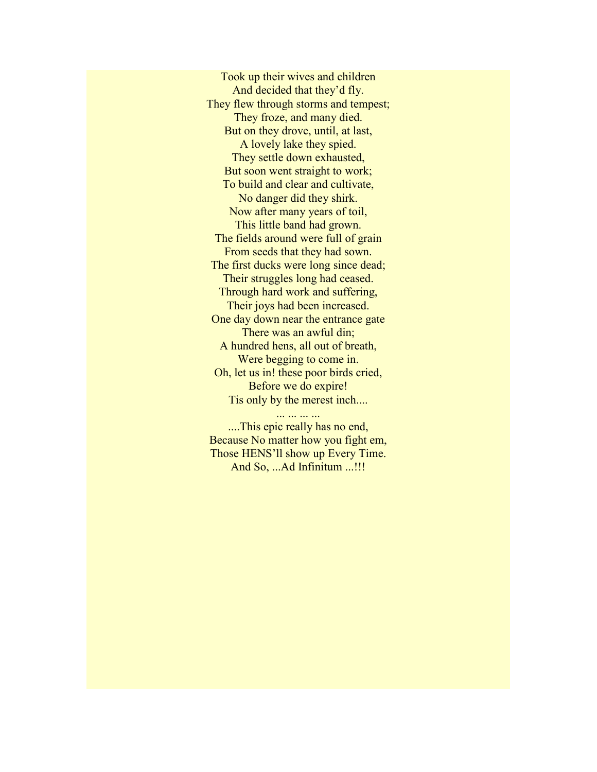Took up their wives and children  
And decided that they'd fly.  
They flew through storms and tempest;  
They froze, and many died.  
But on they drove, until, at last,  
A lovely lake they spied.  
They settle down exhausted,  
But soon went straight to work;  
To build and clear and cultivate,  
No danger did they shirk.  
Now after many years of toil,  
This little band had grown.  
The fields around were full of grain  
From seeds that they had sown.  
The first ducks were long since dead;  
Their struggles long had ceased.  
Through hard work and suffering,  
Their joys had been increased.  
One day down near the entrance gate  
There was an awful din;  
A hundred hens, all out of breath,  
Were begging to come in.  
Oh, let us in! these poor birds cried,  
Before we do expire!  
Tis only by the merest inch....  
... ... ... ...  
....This epic really has no end,  
Because No matter how you fight em,  
Those HENS'll show up Every Time.  
And So, ...Ad Infinitum ...!!!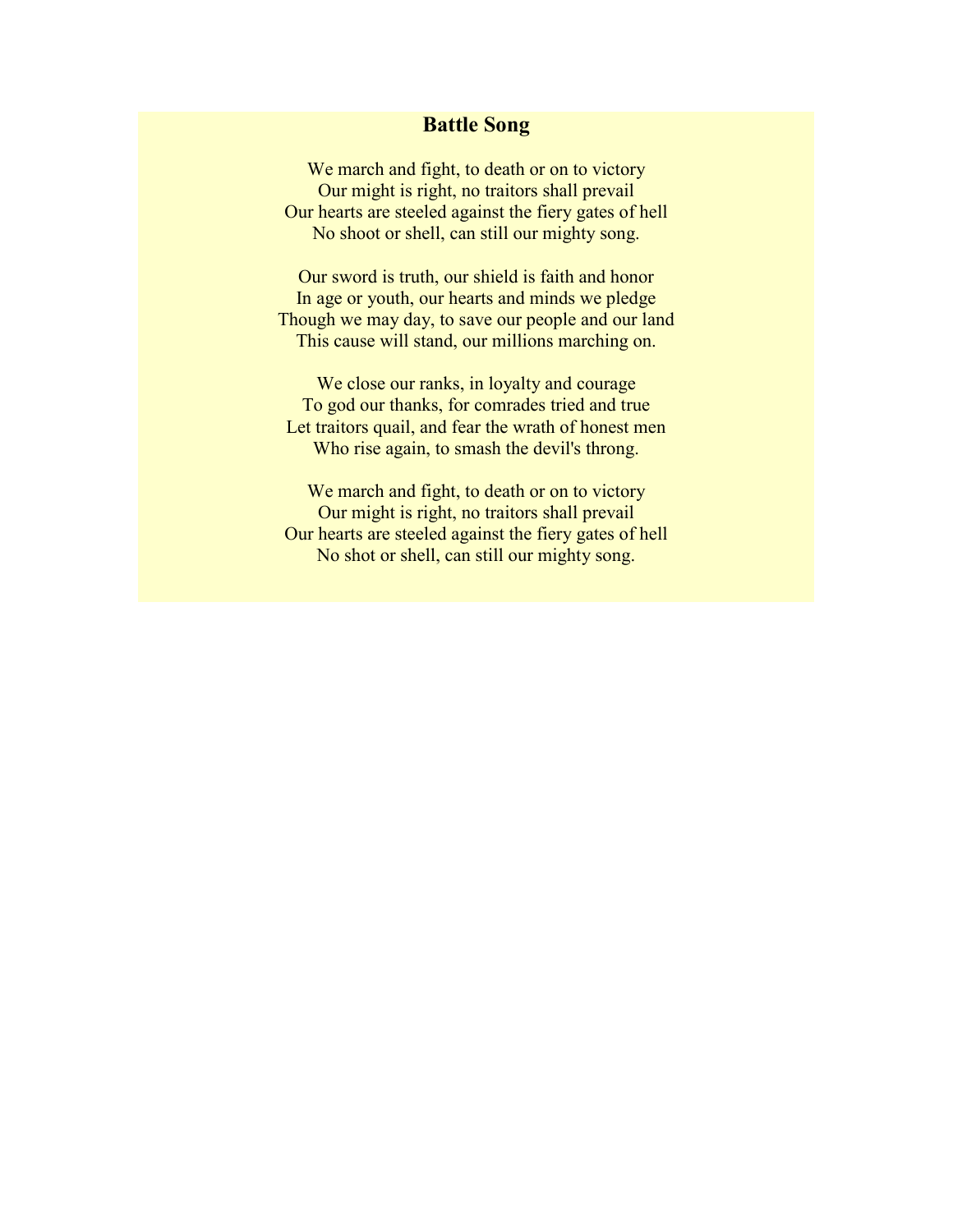## Battle Song

We march and fight, to death or on to victory
Our might is right, no traitors shall prevail
Our hearts are steeled against the fiery gates of hell
No shoot or shell, can still our mighty song.

Our sword is truth, our shield is faith and honor
In age or youth, our hearts and minds we pledge
Though we may day, to save our people and our land
This cause will stand, our millions marching on.

We close our ranks, in loyalty and courage
To god our thanks, for comrades tried and true
Let traitors quail, and fear the wrath of honest men
Who rise again, to smash the devil's throng.

We march and fight, to death or on to victory
Our might is right, no traitors shall prevail
Our hearts are steeled against the fiery gates of hell
No shot or shell, can still our mighty song.